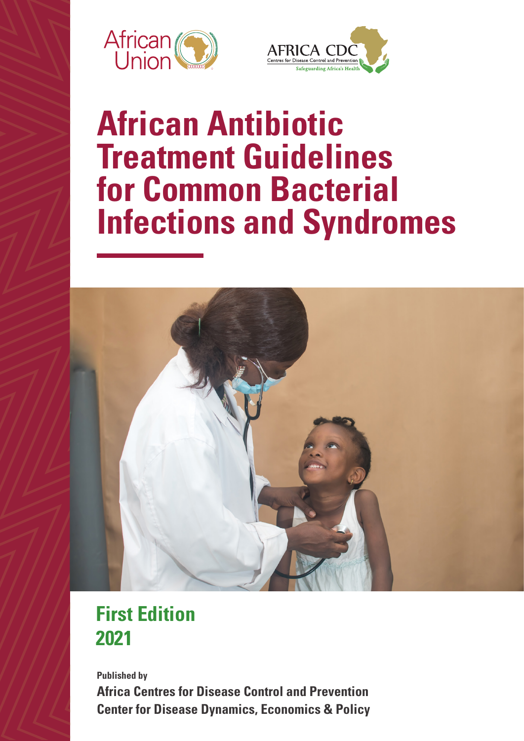African Union

AFRICA CDC
Centres for Disease Control and Prevention
Safeguarding Africa's Health

# African Antibiotic Treatment Guidelines for Common Bacterial Infections and Syndromes

## First Edition
## 2021

**Published by**

**Africa Centres for Disease Control and Prevention**
**Center for Disease Dynamics, Economics & Policy**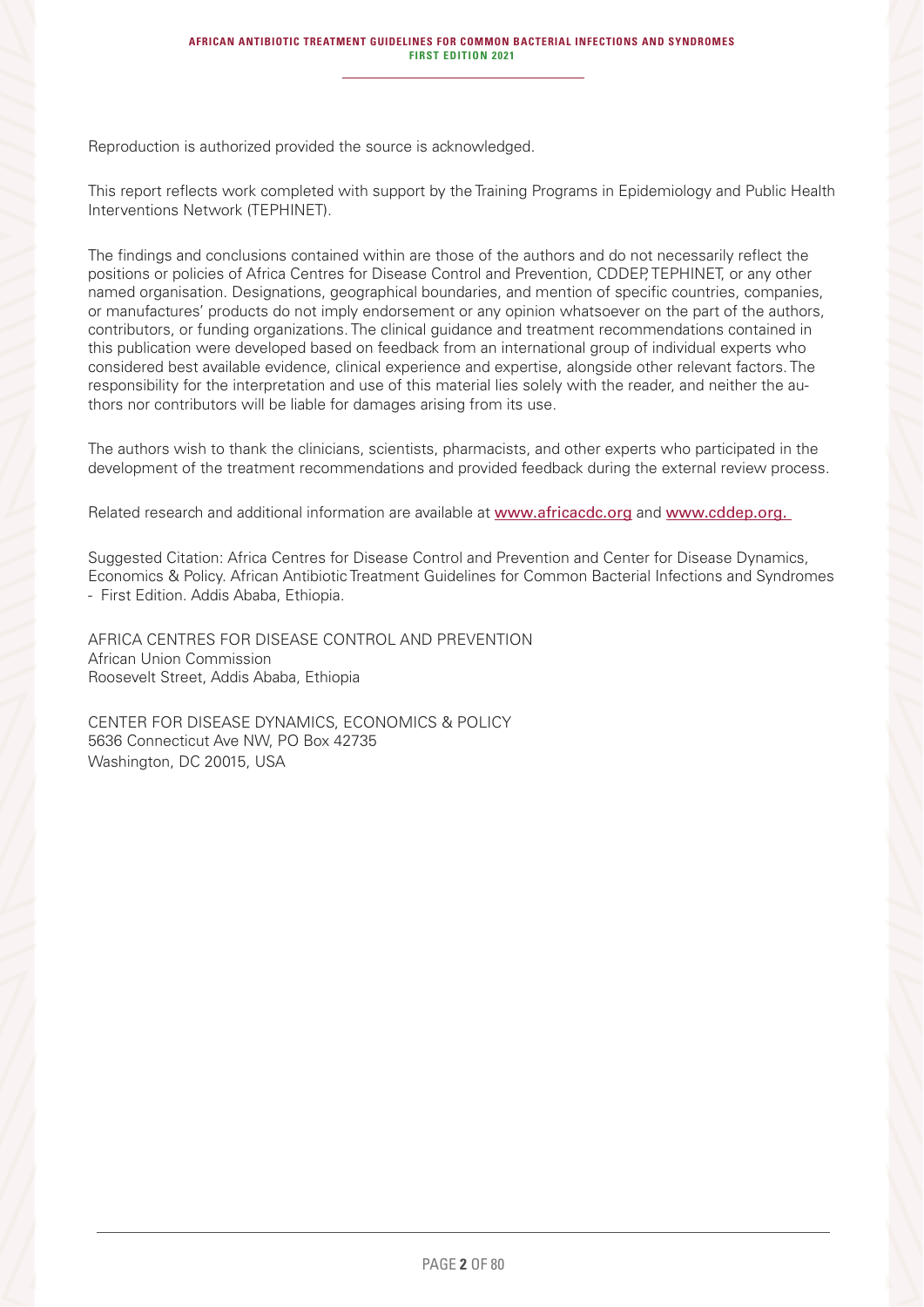Reproduction is authorized provided the source is acknowledged.

This report reflects work completed with support by the Training Programs in Epidemiology and Public Health Interventions Network (TEPHINET).

The findings and conclusions contained within are those of the authors and do not necessarily reflect the positions or policies of Africa Centres for Disease Control and Prevention, CDDEP, TEPHINET, or any other named organisation. Designations, geographical boundaries, and mention of specific countries, companies, or manufactures' products do not imply endorsement or any opinion whatsoever on the part of the authors, contributors, or funding organizations. The clinical guidance and treatment recommendations contained in this publication were developed based on feedback from an international group of individual experts who considered best available evidence, clinical experience and expertise, alongside other relevant factors. The responsibility for the interpretation and use of this material lies solely with the reader, and neither the authors nor contributors will be liable for damages arising from its use.

The authors wish to thank the clinicians, scientists, pharmacists, and other experts who participated in the development of the treatment recommendations and provided feedback during the external review process.

Related research and additional information are available at [www.africacdc.org](http://www.africacdc.org) and [www.cddep.org.](http://www.cddep.org)

Suggested Citation: Africa Centres for Disease Control and Prevention and Center for Disease Dynamics, Economics & Policy. African Antibiotic Treatment Guidelines for Common Bacterial Infections and Syndromes - First Edition. Addis Ababa, Ethiopia.

AFRICA CENTRES FOR DISEASE CONTROL AND PREVENTION
African Union Commission
Roosevelt Street, Addis Ababa, Ethiopia

CENTER FOR DISEASE DYNAMICS, ECONOMICS & POLICY
5636 Connecticut Ave NW, PO Box 42735
Washington, DC 20015, USA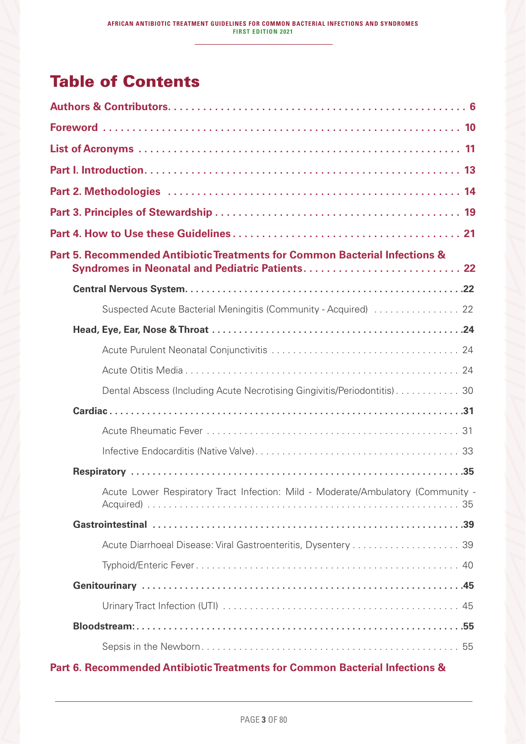# Table of Contents

**Authors & Contributors** . . . . . . . . . . 6

**Foreword** . . . . . . . . . . 10

**List of Acronyms** . . . . . . . . . . 11

**Part I. Introduction** . . . . . . . . . . 13

**Part 2. Methodologies** . . . . . . . . . . 14

**Part 3. Principles of Stewardship** . . . . . . . . . . 19

**Part 4. How to Use these Guidelines** . . . . . . . . . . 21

**Part 5. Recommended Antibiotic Treatments for Common Bacterial Infections & Syndromes in Neonatal and Pediatric Patients** . . . . . . . . . . 22

- **Central Nervous System** . . . . . . . . . . 22
  - Suspected Acute Bacterial Meningitis (Community - Acquired) . . . . . . . . . . 22
- **Head, Eye, Ear, Nose & Throat** . . . . . . . . . . 24
  - Acute Purulent Neonatal Conjunctivitis . . . . . . . . . . 24
  - Acute Otitis Media . . . . . . . . . . 24
  - Dental Abscess (Including Acute Necrotising Gingivitis/Periodontitis) . . . . . . . . . . 30
- **Cardiac** . . . . . . . . . . 31
  - Acute Rheumatic Fever . . . . . . . . . . 31
  - Infective Endocarditis (Native Valve) . . . . . . . . . . 33
- **Respiratory** . . . . . . . . . . 35
  - Acute Lower Respiratory Tract Infection: Mild - Moderate/Ambulatory (Community - Acquired) . . . . . . . . . . 35
- **Gastrointestinal** . . . . . . . . . . 39
  - Acute Diarrhoeal Disease: Viral Gastroenteritis, Dysentery . . . . . . . . . . 39
  - Typhoid/Enteric Fever . . . . . . . . . . 40
- **Genitourinary** . . . . . . . . . . 45
  - Urinary Tract Infection (UTI) . . . . . . . . . . 45
- **Bloodstream:** . . . . . . . . . . 55
  - Sepsis in the Newborn . . . . . . . . . . 55

**Part 6. Recommended Antibiotic Treatments for Common Bacterial Infections &**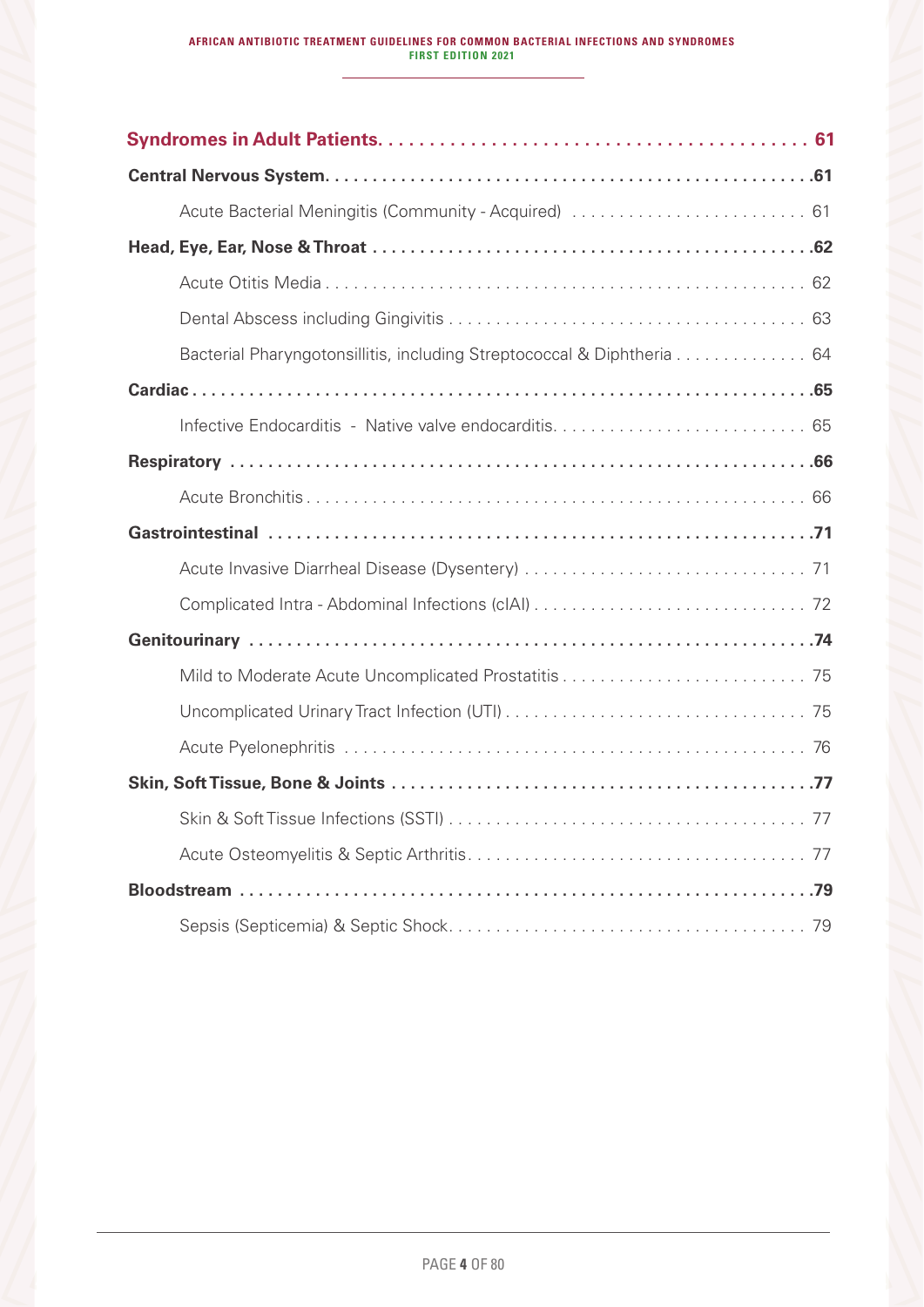**Syndromes in Adult Patients** . . . . . . . . . . 61

**Central Nervous System** . . . . . . . . . . 61

- Acute Bacterial Meningitis (Community - Acquired) . . . . . . . . . . 61

**Head, Eye, Ear, Nose & Throat** . . . . . . . . . . 62

- Acute Otitis Media . . . . . . . . . . 62
- Dental Abscess including Gingivitis . . . . . . . . . . 63
- Bacterial Pharyngotonsillitis, including Streptococcal & Diphtheria . . . . . . . . . . 64

**Cardiac** . . . . . . . . . . 65

- Infective Endocarditis - Native valve endocarditis . . . . . . . . . . 65

**Respiratory** . . . . . . . . . . 66

- Acute Bronchitis . . . . . . . . . . 66

**Gastrointestinal** . . . . . . . . . . 71

- Acute Invasive Diarrheal Disease (Dysentery) . . . . . . . . . . 71
- Complicated Intra - Abdominal Infections (cIAI) . . . . . . . . . . 72

**Genitourinary** . . . . . . . . . . 74

- Mild to Moderate Acute Uncomplicated Prostatitis . . . . . . . . . . 75
- Uncomplicated Urinary Tract Infection (UTI) . . . . . . . . . . 75
- Acute Pyelonephritis . . . . . . . . . . 76

**Skin, Soft Tissue, Bone & Joints** . . . . . . . . . . 77

- Skin & Soft Tissue Infections (SSTI) . . . . . . . . . . 77
- Acute Osteomyelitis & Septic Arthritis . . . . . . . . . . 77

**Bloodstream** . . . . . . . . . . 79

- Sepsis (Septicemia) & Septic Shock . . . . . . . . . . 79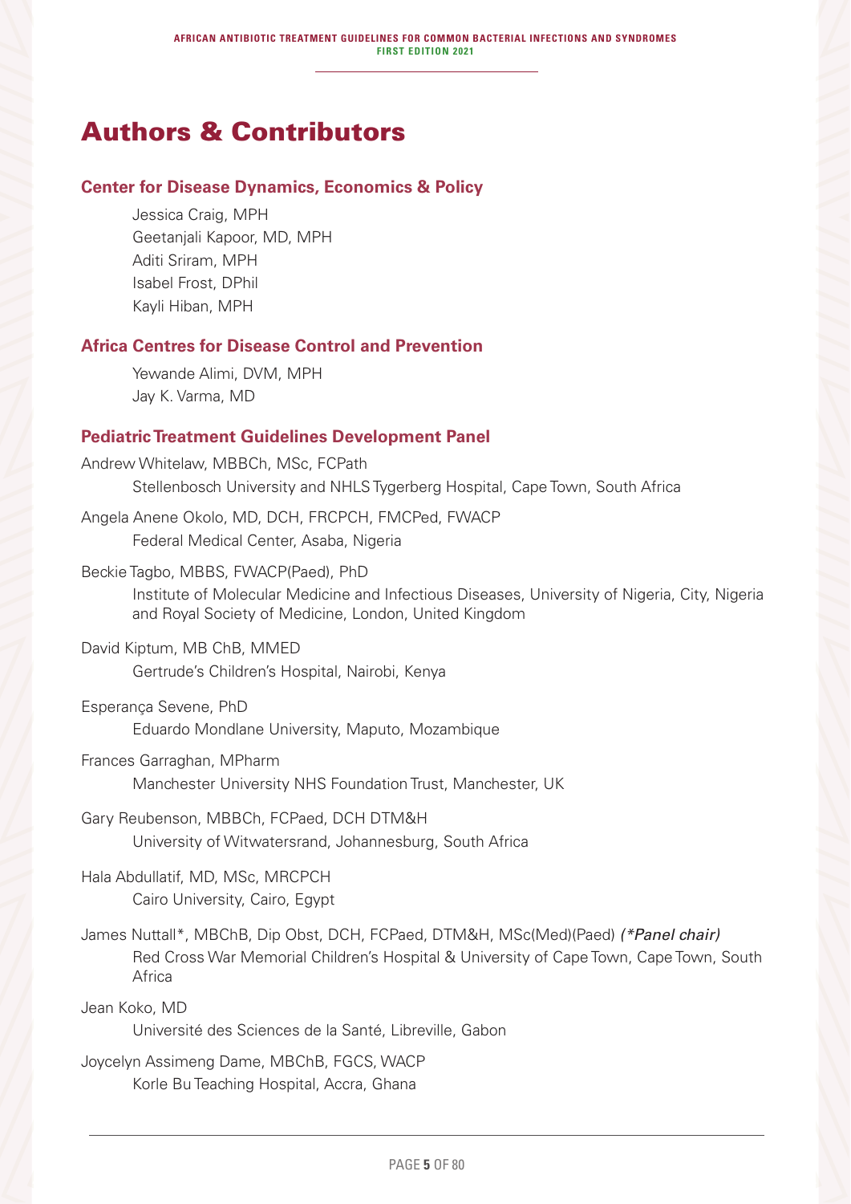# Authors & Contributors

## Center for Disease Dynamics, Economics & Policy

Jessica Craig, MPH
Geetanjali Kapoor, MD, MPH
Aditi Sriram, MPH
Isabel Frost, DPhil
Kayli Hiban, MPH

## Africa Centres for Disease Control and Prevention

Yewande Alimi, DVM, MPH
Jay K. Varma, MD

## Pediatric Treatment Guidelines Development Panel

Andrew Whitelaw, MBBCh, MSc, FCPath
Stellenbosch University and NHLS Tygerberg Hospital, Cape Town, South Africa

Angela Anene Okolo, MD, DCH, FRCPCH, FMCPed, FWACP
Federal Medical Center, Asaba, Nigeria

Beckie Tagbo, MBBS, FWACP(Paed), PhD
Institute of Molecular Medicine and Infectious Diseases, University of Nigeria, City, Nigeria and Royal Society of Medicine, London, United Kingdom

David Kiptum, MB ChB, MMED
Gertrude's Children's Hospital, Nairobi, Kenya

Esperança Sevene, PhD
Eduardo Mondlane University, Maputo, Mozambique

Frances Garraghan, MPharm
Manchester University NHS Foundation Trust, Manchester, UK

Gary Reubenson, MBBCh, FCPaed, DCH DTM&H
University of Witwatersrand, Johannesburg, South Africa

Hala Abdullatif, MD, MSc, MRCPCH
Cairo University, Cairo, Egypt

James Nuttall*, MBChB, Dip Obst, DCH, FCPaed, DTM&H, MSc(Med)(Paed) *(*Panel chair)*
Red Cross War Memorial Children's Hospital & University of Cape Town, Cape Town, South Africa

Jean Koko, MD
Université des Sciences de la Santé, Libreville, Gabon

Joycelyn Assimeng Dame, MBChB, FGCS, WACP
Korle Bu Teaching Hospital, Accra, Ghana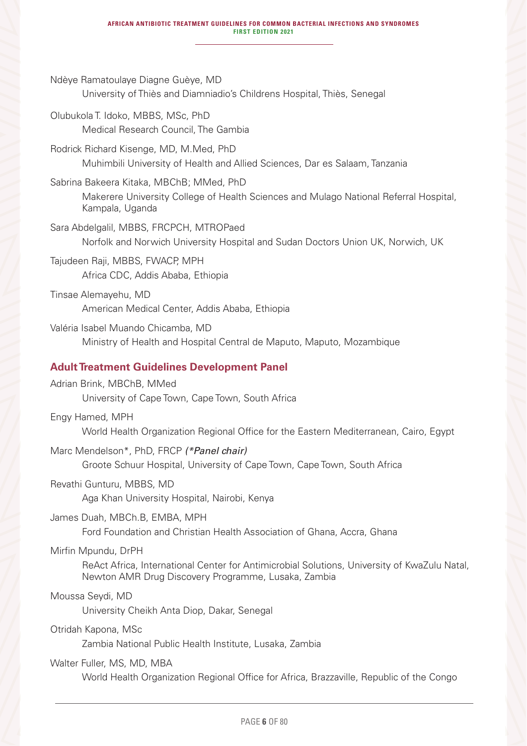Ndèye Ramatoulaye Diagne Guèye, MD
University of Thiès and Diamniadio's Childrens Hospital, Thiès, Senegal

Olubukola T. Idoko, MBBS, MSc, PhD
Medical Research Council, The Gambia

Rodrick Richard Kisenge, MD, M.Med, PhD
Muhimbili University of Health and Allied Sciences, Dar es Salaam, Tanzania

Sabrina Bakeera Kitaka, MBChB; MMed, PhD
Makerere University College of Health Sciences and Mulago National Referral Hospital, Kampala, Uganda

Sara Abdelgalil, MBBS, FRCPCH, MTROPaed
Norfolk and Norwich University Hospital and Sudan Doctors Union UK, Norwich, UK

Tajudeen Raji, MBBS, FWACP, MPH
Africa CDC, Addis Ababa, Ethiopia

Tinsae Alemayehu, MD
American Medical Center, Addis Ababa, Ethiopia

Valéria Isabel Muando Chicamba, MD
Ministry of Health and Hospital Central de Maputo, Maputo, Mozambique

### Adult Treatment Guidelines Development Panel

Adrian Brink, MBChB, MMed
University of Cape Town, Cape Town, South Africa

Engy Hamed, MPH
World Health Organization Regional Office for the Eastern Mediterranean, Cairo, Egypt

Marc Mendelson*, PhD, FRCP *(*Panel chair)*
Groote Schuur Hospital, University of Cape Town, Cape Town, South Africa

Revathi Gunturu, MBBS, MD
Aga Khan University Hospital, Nairobi, Kenya

James Duah, MBCh.B, EMBA, MPH
Ford Foundation and Christian Health Association of Ghana, Accra, Ghana

Mirfin Mpundu, DrPH
ReAct Africa, International Center for Antimicrobial Solutions, University of KwaZulu Natal, Newton AMR Drug Discovery Programme, Lusaka, Zambia

Moussa Seydi, MD
University Cheikh Anta Diop, Dakar, Senegal

Otridah Kapona, MSc
Zambia National Public Health Institute, Lusaka, Zambia

Walter Fuller, MS, MD, MBA
World Health Organization Regional Office for Africa, Brazzaville, Republic of the Congo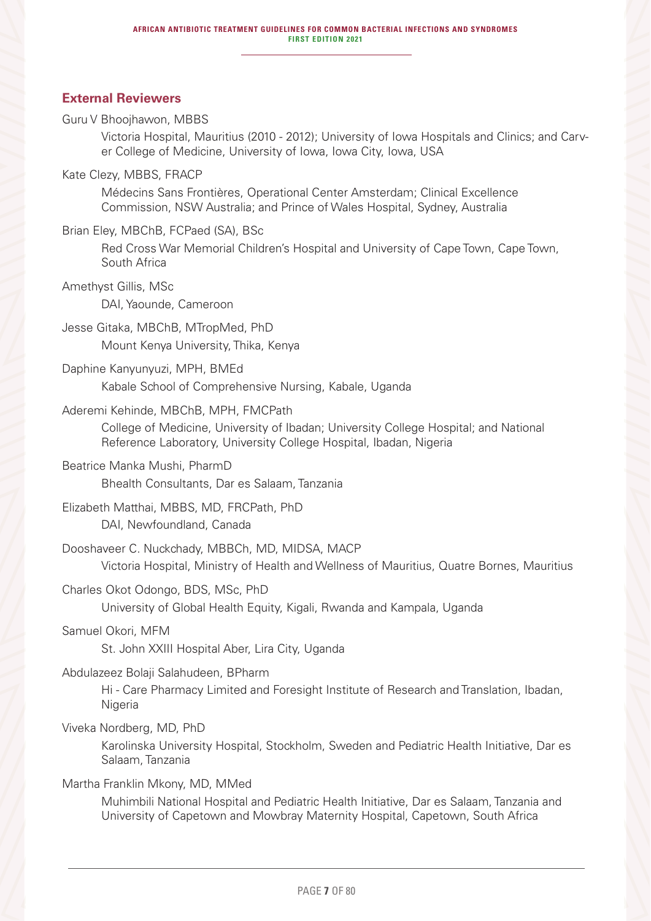## External Reviewers

Guru V Bhoojhawon, MBBS

Victoria Hospital, Mauritius (2010 - 2012); University of Iowa Hospitals and Clinics; and Carver College of Medicine, University of Iowa, Iowa City, Iowa, USA

Kate Clezy, MBBS, FRACP

Médecins Sans Frontières, Operational Center Amsterdam; Clinical Excellence Commission, NSW Australia; and Prince of Wales Hospital, Sydney, Australia

Brian Eley, MBChB, FCPaed (SA), BSc

Red Cross War Memorial Children's Hospital and University of Cape Town, Cape Town, South Africa

Amethyst Gillis, MSc

DAI, Yaounde, Cameroon

Jesse Gitaka, MBChB, MTropMed, PhD

Mount Kenya University, Thika, Kenya

Daphine Kanyunyuzi, MPH, BMEd

Kabale School of Comprehensive Nursing, Kabale, Uganda

Aderemi Kehinde, MBChB, MPH, FMCPath

College of Medicine, University of Ibadan; University College Hospital; and National Reference Laboratory, University College Hospital, Ibadan, Nigeria

Beatrice Manka Mushi, PharmD

Bhealth Consultants, Dar es Salaam, Tanzania

Elizabeth Matthai, MBBS, MD, FRCPath, PhD

DAI, Newfoundland, Canada

Dooshaveer C. Nuckchady, MBBCh, MD, MIDSA, MACP

Victoria Hospital, Ministry of Health and Wellness of Mauritius, Quatre Bornes, Mauritius

Charles Okot Odongo, BDS, MSc, PhD

University of Global Health Equity, Kigali, Rwanda and Kampala, Uganda

Samuel Okori, MFM

St. John XXIII Hospital Aber, Lira City, Uganda

Abdulazeez Bolaji Salahudeen, BPharm

Hi - Care Pharmacy Limited and Foresight Institute of Research and Translation, Ibadan, Nigeria

Viveka Nordberg, MD, PhD

Karolinska University Hospital, Stockholm, Sweden and Pediatric Health Initiative, Dar es Salaam, Tanzania

Martha Franklin Mkony, MD, MMed

Muhimbili National Hospital and Pediatric Health Initiative, Dar es Salaam, Tanzania and University of Capetown and Mowbray Maternity Hospital, Capetown, South Africa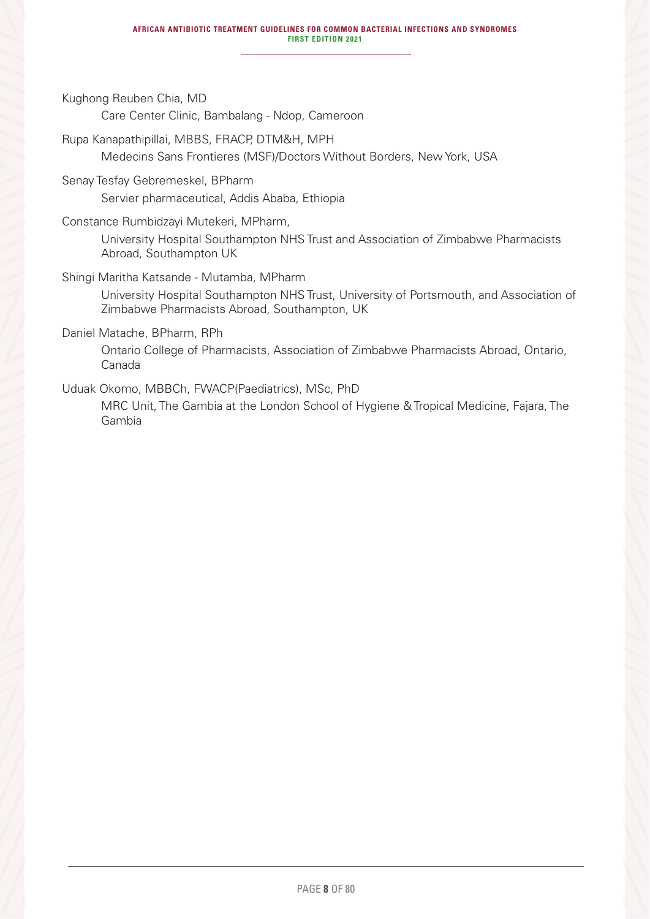Kughong Reuben Chia, MD

Care Center Clinic, Bambalang - Ndop, Cameroon

Rupa Kanapathipillai, MBBS, FRACP, DTM&H, MPH

Medecins Sans Frontieres (MSF)/Doctors Without Borders, New York, USA

Senay Tesfay Gebremeskel, BPharm

Servier pharmaceutical, Addis Ababa, Ethiopia

Constance Rumbidzayi Mutekeri, MPharm,

University Hospital Southampton NHS Trust and Association of Zimbabwe Pharmacists Abroad, Southampton UK

Shingi Maritha Katsande - Mutamba, MPharm

University Hospital Southampton NHS Trust, University of Portsmouth, and Association of Zimbabwe Pharmacists Abroad, Southampton, UK

Daniel Matache, BPharm, RPh

Ontario College of Pharmacists, Association of Zimbabwe Pharmacists Abroad, Ontario, Canada

Uduak Okomo, MBBCh, FWACP(Paediatrics), MSc, PhD

MRC Unit, The Gambia at the London School of Hygiene & Tropical Medicine, Fajara, The Gambia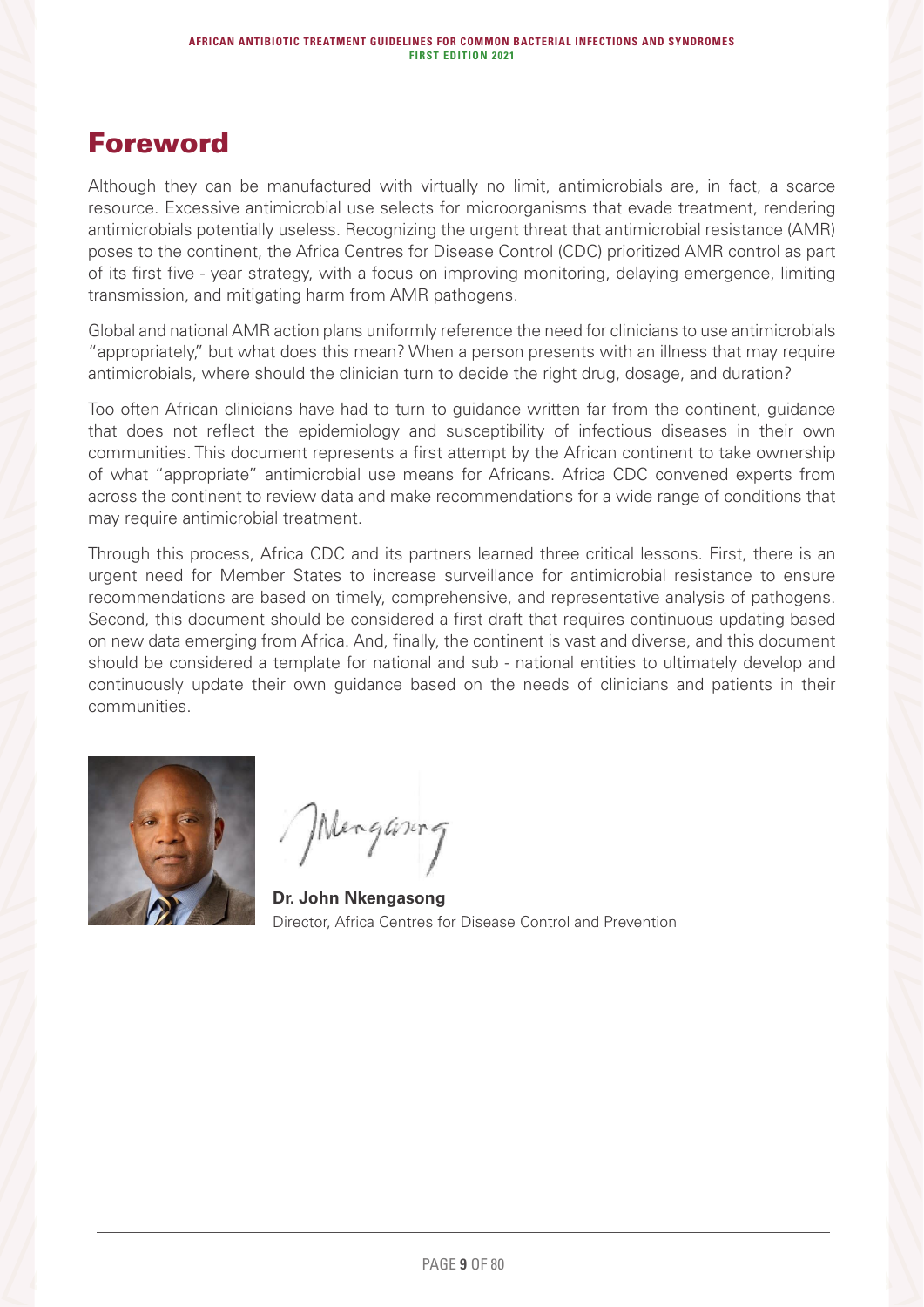# Foreword

Although they can be manufactured with virtually no limit, antimicrobials are, in fact, a scarce resource. Excessive antimicrobial use selects for microorganisms that evade treatment, rendering antimicrobials potentially useless. Recognizing the urgent threat that antimicrobial resistance (AMR) poses to the continent, the Africa Centres for Disease Control (CDC) prioritized AMR control as part of its first five - year strategy, with a focus on improving monitoring, delaying emergence, limiting transmission, and mitigating harm from AMR pathogens.

Global and national AMR action plans uniformly reference the need for clinicians to use antimicrobials "appropriately," but what does this mean? When a person presents with an illness that may require antimicrobials, where should the clinician turn to decide the right drug, dosage, and duration?

Too often African clinicians have had to turn to guidance written far from the continent, guidance that does not reflect the epidemiology and susceptibility of infectious diseases in their own communities. This document represents a first attempt by the African continent to take ownership of what "appropriate" antimicrobial use means for Africans. Africa CDC convened experts from across the continent to review data and make recommendations for a wide range of conditions that may require antimicrobial treatment.

Through this process, Africa CDC and its partners learned three critical lessons. First, there is an urgent need for Member States to increase surveillance for antimicrobial resistance to ensure recommendations are based on timely, comprehensive, and representative analysis of pathogens. Second, this document should be considered a first draft that requires continuous updating based on new data emerging from Africa. And, finally, the continent is vast and diverse, and this document should be considered a template for national and sub - national entities to ultimately develop and continuously update their own guidance based on the needs of clinicians and patients in their communities.

**Dr. John Nkengasong**
Director, Africa Centres for Disease Control and Prevention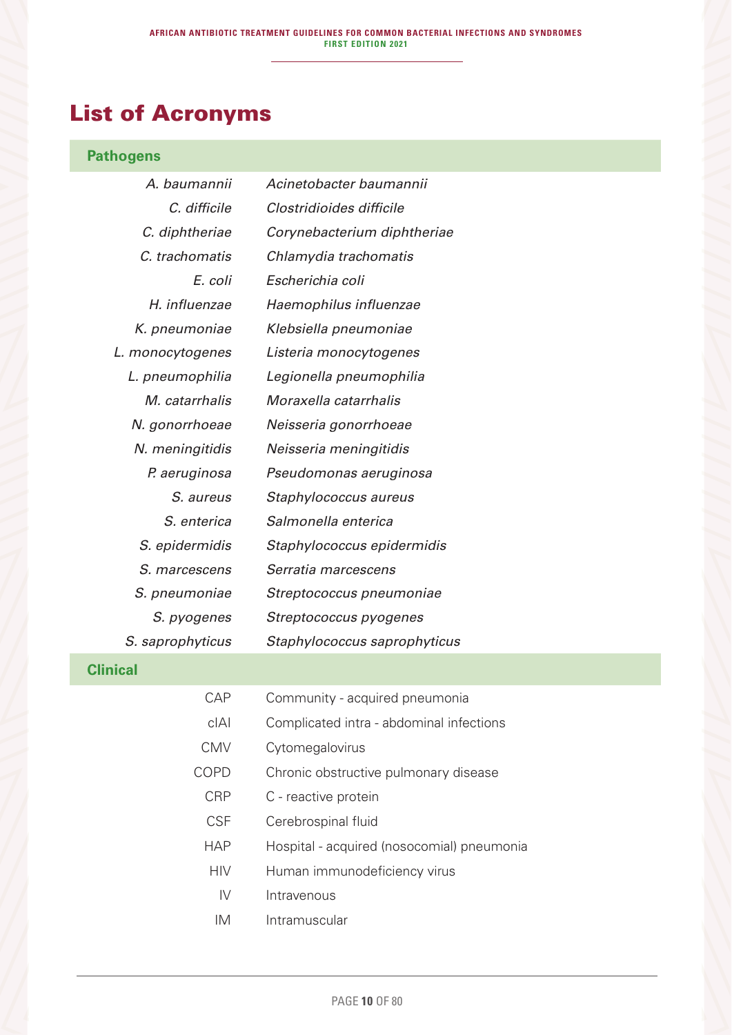# List of Acronyms

| **Pathogens** | |
|---|---|
| *A. baumannii* | *Acinetobacter baumannii* |
| *C. difficile* | *Clostridioides difficile* |
| *C. diphtheriae* | *Corynebacterium diphtheriae* |
| *C. trachomatis* | *Chlamydia trachomatis* |
| *E. coli* | *Escherichia coli* |
| *H. influenzae* | *Haemophilus influenzae* |
| *K. pneumoniae* | *Klebsiella pneumoniae* |
| *L. monocytogenes* | *Listeria monocytogenes* |
| *L. pneumophilia* | *Legionella pneumophilia* |
| *M. catarrhalis* | *Moraxella catarrhalis* |
| *N. gonorrhoeae* | *Neisseria gonorrhoeae* |
| *N. meningitidis* | *Neisseria meningitidis* |
| *P. aeruginosa* | *Pseudomonas aeruginosa* |
| *S. aureus* | *Staphylococcus aureus* |
| *S. enterica* | *Salmonella enterica* |
| *S. epidermidis* | *Staphylococcus epidermidis* |
| *S. marcescens* | *Serratia marcescens* |
| *S. pneumoniae* | *Streptococcus pneumoniae* |
| *S. pyogenes* | *Streptococcus pyogenes* |
| *S. saprophyticus* | *Staphylococcus saprophyticus* |

| **Clinical** | |
|---|---|
| CAP | Community - acquired pneumonia |
| cIAI | Complicated intra - abdominal infections |
| CMV | Cytomegalovirus |
| COPD | Chronic obstructive pulmonary disease |
| CRP | C - reactive protein |
| CSF | Cerebrospinal fluid |
| HAP | Hospital - acquired (nosocomial) pneumonia |
| HIV | Human immunodeficiency virus |
| IV | Intravenous |
| IM | Intramuscular |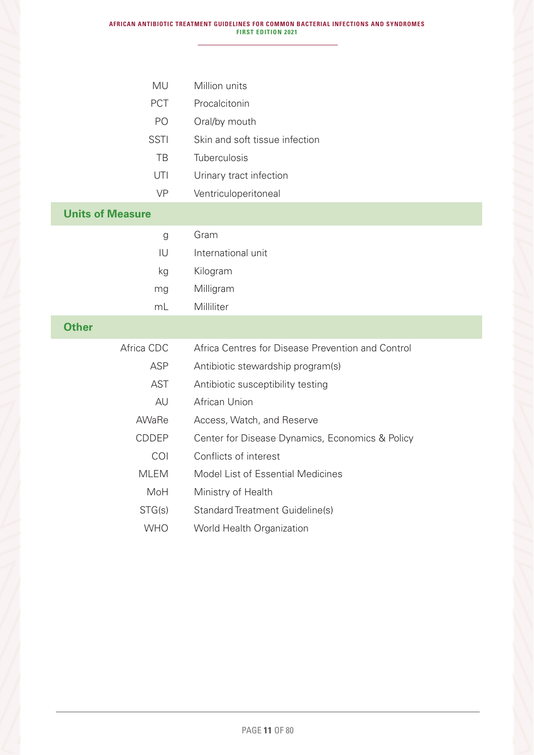| | |
|---|---|
| MU | Million units |
| PCT | Procalcitonin |
| PO | Oral/by mouth |
| SSTI | Skin and soft tissue infection |
| TB | Tuberculosis |
| UTI | Urinary tract infection |
| VP | Ventriculoperitoneal |

## Units of Measure

| | |
|---|---|
| g | Gram |
| IU | International unit |
| kg | Kilogram |
| mg | Milligram |
| mL | Milliliter |

## Other

| | |
|---|---|
| Africa CDC | Africa Centres for Disease Prevention and Control |
| ASP | Antibiotic stewardship program(s) |
| AST | Antibiotic susceptibility testing |
| AU | African Union |
| AWaRe | Access, Watch, and Reserve |
| CDDEP | Center for Disease Dynamics, Economics & Policy |
| COI | Conflicts of interest |
| MLEM | Model List of Essential Medicines |
| MoH | Ministry of Health |
| STG(s) | Standard Treatment Guideline(s) |
| WHO | World Health Organization |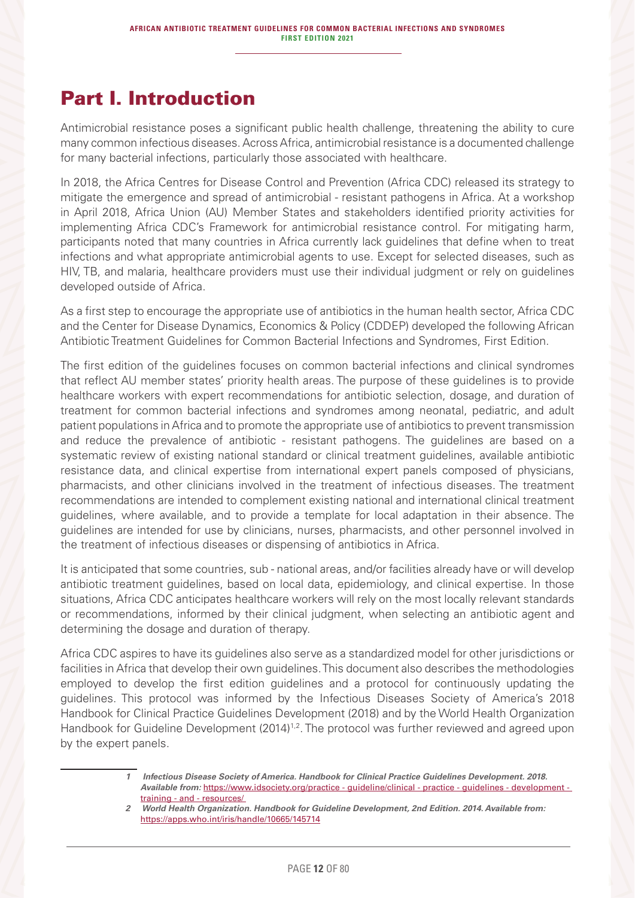# Part I. Introduction

Antimicrobial resistance poses a significant public health challenge, threatening the ability to cure many common infectious diseases. Across Africa, antimicrobial resistance is a documented challenge for many bacterial infections, particularly those associated with healthcare.

In 2018, the Africa Centres for Disease Control and Prevention (Africa CDC) released its strategy to mitigate the emergence and spread of antimicrobial - resistant pathogens in Africa. At a workshop in April 2018, Africa Union (AU) Member States and stakeholders identified priority activities for implementing Africa CDC's Framework for antimicrobial resistance control. For mitigating harm, participants noted that many countries in Africa currently lack guidelines that define when to treat infections and what appropriate antimicrobial agents to use. Except for selected diseases, such as HIV, TB, and malaria, healthcare providers must use their individual judgment or rely on guidelines developed outside of Africa.

As a first step to encourage the appropriate use of antibiotics in the human health sector, Africa CDC and the Center for Disease Dynamics, Economics & Policy (CDDEP) developed the following African Antibiotic Treatment Guidelines for Common Bacterial Infections and Syndromes, First Edition.

The first edition of the guidelines focuses on common bacterial infections and clinical syndromes that reflect AU member states' priority health areas. The purpose of these guidelines is to provide healthcare workers with expert recommendations for antibiotic selection, dosage, and duration of treatment for common bacterial infections and syndromes among neonatal, pediatric, and adult patient populations in Africa and to promote the appropriate use of antibiotics to prevent transmission and reduce the prevalence of antibiotic - resistant pathogens. The guidelines are based on a systematic review of existing national standard or clinical treatment guidelines, available antibiotic resistance data, and clinical expertise from international expert panels composed of physicians, pharmacists, and other clinicians involved in the treatment of infectious diseases. The treatment recommendations are intended to complement existing national and international clinical treatment guidelines, where available, and to provide a template for local adaptation in their absence. The guidelines are intended for use by clinicians, nurses, pharmacists, and other personnel involved in the treatment of infectious diseases or dispensing of antibiotics in Africa.

It is anticipated that some countries, sub - national areas, and/or facilities already have or will develop antibiotic treatment guidelines, based on local data, epidemiology, and clinical expertise. In those situations, Africa CDC anticipates healthcare workers will rely on the most locally relevant standards or recommendations, informed by their clinical judgment, when selecting an antibiotic agent and determining the dosage and duration of therapy.

Africa CDC aspires to have its guidelines also serve as a standardized model for other jurisdictions or facilities in Africa that develop their own guidelines. This document also describes the methodologies employed to develop the first edition guidelines and a protocol for continuously updating the guidelines. This protocol was informed by the Infectious Diseases Society of America's 2018 Handbook for Clinical Practice Guidelines Development (2018) and by the World Health Organization Handbook for Guideline Development (2014)[1,2]. The protocol was further reviewed and agreed upon by the expert panels.

---

1 ***Infectious Disease Society of America. Handbook for Clinical Practice Guidelines Development. 2018. Available from:*** https://www.idsociety.org/practice - guideline/clinical - practice - guidelines - development - training - and - resources/

2 ***World Health Organization. Handbook for Guideline Development, 2nd Edition. 2014. Available from:*** https://apps.who.int/iris/handle/10665/145714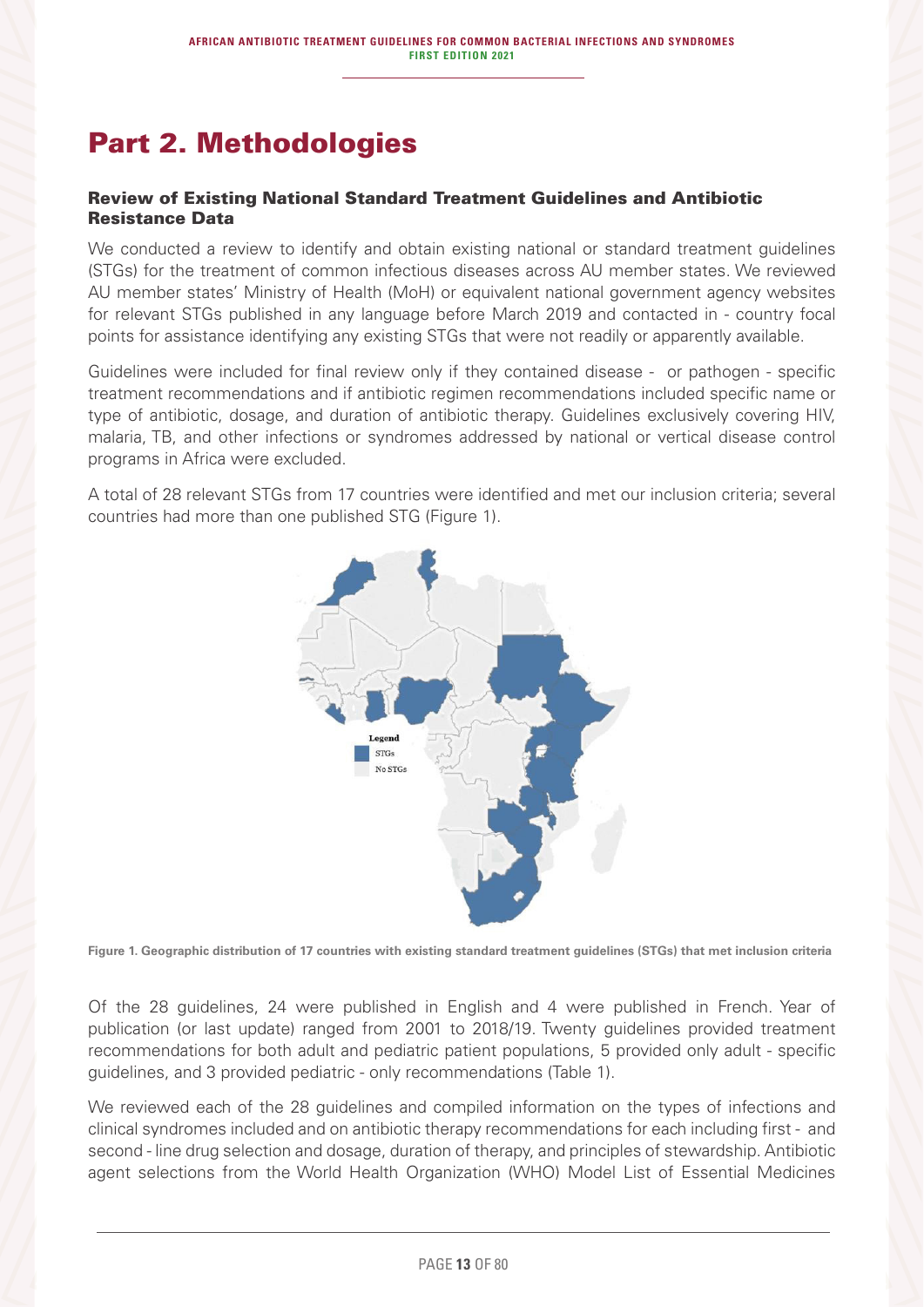# Part 2. Methodologies

## Review of Existing National Standard Treatment Guidelines and Antibiotic Resistance Data

We conducted a review to identify and obtain existing national or standard treatment guidelines (STGs) for the treatment of common infectious diseases across AU member states. We reviewed AU member states' Ministry of Health (MoH) or equivalent national government agency websites for relevant STGs published in any language before March 2019 and contacted in - country focal points for assistance identifying any existing STGs that were not readily or apparently available.

Guidelines were included for final review only if they contained disease - or pathogen - specific treatment recommendations and if antibiotic regimen recommendations included specific name or type of antibiotic, dosage, and duration of antibiotic therapy. Guidelines exclusively covering HIV, malaria, TB, and other infections or syndromes addressed by national or vertical disease control programs in Africa were excluded.

A total of 28 relevant STGs from 17 countries were identified and met our inclusion criteria; several countries had more than one published STG (Figure 1).

**Figure 1. Geographic distribution of 17 countries with existing standard treatment guidelines (STGs) that met inclusion criteria**

Of the 28 guidelines, 24 were published in English and 4 were published in French. Year of publication (or last update) ranged from 2001 to 2018/19. Twenty guidelines provided treatment recommendations for both adult and pediatric patient populations, 5 provided only adult - specific guidelines, and 3 provided pediatric - only recommendations (Table 1).

We reviewed each of the 28 guidelines and compiled information on the types of infections and clinical syndromes included and on antibiotic therapy recommendations for each including first - and second - line drug selection and dosage, duration of therapy, and principles of stewardship. Antibiotic agent selections from the World Health Organization (WHO) Model List of Essential Medicines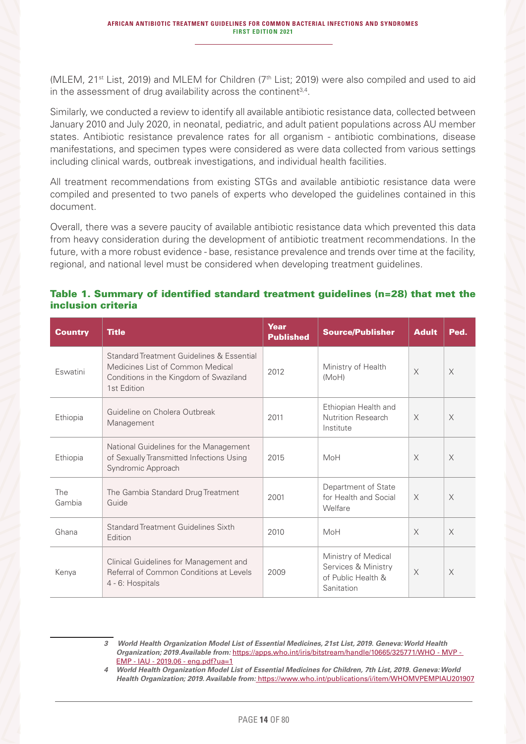(MLEM, 21st List, 2019) and MLEM for Children (7th List; 2019) were also compiled and used to aid in the assessment of drug availability across the continent[3,4].

Similarly, we conducted a review to identify all available antibiotic resistance data, collected between January 2010 and July 2020, in neonatal, pediatric, and adult patient populations across AU member states. Antibiotic resistance prevalence rates for all organism - antibiotic combinations, disease manifestations, and specimen types were considered as were data collected from various settings including clinical wards, outbreak investigations, and individual health facilities.

All treatment recommendations from existing STGs and available antibiotic resistance data were compiled and presented to two panels of experts who developed the guidelines contained in this document.

Overall, there was a severe paucity of available antibiotic resistance data which prevented this data from heavy consideration during the development of antibiotic treatment recommendations. In the future, with a more robust evidence - base, resistance prevalence and trends over time at the facility, regional, and national level must be considered when developing treatment guidelines.

**Table 1. Summary of identified standard treatment guidelines (n=28) that met the inclusion criteria**

| Country | Title | Year Published | Source/Publisher | Adult | Ped. |
|---|---|---|---|---|---|
| Eswatini | Standard Treatment Guidelines & Essential Medicines List of Common Medical Conditions in the Kingdom of Swaziland 1st Edition | 2012 | Ministry of Health (MoH) | X | X |
| Ethiopia | Guideline on Cholera Outbreak Management | 2011 | Ethiopian Health and Nutrition Research Institute | X | X |
| Ethiopia | National Guidelines for the Management of Sexually Transmitted Infections Using Syndromic Approach | 2015 | MoH | X | X |
| The Gambia | The Gambia Standard Drug Treatment Guide | 2001 | Department of State for Health and Social Welfare | X | X |
| Ghana | Standard Treatment Guidelines Sixth Edition | 2010 | MoH | X | X |
| Kenya | Clinical Guidelines for Management and Referral of Common Conditions at Levels 4 - 6: Hospitals | 2009 | Ministry of Medical Services & Ministry of Public Health & Sanitation | X | X |

*3 World Health Organization Model List of Essential Medicines, 21st List, 2019. Geneva: World Health Organization; 2019.Available from:* https://apps.who.int/iris/bitstream/handle/10665/325771/WHO - MVP - EMP - IAU - 2019.06 - eng.pdf?ua=1

*4 World Health Organization Model List of Essential Medicines for Children, 7th List, 2019. Geneva: World Health Organization; 2019. Available from:* https://www.who.int/publications/i/item/WHOMVPEMPIAU201907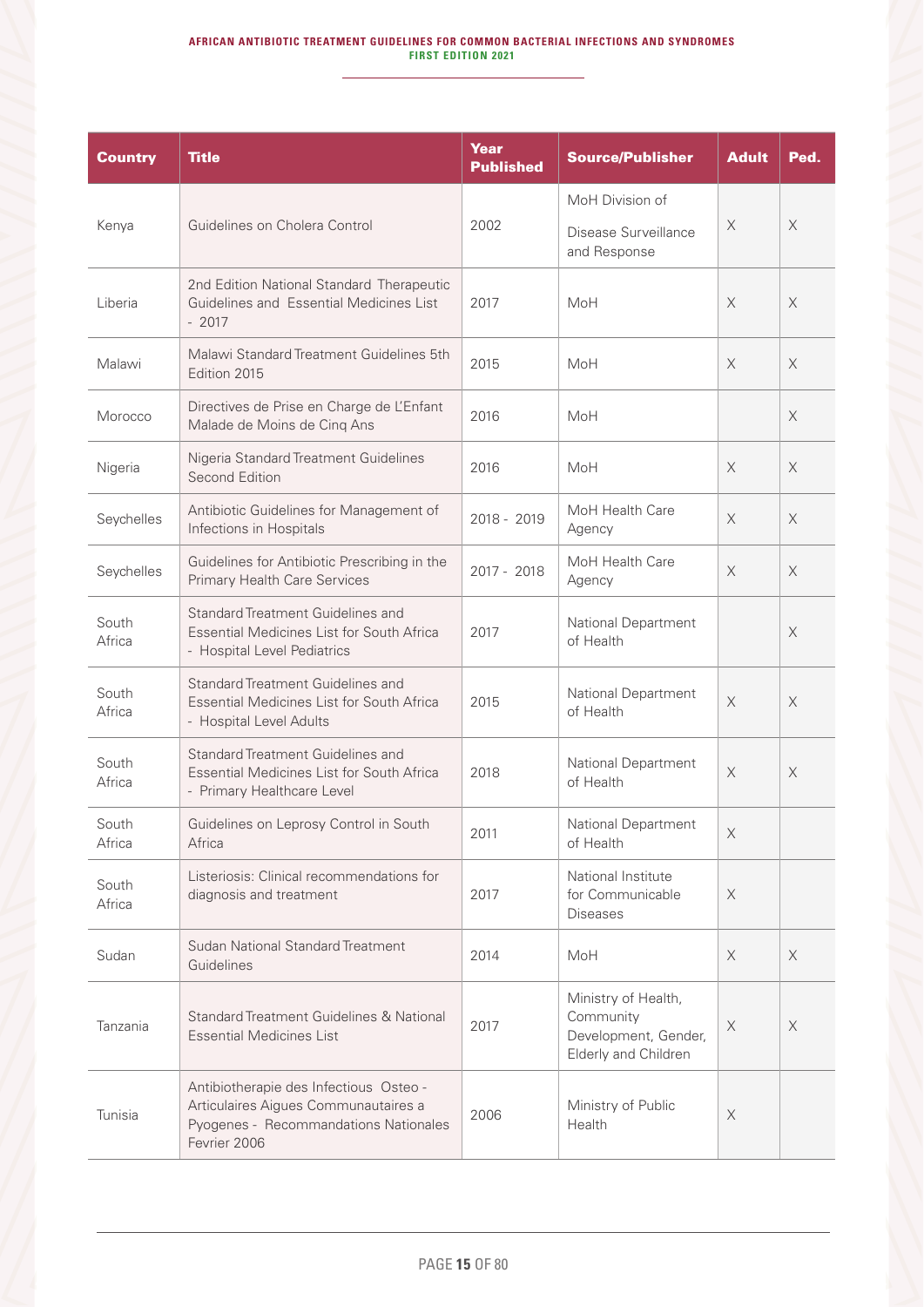| Country | Title | Year Published | Source/Publisher | Adult | Ped. |
|---|---|---|---|---|---|
| Kenya | Guidelines on Cholera Control | 2002 | MoH Division of Disease Surveillance and Response | X | X |
| Liberia | 2nd Edition National Standard Therapeutic Guidelines and Essential Medicines List - 2017 | 2017 | MoH | X | X |
| Malawi | Malawi Standard Treatment Guidelines 5th Edition 2015 | 2015 | MoH | X | X |
| Morocco | Directives de Prise en Charge de L'Enfant Malade de Moins de Cinq Ans | 2016 | MoH | | X |
| Nigeria | Nigeria Standard Treatment Guidelines Second Edition | 2016 | MoH | X | X |
| Seychelles | Antibiotic Guidelines for Management of Infections in Hospitals | 2018 - 2019 | MoH Health Care Agency | X | X |
| Seychelles | Guidelines for Antibiotic Prescribing in the Primary Health Care Services | 2017 - 2018 | MoH Health Care Agency | X | X |
| South Africa | Standard Treatment Guidelines and Essential Medicines List for South Africa - Hospital Level Pediatrics | 2017 | National Department of Health | | X |
| South Africa | Standard Treatment Guidelines and Essential Medicines List for South Africa - Hospital Level Adults | 2015 | National Department of Health | X | X |
| South Africa | Standard Treatment Guidelines and Essential Medicines List for South Africa - Primary Healthcare Level | 2018 | National Department of Health | X | X |
| South Africa | Guidelines on Leprosy Control in South Africa | 2011 | National Department of Health | X | |
| South Africa | Listeriosis: Clinical recommendations for diagnosis and treatment | 2017 | National Institute for Communicable Diseases | X | |
| Sudan | Sudan National Standard Treatment Guidelines | 2014 | MoH | X | X |
| Tanzania | Standard Treatment Guidelines & National Essential Medicines List | 2017 | Ministry of Health, Community Development, Gender, Elderly and Children | X | X |
| Tunisia | Antibiotherapie des Infectious Osteo - Articulaires Aigues Communautaires a Pyogenes - Recommandations Nationales Fevrier 2006 | 2006 | Ministry of Public Health | X | |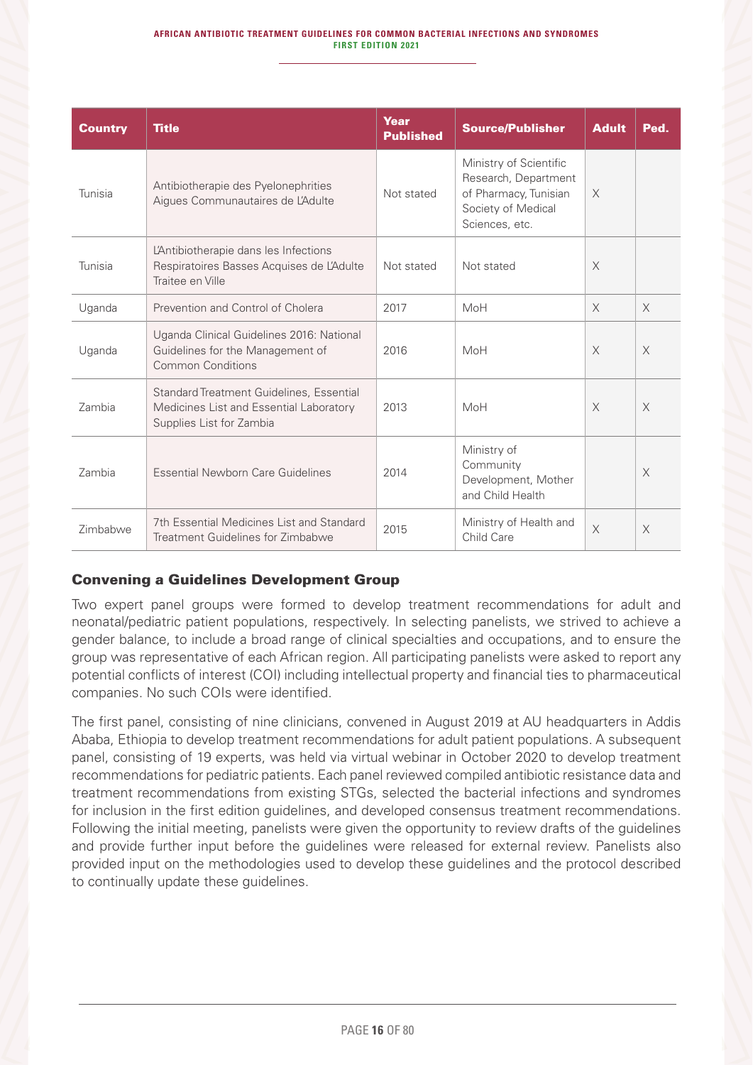| Country | Title | Year Published | Source/Publisher | Adult | Ped. |
|---|---|---|---|---|---|
| Tunisia | Antibiotherapie des Pyelonephrities Aigues Communautaires de L'Adulte | Not stated | Ministry of Scientific Research, Department of Pharmacy, Tunisian Society of Medical Sciences, etc. | X | |
| Tunisia | L'Antibiotherapie dans les Infections Respiratoires Basses Acquises de L'Adulte Traitee en Ville | Not stated | Not stated | X | |
| Uganda | Prevention and Control of Cholera | 2017 | MoH | X | X |
| Uganda | Uganda Clinical Guidelines 2016: National Guidelines for the Management of Common Conditions | 2016 | MoH | X | X |
| Zambia | Standard Treatment Guidelines, Essential Medicines List and Essential Laboratory Supplies List for Zambia | 2013 | MoH | X | X |
| Zambia | Essential Newborn Care Guidelines | 2014 | Ministry of Community Development, Mother and Child Health | | X |
| Zimbabwe | 7th Essential Medicines List and Standard Treatment Guidelines for Zimbabwe | 2015 | Ministry of Health and Child Care | X | X |

### Convening a Guidelines Development Group

Two expert panel groups were formed to develop treatment recommendations for adult and neonatal/pediatric patient populations, respectively. In selecting panelists, we strived to achieve a gender balance, to include a broad range of clinical specialties and occupations, and to ensure the group was representative of each African region. All participating panelists were asked to report any potential conflicts of interest (COI) including intellectual property and financial ties to pharmaceutical companies. No such COIs were identified.

The first panel, consisting of nine clinicians, convened in August 2019 at AU headquarters in Addis Ababa, Ethiopia to develop treatment recommendations for adult patient populations. A subsequent panel, consisting of 19 experts, was held via virtual webinar in October 2020 to develop treatment recommendations for pediatric patients. Each panel reviewed compiled antibiotic resistance data and treatment recommendations from existing STGs, selected the bacterial infections and syndromes for inclusion in the first edition guidelines, and developed consensus treatment recommendations. Following the initial meeting, panelists were given the opportunity to review drafts of the guidelines and provide further input before the guidelines were released for external review. Panelists also provided input on the methodologies used to develop these guidelines and the protocol described to continually update these guidelines.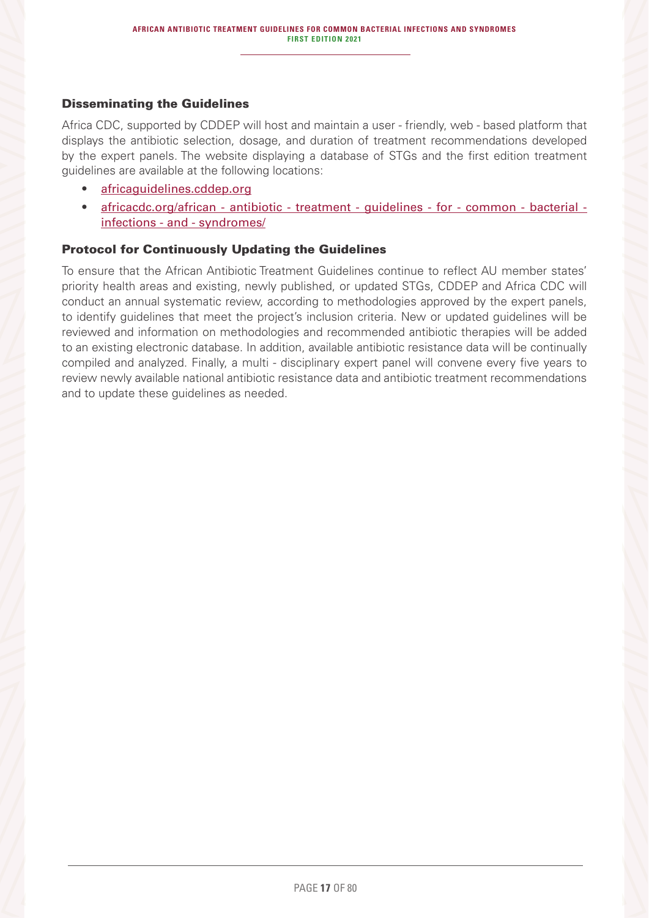## Disseminating the Guidelines

Africa CDC, supported by CDDEP will host and maintain a user - friendly, web - based platform that displays the antibiotic selection, dosage, and duration of treatment recommendations developed by the expert panels. The website displaying a database of STGs and the first edition treatment guidelines are available at the following locations:

- africaguidelines.cddep.org
- africacdc.org/african - antibiotic - treatment - guidelines - for - common - bacterial - infections - and - syndromes/

## Protocol for Continuously Updating the Guidelines

To ensure that the African Antibiotic Treatment Guidelines continue to reflect AU member states' priority health areas and existing, newly published, or updated STGs, CDDEP and Africa CDC will conduct an annual systematic review, according to methodologies approved by the expert panels, to identify guidelines that meet the project's inclusion criteria. New or updated guidelines will be reviewed and information on methodologies and recommended antibiotic therapies will be added to an existing electronic database. In addition, available antibiotic resistance data will be continually compiled and analyzed. Finally, a multi - disciplinary expert panel will convene every five years to review newly available national antibiotic resistance data and antibiotic treatment recommendations and to update these guidelines as needed.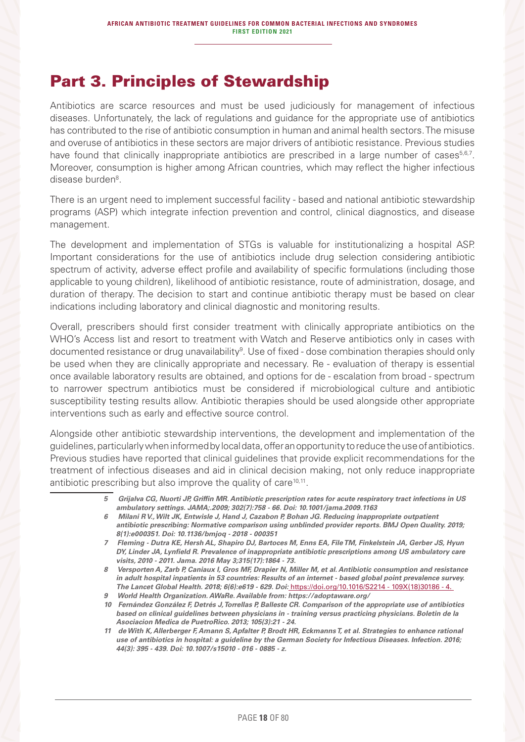# Part 3. Principles of Stewardship

Antibiotics are scarce resources and must be used judiciously for management of infectious diseases. Unfortunately, the lack of regulations and guidance for the appropriate use of antibiotics has contributed to the rise of antibiotic consumption in human and animal health sectors. The misuse and overuse of antibiotics in these sectors are major drivers of antibiotic resistance. Previous studies have found that clinically inappropriate antibiotics are prescribed in a large number of cases[5,6,7]. Moreover, consumption is higher among African countries, which may reflect the higher infectious disease burden[8].

There is an urgent need to implement successful facility - based and national antibiotic stewardship programs (ASP) which integrate infection prevention and control, clinical diagnostics, and disease management.

The development and implementation of STGs is valuable for institutionalizing a hospital ASP. Important considerations for the use of antibiotics include drug selection considering antibiotic spectrum of activity, adverse effect profile and availability of specific formulations (including those applicable to young children), likelihood of antibiotic resistance, route of administration, dosage, and duration of therapy. The decision to start and continue antibiotic therapy must be based on clear indications including laboratory and clinical diagnostic and monitoring results.

Overall, prescribers should first consider treatment with clinically appropriate antibiotics on the WHO's Access list and resort to treatment with Watch and Reserve antibiotics only in cases with documented resistance or drug unavailability[9]. Use of fixed - dose combination therapies should only be used when they are clinically appropriate and necessary. Re - evaluation of therapy is essential once available laboratory results are obtained, and options for de - escalation from broad - spectrum to narrower spectrum antibiotics must be considered if microbiological culture and antibiotic susceptibility testing results allow. Antibiotic therapies should be used alongside other appropriate interventions such as early and effective source control.

Alongside other antibiotic stewardship interventions, the development and implementation of the guidelines, particularly when informed by local data, offer an opportunity to reduce the use of antibiotics. Previous studies have reported that clinical guidelines that provide explicit recommendations for the treatment of infectious diseases and aid in clinical decision making, not only reduce inappropriate antibiotic prescribing but also improve the quality of care[10,11].

---

***5** Grijalva CG, Nuorti JP, Griffin MR. Antibiotic prescription rates for acute respiratory tract infections in US ambulatory settings. JAMA;.2009; 302(7):758 - 66. Doi: 10.1001/jama.2009.1163*

***6** Milani R V., Wilt JK, Entwisle J, Hand J, Cazabon P, Bohan JG. Reducing inappropriate outpatient antibiotic prescribing: Normative comparison using unblinded provider reports. BMJ Open Quality. 2019; 8(1):e000351. Doi: 10.1136/bmjoq - 2018 - 000351*

***7** Fleming - Dutra KE, Hersh AL, Shapiro DJ, Bartoces M, Enns EA, File TM, Finkelstein JA, Gerber JS, Hyun DY, Linder JA, Lynfield R. Prevalence of inappropriate antibiotic prescriptions among US ambulatory care visits, 2010 - 2011. Jama. 2016 May 3;315(17):1864 - 73.*

***8** Versporten A, Zarb P, Caniaux I, Gros MF, Drapier N, Miller M, et al. Antibiotic consumption and resistance in adult hospital inpatients in 53 countries: Results of an internet - based global point prevalence survey. The Lancet Global Health. 2018; 6(6):e619 - 629. Doi: https://doi.org/10.1016/S2214 - 109X(18)30186 - 4.*

***9** World Health Organization. AWaRe. Available from: https://adoptaware.org/*

***10** Fernández González F, Detrés J, Torrellas P, Balleste CR. Comparison of the appropriate use of antibiotics based on clinical guidelines between physicians in - training versus practicing physicians. Boletin de la Asociacion Medica de PuetroRico. 2013; 105(3):21 - 24.*

***11** de With K, Allerberger F, Amann S, Apfalter P, Brodt HR, Eckmanns T, et al. Strategies to enhance rational use of antibiotics in hospital: a guideline by the German Society for Infectious Diseases. Infection. 2016; 44(3): 395 - 439. Doi: 10.1007/s15010 - 016 - 0885 - z.*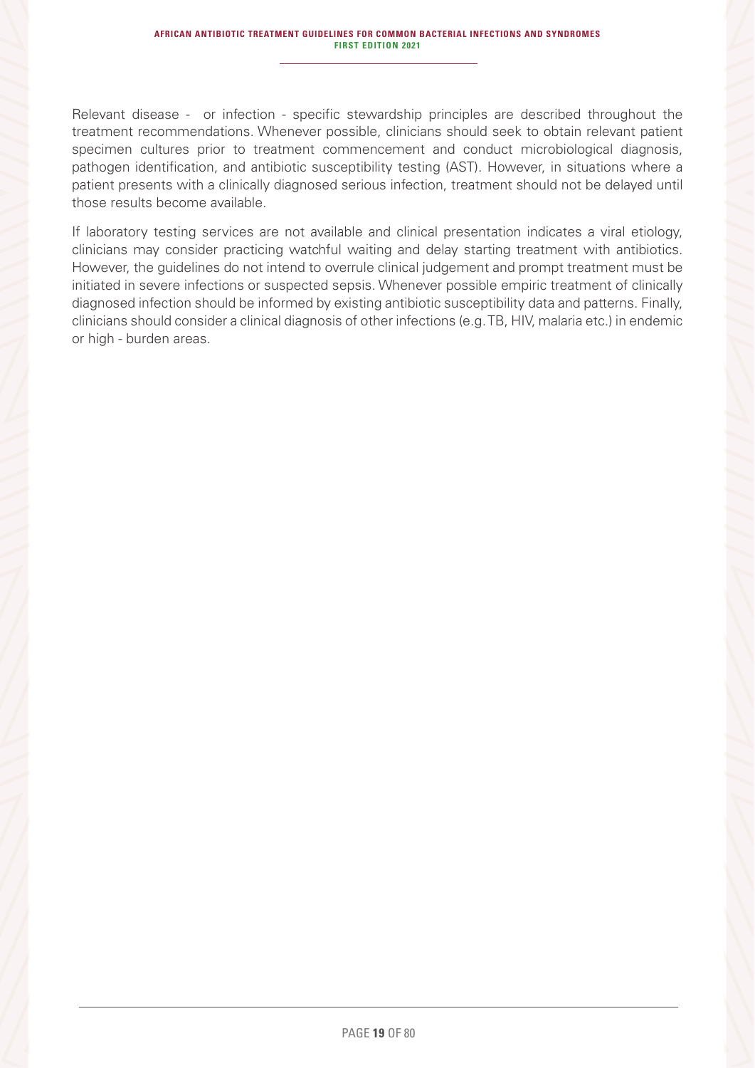Relevant disease - or infection - specific stewardship principles are described throughout the treatment recommendations. Whenever possible, clinicians should seek to obtain relevant patient specimen cultures prior to treatment commencement and conduct microbiological diagnosis, pathogen identification, and antibiotic susceptibility testing (AST). However, in situations where a patient presents with a clinically diagnosed serious infection, treatment should not be delayed until those results become available.

If laboratory testing services are not available and clinical presentation indicates a viral etiology, clinicians may consider practicing watchful waiting and delay starting treatment with antibiotics. However, the guidelines do not intend to overrule clinical judgement and prompt treatment must be initiated in severe infections or suspected sepsis. Whenever possible empiric treatment of clinically diagnosed infection should be informed by existing antibiotic susceptibility data and patterns. Finally, clinicians should consider a clinical diagnosis of other infections (e.g. TB, HIV, malaria etc.) in endemic or high - burden areas.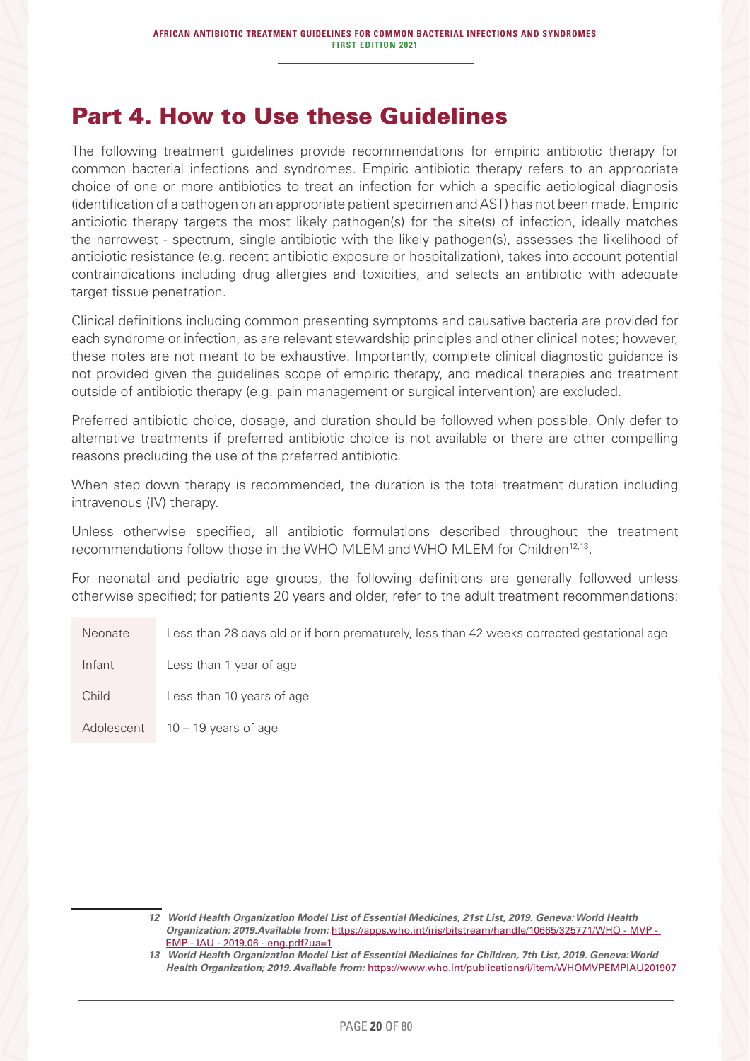# Part 4. How to Use these Guidelines

The following treatment guidelines provide recommendations for empiric antibiotic therapy for common bacterial infections and syndromes. Empiric antibiotic therapy refers to an appropriate choice of one or more antibiotics to treat an infection for which a specific aetiological diagnosis (identification of a pathogen on an appropriate patient specimen and AST) has not been made. Empiric antibiotic therapy targets the most likely pathogen(s) for the site(s) of infection, ideally matches the narrowest - spectrum, single antibiotic with the likely pathogen(s), assesses the likelihood of antibiotic resistance (e.g. recent antibiotic exposure or hospitalization), takes into account potential contraindications including drug allergies and toxicities, and selects an antibiotic with adequate target tissue penetration.

Clinical definitions including common presenting symptoms and causative bacteria are provided for each syndrome or infection, as are relevant stewardship principles and other clinical notes; however, these notes are not meant to be exhaustive. Importantly, complete clinical diagnostic guidance is not provided given the guidelines scope of empiric therapy, and medical therapies and treatment outside of antibiotic therapy (e.g. pain management or surgical intervention) are excluded.

Preferred antibiotic choice, dosage, and duration should be followed when possible. Only defer to alternative treatments if preferred antibiotic choice is not available or there are other compelling reasons precluding the use of the preferred antibiotic.

When step down therapy is recommended, the duration is the total treatment duration including intravenous (IV) therapy.

Unless otherwise specified, all antibiotic formulations described throughout the treatment recommendations follow those in the WHO MLEM and WHO MLEM for Children[12,13].

For neonatal and pediatric age groups, the following definitions are generally followed unless otherwise specified; for patients 20 years and older, refer to the adult treatment recommendations:

| | |
|---|---|
| Neonate | Less than 28 days old or if born prematurely, less than 42 weeks corrected gestational age |
| Infant | Less than 1 year of age |
| Child | Less than 10 years of age |
| Adolescent | 10 – 19 years of age |

---

12 ***World Health Organization Model List of Essential Medicines, 21st List, 2019. Geneva: World Health Organization; 2019.Available from:*** https://apps.who.int/iris/bitstream/handle/10665/325771/WHO - MVP - EMP - IAU - 2019.06 - eng.pdf?ua=1

13 ***World Health Organization Model List of Essential Medicines for Children, 7th List, 2019. Geneva: World Health Organization; 2019. Available from:*** https://www.who.int/publications/i/item/WHOMVPEMPIAU201907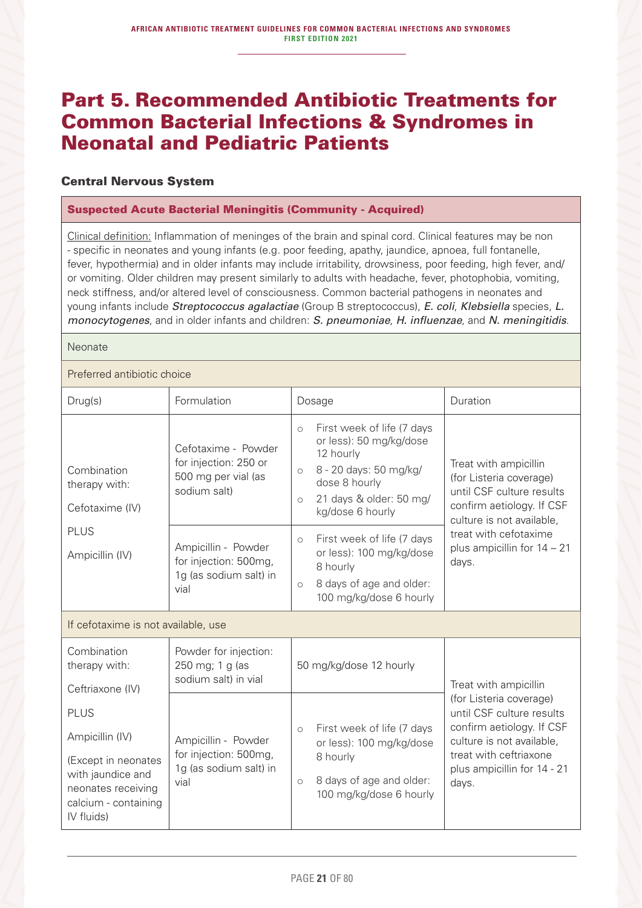# Part 5. Recommended Antibiotic Treatments for Common Bacterial Infections & Syndromes in Neonatal and Pediatric Patients

### Central Nervous System

#### Suspected Acute Bacterial Meningitis (Community - Acquired)

Clinical definition: Inflammation of meninges of the brain and spinal cord. Clinical features may be non - specific in neonates and young infants (e.g. poor feeding, apathy, jaundice, apnoea, full fontanelle, fever, hypothermia) and in older infants may include irritability, drowsiness, poor feeding, high fever, and/or vomiting. Older children may present similarly to adults with headache, fever, photophobia, vomiting, neck stiffness, and/or altered level of consciousness. Common bacterial pathogens in neonates and young infants include *Streptococcus agalactiae* (Group B streptococcus), *E. coli*, *Klebsiella* species, *L. monocytogenes*, and in older infants and children: *S. pneumoniae*, *H. influenzae*, and *N. meningitidis*.

**Neonate**

Preferred antibiotic choice

| Drug(s) | Formulation | Dosage | Duration |
|---|---|---|---|
| Combination therapy with: Cefotaxime (IV) PLUS Ampicillin (IV) | Cefotaxime - Powder for injection: 250 or 500 mg per vial (as sodium salt) | ○ First week of life (7 days or less): 50 mg/kg/dose 12 hourly<br>○ 8 - 20 days: 50 mg/kg/dose 8 hourly<br>○ 21 days & older: 50 mg/kg/dose 6 hourly | Treat with ampicillin (for Listeria coverage) until CSF culture results confirm aetiology. If CSF culture is not available, treat with cefotaxime plus ampicillin for 14 – 21 days. |
| | Ampicillin - Powder for injection: 500mg, 1g (as sodium salt) in vial | ○ First week of life (7 days or less): 100 mg/kg/dose 8 hourly<br>○ 8 days of age and older: 100 mg/kg/dose 6 hourly | |

If cefotaxime is not available, use

| Drug(s) | Formulation | Dosage | Duration |
|---|---|---|---|
| Combination therapy with: Ceftriaxone (IV) PLUS Ampicillin (IV) (Except in neonates with jaundice and neonates receiving calcium - containing IV fluids) | Powder for injection: 250 mg; 1 g (as sodium salt) in vial | 50 mg/kg/dose 12 hourly | Treat with ampicillin (for Listeria coverage) until CSF culture results confirm aetiology. If CSF culture is not available, treat with ceftriaxone plus ampicillin for 14 - 21 days. |
| | Ampicillin - Powder for injection: 500mg, 1g (as sodium salt) in vial | ○ First week of life (7 days or less): 100 mg/kg/dose 8 hourly<br>○ 8 days of age and older: 100 mg/kg/dose 6 hourly | |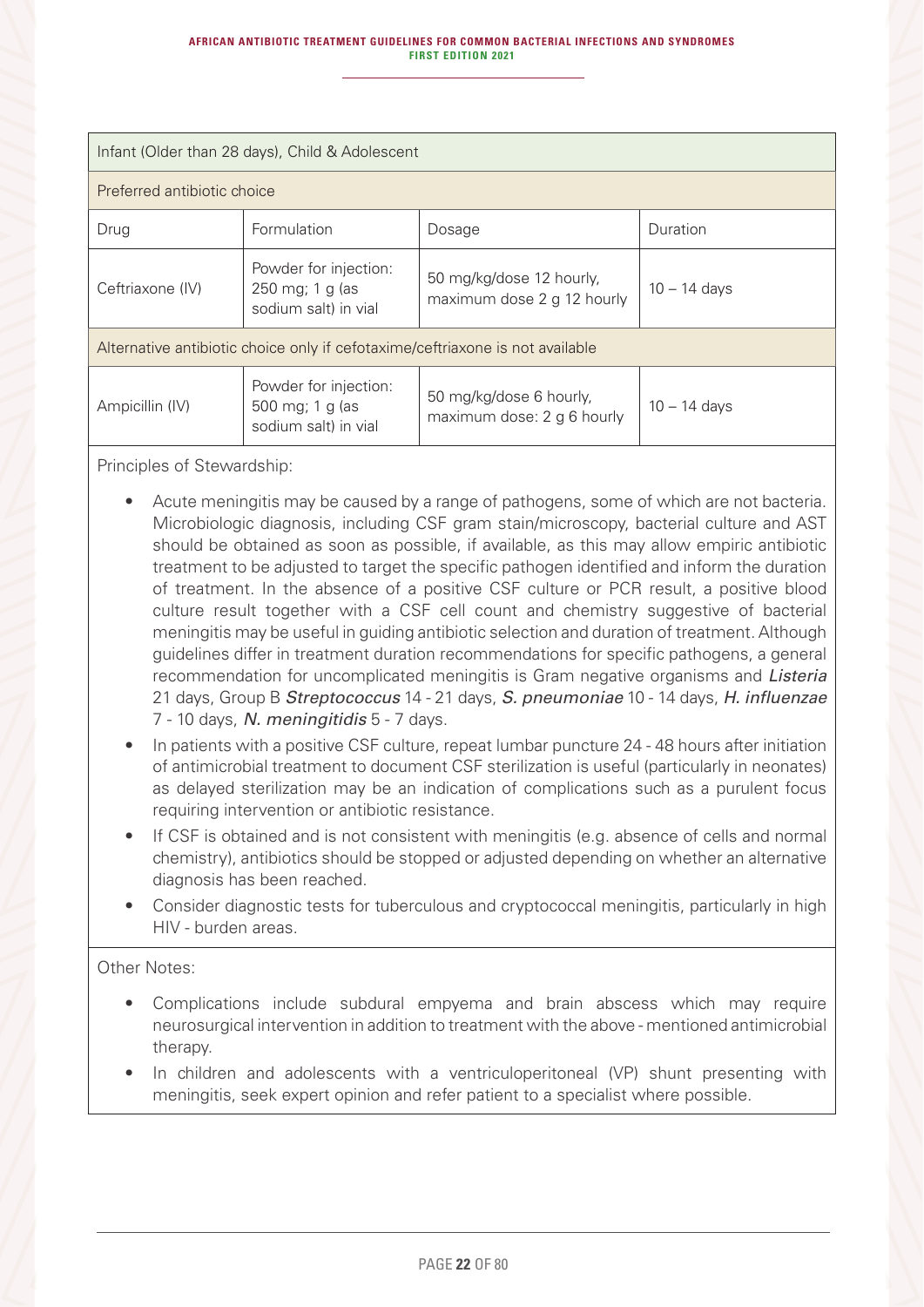| Infant (Older than 28 days), Child & Adolescent | | | |
|---|---|---|---|
| Preferred antibiotic choice | | | |
| Drug | Formulation | Dosage | Duration |
| Ceftriaxone (IV) | Powder for injection: 250 mg; 1 g (as sodium salt) in vial | 50 mg/kg/dose 12 hourly, maximum dose 2 g 12 hourly | 10 – 14 days |
| Alternative antibiotic choice only if cefotaxime/ceftriaxone is not available | | | |
| Ampicillin (IV) | Powder for injection: 500 mg; 1 g (as sodium salt) in vial | 50 mg/kg/dose 6 hourly, maximum dose: 2 g 6 hourly | 10 – 14 days |

Principles of Stewardship:

- Acute meningitis may be caused by a range of pathogens, some of which are not bacteria. Microbiologic diagnosis, including CSF gram stain/microscopy, bacterial culture and AST should be obtained as soon as possible, if available, as this may allow empiric antibiotic treatment to be adjusted to target the specific pathogen identified and inform the duration of treatment. In the absence of a positive CSF culture or PCR result, a positive blood culture result together with a CSF cell count and chemistry suggestive of bacterial meningitis may be useful in guiding antibiotic selection and duration of treatment. Although guidelines differ in treatment duration recommendations for specific pathogens, a general recommendation for uncomplicated meningitis is Gram negative organisms and *Listeria* 21 days, Group B *Streptococcus* 14 - 21 days, *S. pneumoniae* 10 - 14 days, *H. influenzae* 7 - 10 days, *N. meningitidis* 5 - 7 days.
- In patients with a positive CSF culture, repeat lumbar puncture 24 - 48 hours after initiation of antimicrobial treatment to document CSF sterilization is useful (particularly in neonates) as delayed sterilization may be an indication of complications such as a purulent focus requiring intervention or antibiotic resistance.
- If CSF is obtained and is not consistent with meningitis (e.g. absence of cells and normal chemistry), antibiotics should be stopped or adjusted depending on whether an alternative diagnosis has been reached.
- Consider diagnostic tests for tuberculous and cryptococcal meningitis, particularly in high HIV - burden areas.

Other Notes:

- Complications include subdural empyema and brain abscess which may require neurosurgical intervention in addition to treatment with the above - mentioned antimicrobial therapy.
- In children and adolescents with a ventriculoperitoneal (VP) shunt presenting with meningitis, seek expert opinion and refer patient to a specialist where possible.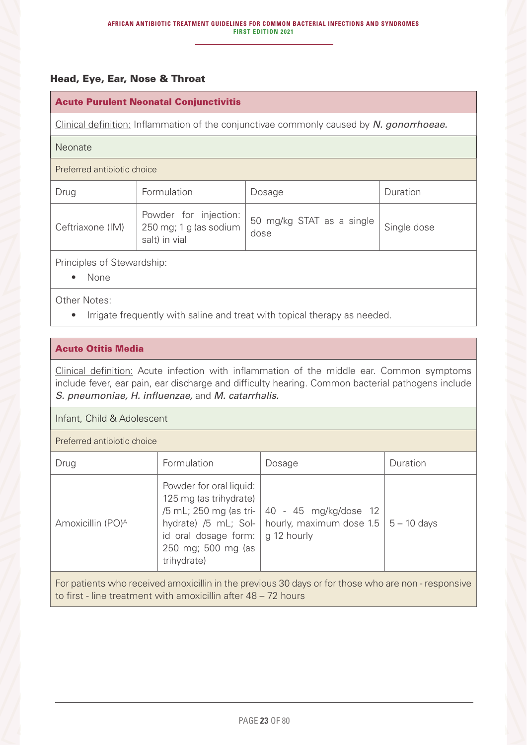## Head, Eye, Ear, Nose & Throat

### Acute Purulent Neonatal Conjunctivitis

Clinical definition: Inflammation of the conjunctivae commonly caused by *N. gonorrhoeae.*

Neonate

Preferred antibiotic choice

| Drug | Formulation | Dosage | Duration |
|---|---|---|---|
| Ceftriaxone (IM) | Powder for injection: 250 mg; 1 g (as sodium salt) in vial | 50 mg/kg STAT as a single dose | Single dose |

Principles of Stewardship:

- None

Other Notes:

- Irrigate frequently with saline and treat with topical therapy as needed.

### Acute Otitis Media

Clinical definition: Acute infection with inflammation of the middle ear. Common symptoms include fever, ear pain, ear discharge and difficulty hearing. Common bacterial pathogens include *S. pneumoniae, H. influenzae,* and *M. catarrhalis.*

Infant, Child & Adolescent

Preferred antibiotic choice

| Drug | Formulation | Dosage | Duration |
|---|---|---|---|
| Amoxicillin (PO)[A] | Powder for oral liquid: 125 mg (as trihydrate) /5 mL; 250 mg (as trihydrate) /5 mL; Solid oral dosage form: 250 mg; 500 mg (as trihydrate) | 40 - 45 mg/kg/dose 12 hourly, maximum dose 1.5 g 12 hourly | 5 – 10 days |

For patients who received amoxicillin in the previous 30 days or for those who are non - responsive to first - line treatment with amoxicillin after 48 – 72 hours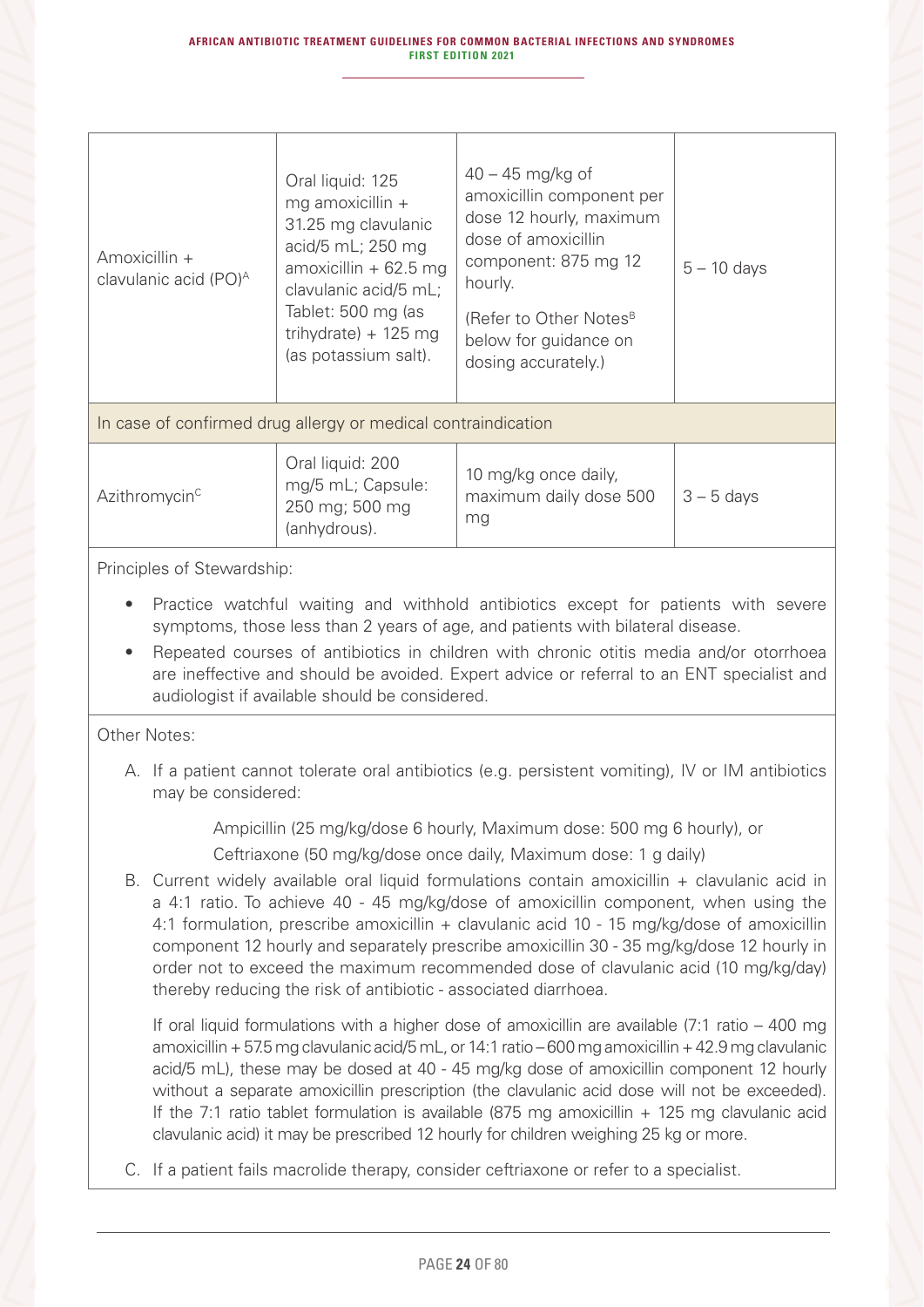| | | | |
|---|---|---|---|
| Amoxicillin + clavulanic acid (PO)[A] | Oral liquid: 125 mg amoxicillin + 31.25 mg clavulanic acid/5 mL; 250 mg amoxicillin + 62.5 mg clavulanic acid/5 mL; Tablet: 500 mg (as trihydrate) + 125 mg (as potassium salt). | 40 – 45 mg/kg of amoxicillin component per dose 12 hourly, maximum dose of amoxicillin component: 875 mg 12 hourly. (Refer to Other Notes[B] below for guidance on dosing accurately.) | 5 – 10 days |
| In case of confirmed drug allergy or medical contraindication | | | |
| Azithromycin[C] | Oral liquid: 200 mg/5 mL; Capsule: 250 mg; 500 mg (anhydrous). | 10 mg/kg once daily, maximum daily dose 500 mg | 3 – 5 days |

Principles of Stewardship:

- Practice watchful waiting and withhold antibiotics except for patients with severe symptoms, those less than 2 years of age, and patients with bilateral disease.
- Repeated courses of antibiotics in children with chronic otitis media and/or otorrhoea are ineffective and should be avoided. Expert advice or referral to an ENT specialist and audiologist if available should be considered.

Other Notes:

A. If a patient cannot tolerate oral antibiotics (e.g. persistent vomiting), IV or IM antibiotics may be considered:

   Ampicillin (25 mg/kg/dose 6 hourly, Maximum dose: 500 mg 6 hourly), or

   Ceftriaxone (50 mg/kg/dose once daily, Maximum dose: 1 g daily)

B. Current widely available oral liquid formulations contain amoxicillin + clavulanic acid in a 4:1 ratio. To achieve 40 - 45 mg/kg/dose of amoxicillin component, when using the 4:1 formulation, prescribe amoxicillin + clavulanic acid 10 - 15 mg/kg/dose of amoxicillin component 12 hourly and separately prescribe amoxicillin 30 - 35 mg/kg/dose 12 hourly in order not to exceed the maximum recommended dose of clavulanic acid (10 mg/kg/day) thereby reducing the risk of antibiotic - associated diarrhoea.

   If oral liquid formulations with a higher dose of amoxicillin are available (7:1 ratio – 400 mg amoxicillin + 57.5 mg clavulanic acid/5 mL, or 14:1 ratio – 600 mg amoxicillin + 42.9 mg clavulanic acid/5 mL), these may be dosed at 40 - 45 mg/kg dose of amoxicillin component 12 hourly without a separate amoxicillin prescription (the clavulanic acid dose will not be exceeded). If the 7:1 ratio tablet formulation is available (875 mg amoxicillin + 125 mg clavulanic acid clavulanic acid) it may be prescribed 12 hourly for children weighing 25 kg or more.

C. If a patient fails macrolide therapy, consider ceftriaxone or refer to a specialist.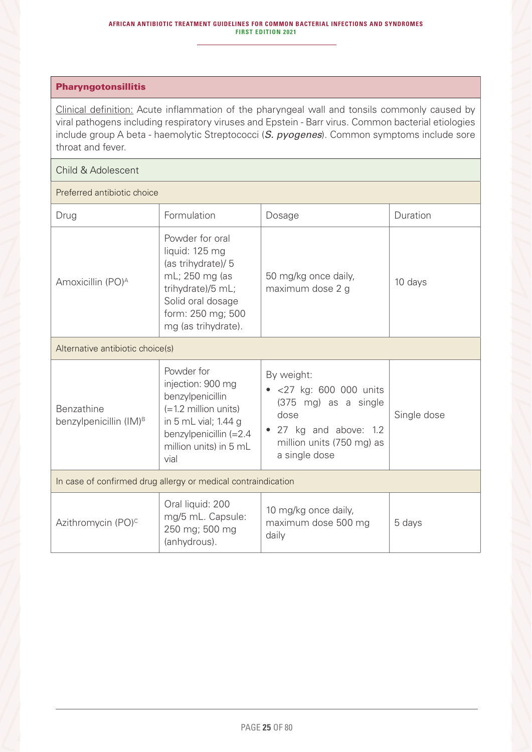## Pharyngotonsillitis

Clinical definition: Acute inflammation of the pharyngeal wall and tonsils commonly caused by viral pathogens including respiratory viruses and Epstein - Barr virus. Common bacterial etiologies include group A beta - haemolytic Streptococci (*S. pyogenes*). Common symptoms include sore throat and fever.

| Child & Adolescent | | | |
|---|---|---|---|
| **Preferred antibiotic choice** | | | |
| Drug | Formulation | Dosage | Duration |
| Amoxicillin (PO)[A] | Powder for oral liquid: 125 mg (as trihydrate)/ 5 mL; 250 mg (as trihydrate)/5 mL; Solid oral dosage form: 250 mg; 500 mg (as trihydrate). | 50 mg/kg once daily, maximum dose 2 g | 10 days |
| **Alternative antibiotic choice(s)** | | | |
| Benzathine benzylpenicillin (IM)[B] | Powder for injection: 900 mg benzylpenicillin (=1.2 million units) in 5 mL vial; 1.44 g benzylpenicillin (=2.4 million units) in 5 mL vial | By weight: <br>• <27 kg: 600 000 units (375 mg) as a single dose <br>• 27 kg and above: 1.2 million units (750 mg) as a single dose | Single dose |
| **In case of confirmed drug allergy or medical contraindication** | | | |
| Azithromycin (PO)[C] | Oral liquid: 200 mg/5 mL. Capsule: 250 mg; 500 mg (anhydrous). | 10 mg/kg once daily, maximum dose 500 mg daily | 5 days |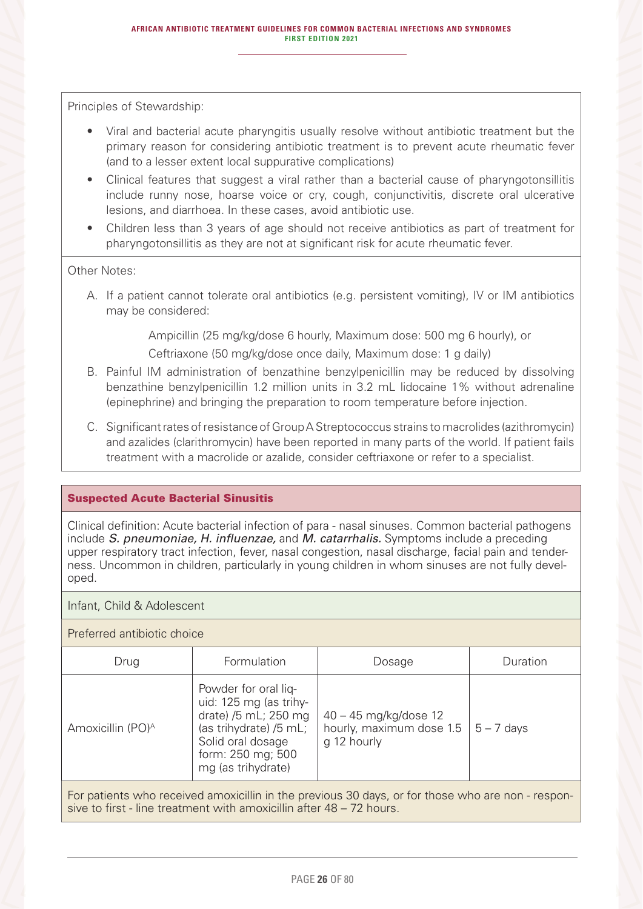Principles of Stewardship:

- Viral and bacterial acute pharyngitis usually resolve without antibiotic treatment but the primary reason for considering antibiotic treatment is to prevent acute rheumatic fever (and to a lesser extent local suppurative complications)
- Clinical features that suggest a viral rather than a bacterial cause of pharyngotonsillitis include runny nose, hoarse voice or cry, cough, conjunctivitis, discrete oral ulcerative lesions, and diarrhoea. In these cases, avoid antibiotic use.
- Children less than 3 years of age should not receive antibiotics as part of treatment for pharyngotonsillitis as they are not at significant risk for acute rheumatic fever.

Other Notes:

A. If a patient cannot tolerate oral antibiotics (e.g. persistent vomiting), IV or IM antibiotics may be considered:

    Ampicillin (25 mg/kg/dose 6 hourly, Maximum dose: 500 mg 6 hourly), or

    Ceftriaxone (50 mg/kg/dose once daily, Maximum dose: 1 g daily)

B. Painful IM administration of benzathine benzylpenicillin may be reduced by dissolving benzathine benzylpenicillin 1.2 million units in 3.2 mL lidocaine 1% without adrenaline (epinephrine) and bringing the preparation to room temperature before injection.

C. Significant rates of resistance of Group A Streptococcus strains to macrolides (azithromycin) and azalides (clarithromycin) have been reported in many parts of the world. If patient fails treatment with a macrolide or azalide, consider ceftriaxone or refer to a specialist.

## Suspected Acute Bacterial Sinusitis

Clinical definition: Acute bacterial infection of para - nasal sinuses. Common bacterial pathogens include ***S. pneumoniae, H. influenzae,*** and ***M. catarrhalis.*** Symptoms include a preceding upper respiratory tract infection, fever, nasal congestion, nasal discharge, facial pain and tenderness. Uncommon in children, particularly in young children in whom sinuses are not fully developed.

### Infant, Child & Adolescent

Preferred antibiotic choice

| Drug | Formulation | Dosage | Duration |
|---|---|---|---|
| Amoxicillin (PO)[A] | Powder for oral liquid: 125 mg (as trihydrate) /5 mL; 250 mg (as trihydrate) /5 mL; Solid oral dosage form: 250 mg; 500 mg (as trihydrate) | 40 – 45 mg/kg/dose 12 hourly, maximum dose 1.5 g 12 hourly | 5 – 7 days |

For patients who received amoxicillin in the previous 30 days, or for those who are non - responsive to first - line treatment with amoxicillin after 48 – 72 hours.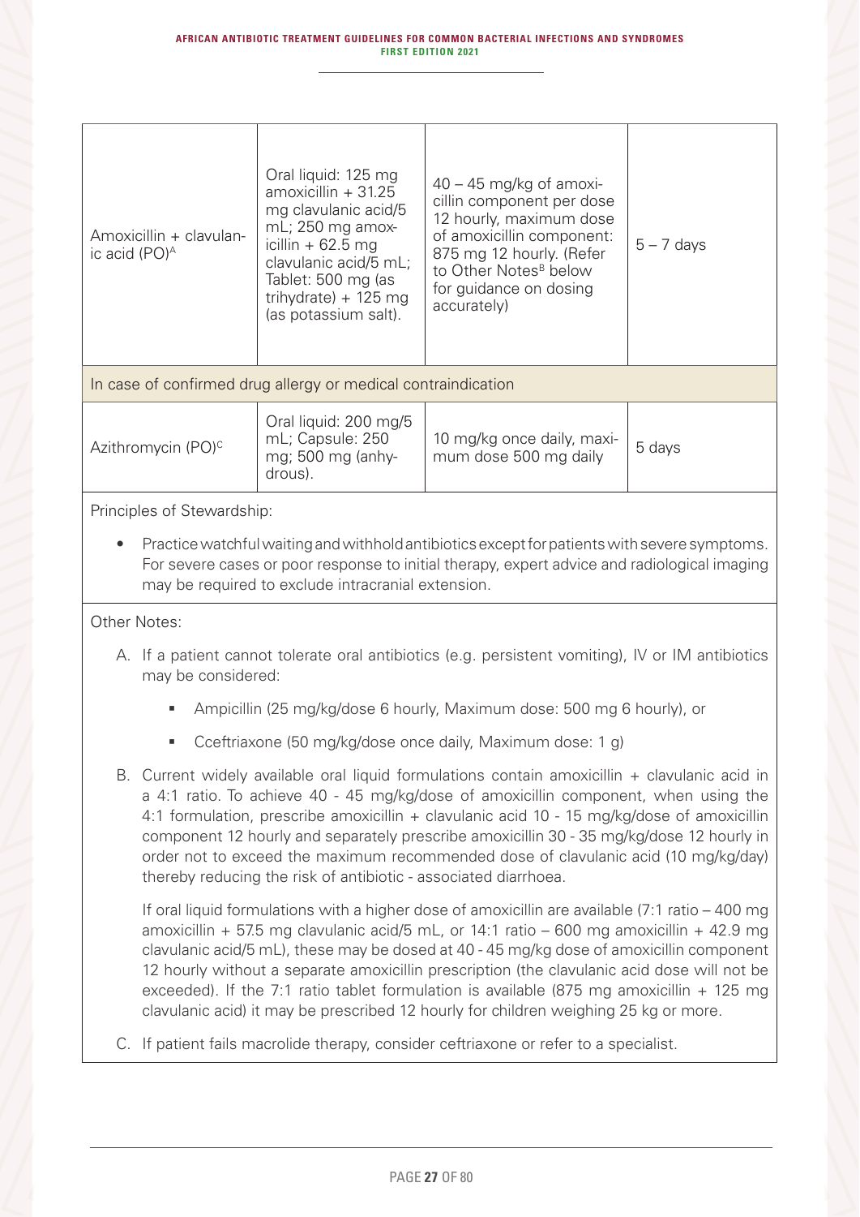| | | | |
|---|---|---|---|
| Amoxicillin + clavulanic acid (PO)[A] | Oral liquid: 125 mg amoxicillin + 31.25 mg clavulanic acid/5 mL; 250 mg amoxicillin + 62.5 mg clavulanic acid/5 mL; Tablet: 500 mg (as trihydrate) + 125 mg (as potassium salt). | 40 – 45 mg/kg of amoxicillin component per dose 12 hourly, maximum dose of amoxicillin component: 875 mg 12 hourly. (Refer to Other Notes[B] below for guidance on dosing accurately) | 5 – 7 days |
| In case of confirmed drug allergy or medical contraindication | | | |
| Azithromycin (PO)[C] | Oral liquid: 200 mg/5 mL; Capsule: 250 mg; 500 mg (anhydrous). | 10 mg/kg once daily, maximum dose 500 mg daily | 5 days |

Principles of Stewardship:

- Practice watchful waiting and withhold antibiotics except for patients with severe symptoms. For severe cases or poor response to initial therapy, expert advice and radiological imaging may be required to exclude intracranial extension.

Other Notes:

A. If a patient cannot tolerate oral antibiotics (e.g. persistent vomiting), IV or IM antibiotics may be considered:

- Ampicillin (25 mg/kg/dose 6 hourly, Maximum dose: 500 mg 6 hourly), or
- Cceftriaxone (50 mg/kg/dose once daily, Maximum dose: 1 g)

B. Current widely available oral liquid formulations contain amoxicillin + clavulanic acid in a 4:1 ratio. To achieve 40 - 45 mg/kg/dose of amoxicillin component, when using the 4:1 formulation, prescribe amoxicillin + clavulanic acid 10 - 15 mg/kg/dose of amoxicillin component 12 hourly and separately prescribe amoxicillin 30 - 35 mg/kg/dose 12 hourly in order not to exceed the maximum recommended dose of clavulanic acid (10 mg/kg/day) thereby reducing the risk of antibiotic - associated diarrhoea.

If oral liquid formulations with a higher dose of amoxicillin are available (7:1 ratio – 400 mg amoxicillin + 57.5 mg clavulanic acid/5 mL, or 14:1 ratio – 600 mg amoxicillin + 42.9 mg clavulanic acid/5 mL), these may be dosed at 40 - 45 mg/kg dose of amoxicillin component 12 hourly without a separate amoxicillin prescription (the clavulanic acid dose will not be exceeded). If the 7:1 ratio tablet formulation is available (875 mg amoxicillin + 125 mg clavulanic acid) it may be prescribed 12 hourly for children weighing 25 kg or more.

C. If patient fails macrolide therapy, consider ceftriaxone or refer to a specialist.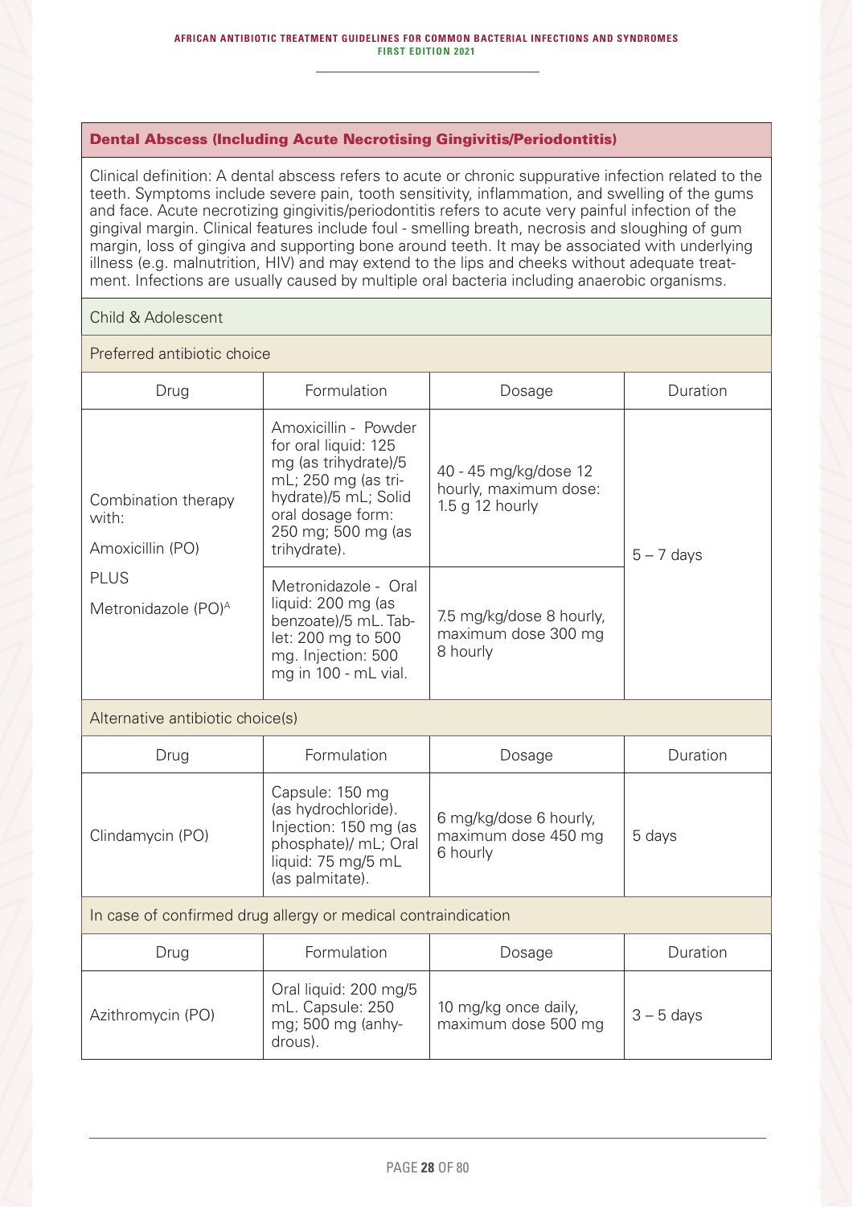## Dental Abscess (Including Acute Necrotising Gingivitis/Periodontitis)

Clinical definition: A dental abscess refers to acute or chronic suppurative infection related to the teeth. Symptoms include severe pain, tooth sensitivity, inflammation, and swelling of the gums and face. Acute necrotizing gingivitis/periodontitis refers to acute very painful infection of the gingival margin. Clinical features include foul - smelling breath, necrosis and sloughing of gum margin, loss of gingiva and supporting bone around teeth. It may be associated with underlying illness (e.g. malnutrition, HIV) and may extend to the lips and cheeks without adequate treatment. Infections are usually caused by multiple oral bacteria including anaerobic organisms.

### Child & Adolescent

**Preferred antibiotic choice**

| Drug | Formulation | Dosage | Duration |
|---|---|---|---|
| Combination therapy with: Amoxicillin (PO) PLUS Metronidazole (PO)[A] | Amoxicillin - Powder for oral liquid: 125 mg (as trihydrate)/5 mL; 250 mg (as trihydrate)/5 mL; Solid oral dosage form: 250 mg; 500 mg (as trihydrate). | 40 - 45 mg/kg/dose 12 hourly, maximum dose: 1.5 g 12 hourly | 5 – 7 days |
| | Metronidazole - Oral liquid: 200 mg (as benzoate)/5 mL. Tablet: 200 mg to 500 mg. Injection: 500 mg in 100 - mL vial. | 7.5 mg/kg/dose 8 hourly, maximum dose 300 mg 8 hourly | |

**Alternative antibiotic choice(s)**

| Drug | Formulation | Dosage | Duration |
|---|---|---|---|
| Clindamycin (PO) | Capsule: 150 mg (as hydrochloride). Injection: 150 mg (as phosphate)/ mL; Oral liquid: 75 mg/5 mL (as palmitate). | 6 mg/kg/dose 6 hourly, maximum dose 450 mg 6 hourly | 5 days |

**In case of confirmed drug allergy or medical contraindication**

| Drug | Formulation | Dosage | Duration |
|---|---|---|---|
| Azithromycin (PO) | Oral liquid: 200 mg/5 mL. Capsule: 250 mg; 500 mg (anhydrous). | 10 mg/kg once daily, maximum dose 500 mg | 3 – 5 days |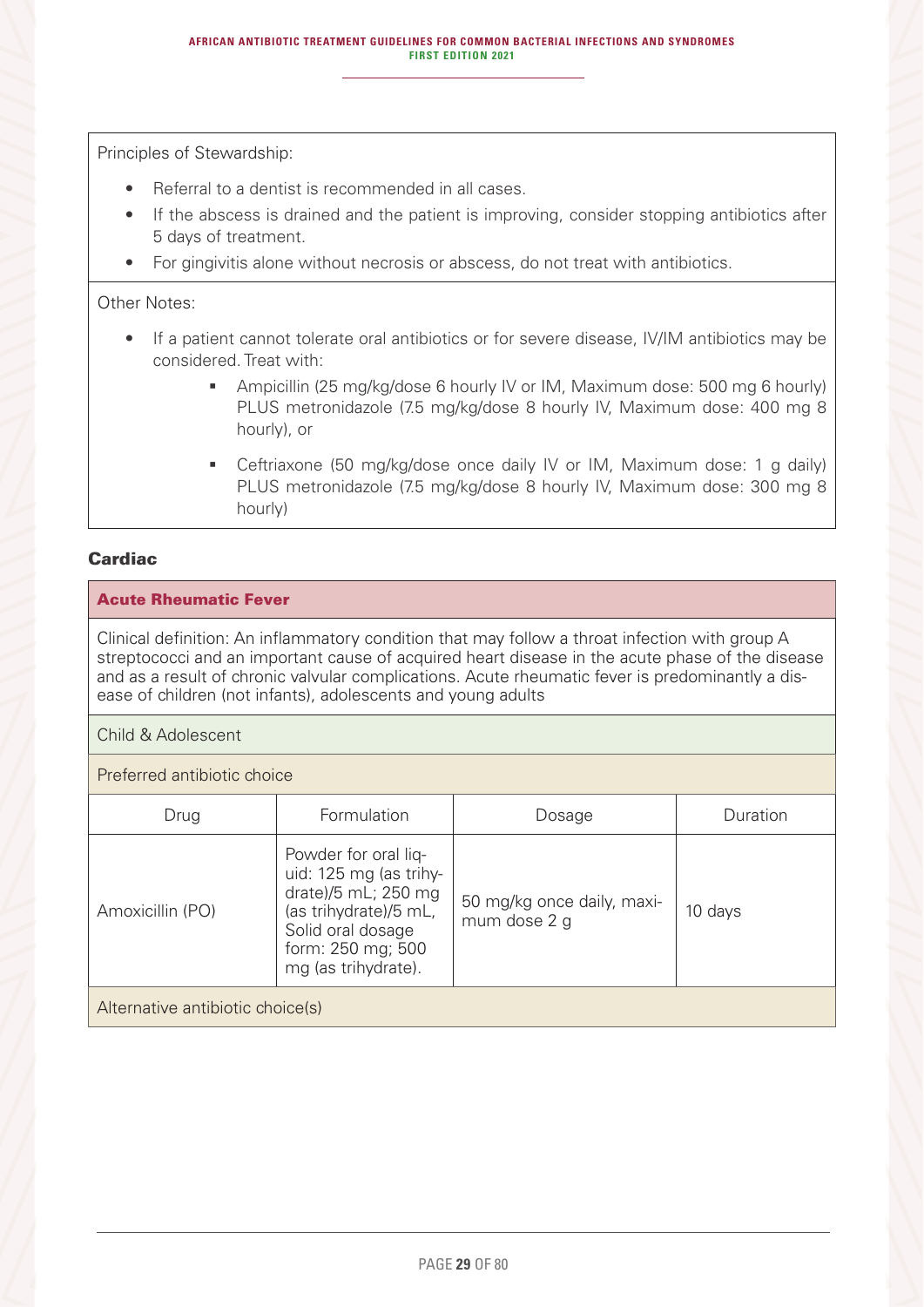Principles of Stewardship:

- Referral to a dentist is recommended in all cases.
- If the abscess is drained and the patient is improving, consider stopping antibiotics after 5 days of treatment.
- For gingivitis alone without necrosis or abscess, do not treat with antibiotics.

Other Notes:

- If a patient cannot tolerate oral antibiotics or for severe disease, IV/IM antibiotics may be considered. Treat with:
  - Ampicillin (25 mg/kg/dose 6 hourly IV or IM, Maximum dose: 500 mg 6 hourly) PLUS metronidazole (7.5 mg/kg/dose 8 hourly IV, Maximum dose: 400 mg 8 hourly), or
  - Ceftriaxone (50 mg/kg/dose once daily IV or IM, Maximum dose: 1 g daily) PLUS metronidazole (7.5 mg/kg/dose 8 hourly IV, Maximum dose: 300 mg 8 hourly)

## Cardiac

### Acute Rheumatic Fever

Clinical definition: An inflammatory condition that may follow a throat infection with group A streptococci and an important cause of acquired heart disease in the acute phase of the disease and as a result of chronic valvular complications. Acute rheumatic fever is predominantly a disease of children (not infants), adolescents and young adults

Child & Adolescent

Preferred antibiotic choice

| Drug | Formulation | Dosage | Duration |
| --- | --- | --- | --- |
| Amoxicillin (PO) | Powder for oral liquid: 125 mg (as trihydrate)/5 mL; 250 mg (as trihydrate)/5 mL, Solid oral dosage form: 250 mg; 500 mg (as trihydrate). | 50 mg/kg once daily, maximum dose 2 g | 10 days |

Alternative antibiotic choice(s)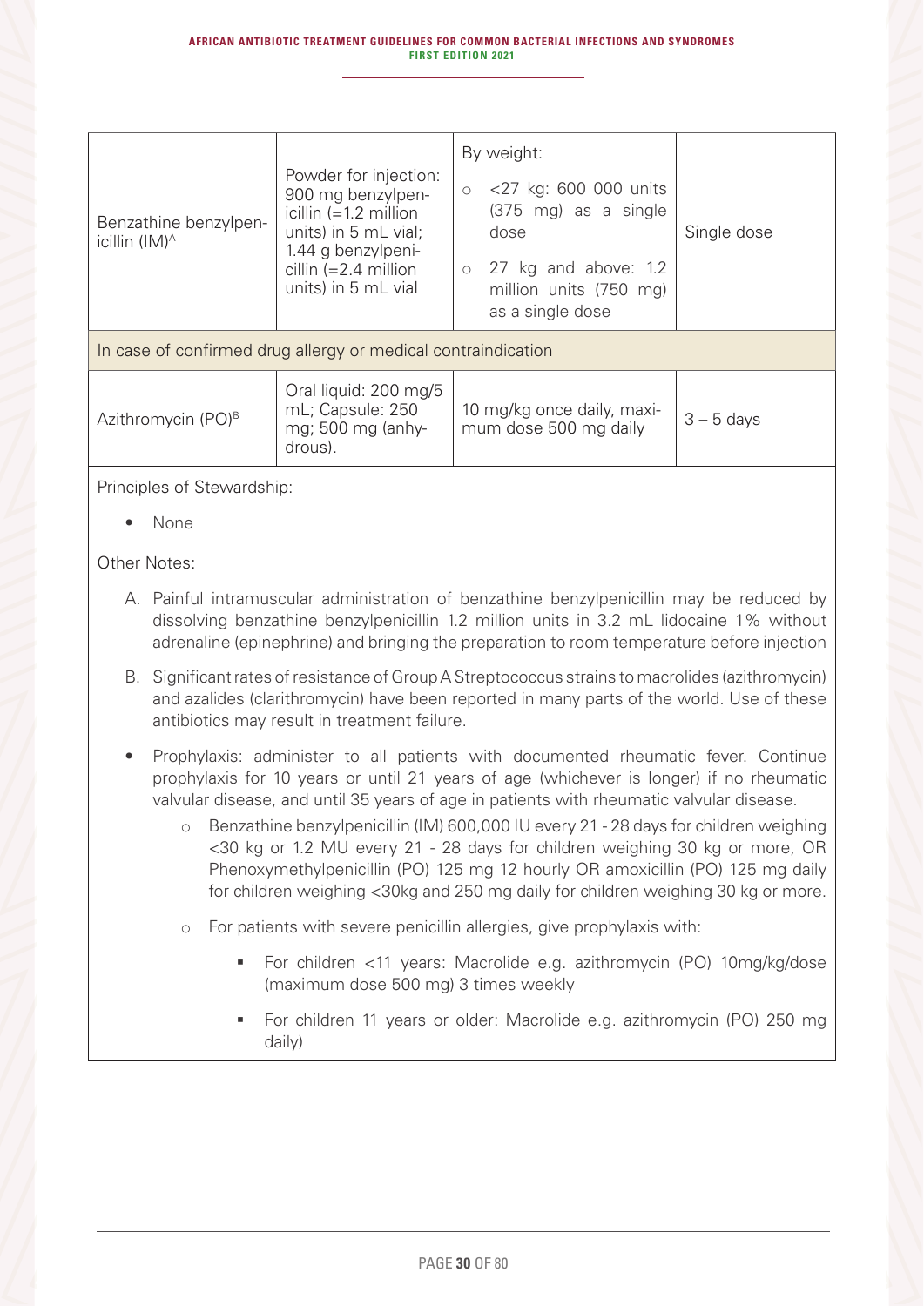| | | | |
|---|---|---|---|
| Benzathine benzylpenicillin (IM)[A] | Powder for injection: 900 mg benzylpenicillin (=1.2 million units) in 5 mL vial; 1.44 g benzylpenicillin (=2.4 million units) in 5 mL vial | By weight:<br>○ <27 kg: 600 000 units (375 mg) as a single dose<br>○ 27 kg and above: 1.2 million units (750 mg) as a single dose | Single dose |
| In case of confirmed drug allergy or medical contraindication | | | |
| Azithromycin (PO)[B] | Oral liquid: 200 mg/5 mL; Capsule: 250 mg; 500 mg (anhydrous). | 10 mg/kg once daily, maximum dose 500 mg daily | 3 – 5 days |

Principles of Stewardship:

- None

Other Notes:

A. Painful intramuscular administration of benzathine benzylpenicillin may be reduced by dissolving benzathine benzylpenicillin 1.2 million units in 3.2 mL lidocaine 1% without adrenaline (epinephrine) and bringing the preparation to room temperature before injection

B. Significant rates of resistance of Group A Streptococcus strains to macrolides (azithromycin) and azalides (clarithromycin) have been reported in many parts of the world. Use of these antibiotics may result in treatment failure.

- Prophylaxis: administer to all patients with documented rheumatic fever. Continue prophylaxis for 10 years or until 21 years of age (whichever is longer) if no rheumatic valvular disease, and until 35 years of age in patients with rheumatic valvular disease.
    - Benzathine benzylpenicillin (IM) 600,000 IU every 21 - 28 days for children weighing <30 kg or 1.2 MU every 21 - 28 days for children weighing 30 kg or more, OR Phenoxymethylpenicillin (PO) 125 mg 12 hourly OR amoxicillin (PO) 125 mg daily for children weighing <30kg and 250 mg daily for children weighing 30 kg or more.
    - For patients with severe penicillin allergies, give prophylaxis with:
        - For children <11 years: Macrolide e.g. azithromycin (PO) 10mg/kg/dose (maximum dose 500 mg) 3 times weekly
        - For children 11 years or older: Macrolide e.g. azithromycin (PO) 250 mg daily)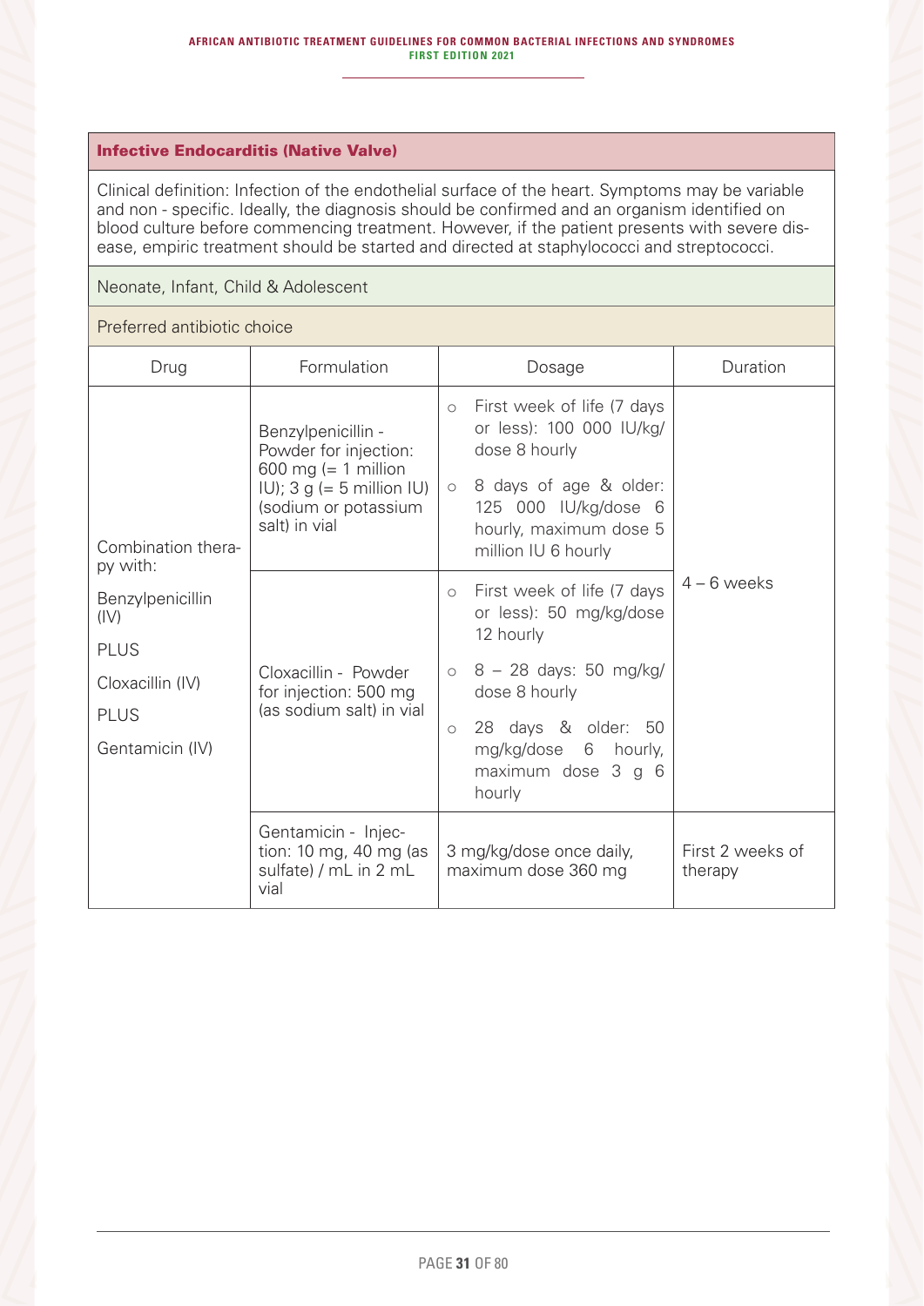## Infective Endocarditis (Native Valve)

Clinical definition: Infection of the endothelial surface of the heart. Symptoms may be variable and non - specific. Ideally, the diagnosis should be confirmed and an organism identified on blood culture before commencing treatment. However, if the patient presents with severe disease, empiric treatment should be started and directed at staphylococci and streptococci.

### Neonate, Infant, Child & Adolescent

#### Preferred antibiotic choice

| Drug | Formulation | Dosage | Duration |
|---|---|---|---|
| Combination therapy with: Benzylpenicillin (IV) PLUS Cloxacillin (IV) PLUS Gentamicin (IV) | Benzylpenicillin - Powder for injection: 600 mg (= 1 million IU); 3 g (= 5 million IU) (sodium or potassium salt) in vial | ○ First week of life (7 days or less): 100 000 IU/kg/dose 8 hourly<br>○ 8 days of age & older: 125 000 IU/kg/dose 6 hourly, maximum dose 5 million IU 6 hourly | 4 – 6 weeks |
| | Cloxacillin - Powder for injection: 500 mg (as sodium salt) in vial | ○ First week of life (7 days or less): 50 mg/kg/dose 12 hourly<br>○ 8 – 28 days: 50 mg/kg/dose 8 hourly<br>○ 28 days & older: 50 mg/kg/dose 6 hourly, maximum dose 3 g 6 hourly | |
| | Gentamicin - Injection: 10 mg, 40 mg (as sulfate) / mL in 2 mL vial | 3 mg/kg/dose once daily, maximum dose 360 mg | First 2 weeks of therapy |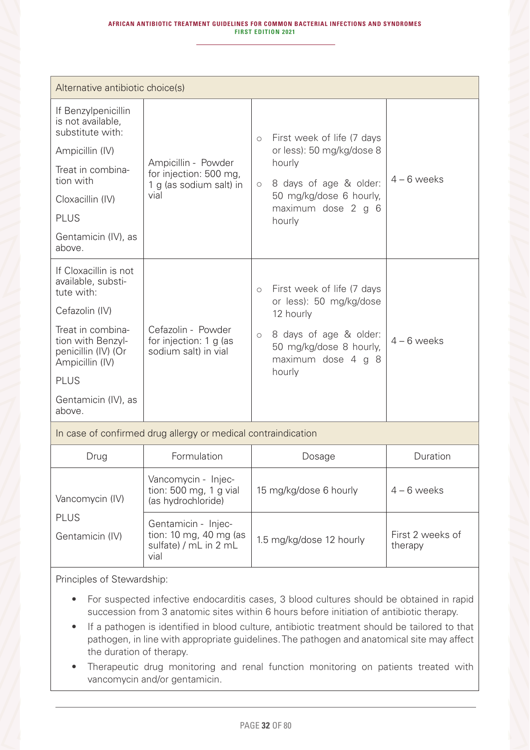| Alternative antibiotic choice(s) | | | |
|---|---|---|---|
| If Benzylpenicillin is not available, substitute with:<br><br>Ampicillin (IV)<br><br>Treat in combination with<br><br>Cloxacillin (IV)<br><br>PLUS<br><br>Gentamicin (IV), as above. | Ampicillin - Powder for injection: 500 mg, 1 g (as sodium salt) in vial | ○ First week of life (7 days or less): 50 mg/kg/dose 8 hourly<br>○ 8 days of age & older: 50 mg/kg/dose 6 hourly, maximum dose 2 g 6 hourly | 4 – 6 weeks |
| If Cloxacillin is not available, substitute with:<br><br>Cefazolin (IV)<br><br>Treat in combination with Benzylpenicillin (IV) (Or Ampicillin (IV)<br><br>PLUS<br><br>Gentamicin (IV), as above. | Cefazolin - Powder for injection: 1 g (as sodium salt) in vial | ○ First week of life (7 days or less): 50 mg/kg/dose 12 hourly<br>○ 8 days of age & older: 50 mg/kg/dose 8 hourly, maximum dose 4 g 8 hourly | 4 – 6 weeks |
| In case of confirmed drug allergy or medical contraindication | | | |
| Drug | Formulation | Dosage | Duration |
| Vancomycin (IV)<br><br>PLUS<br><br>Gentamicin (IV) | Vancomycin - Injection: 500 mg, 1 g vial (as hydrochloride) | 15 mg/kg/dose 6 hourly | 4 – 6 weeks |
| | Gentamicin - Injection: 10 mg, 40 mg (as sulfate) / mL in 2 mL vial | 1.5 mg/kg/dose 12 hourly | First 2 weeks of therapy |

Principles of Stewardship:

- For suspected infective endocarditis cases, 3 blood cultures should be obtained in rapid succession from 3 anatomic sites within 6 hours before initiation of antibiotic therapy.
- If a pathogen is identified in blood culture, antibiotic treatment should be tailored to that pathogen, in line with appropriate guidelines. The pathogen and anatomical site may affect the duration of therapy.
- Therapeutic drug monitoring and renal function monitoring on patients treated with vancomycin and/or gentamicin.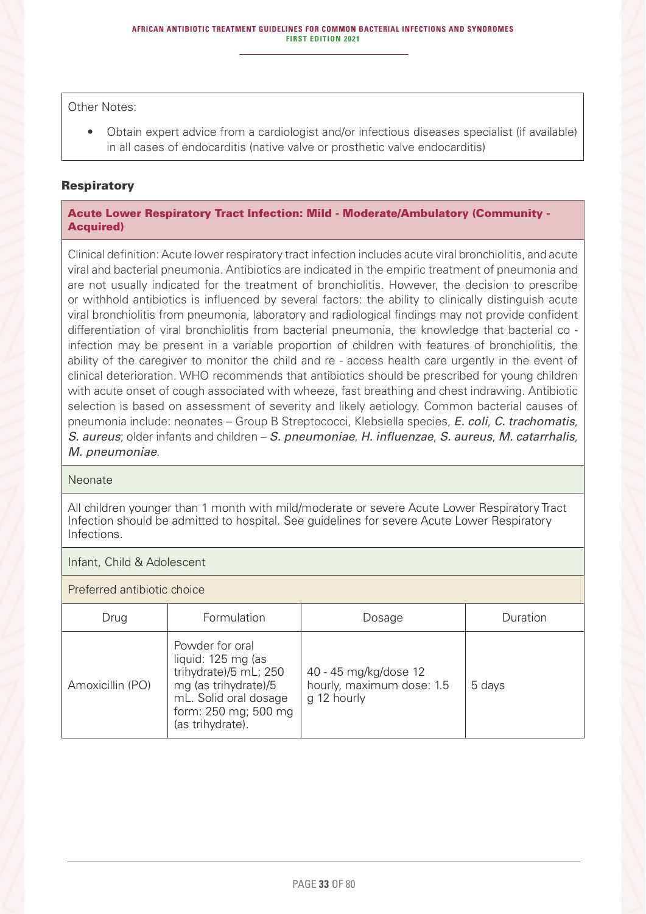Other Notes:

- Obtain expert advice from a cardiologist and/or infectious diseases specialist (if available) in all cases of endocarditis (native valve or prosthetic valve endocarditis)

## Respiratory

### Acute Lower Respiratory Tract Infection: Mild - Moderate/Ambulatory (Community - Acquired)

Clinical definition: Acute lower respiratory tract infection includes acute viral bronchiolitis, and acute viral and bacterial pneumonia. Antibiotics are indicated in the empiric treatment of pneumonia and are not usually indicated for the treatment of bronchiolitis. However, the decision to prescribe or withhold antibiotics is influenced by several factors: the ability to clinically distinguish acute viral bronchiolitis from pneumonia, laboratory and radiological findings may not provide confident differentiation of viral bronchiolitis from bacterial pneumonia, the knowledge that bacterial co - infection may be present in a variable proportion of children with features of bronchiolitis, the ability of the caregiver to monitor the child and re - access health care urgently in the event of clinical deterioration. WHO recommends that antibiotics should be prescribed for young children with acute onset of cough associated with wheeze, fast breathing and chest indrawing. Antibiotic selection is based on assessment of severity and likely aetiology. Common bacterial causes of pneumonia include: neonates – Group B Streptococci, Klebsiella species, *E. coli*, *C. trachomatis*, *S. aureus*; older infants and children – *S. pneumoniae*, *H. influenzae*, *S. aureus*, *M. catarrhalis*, *M. pneumoniae*.

**Neonate**

All children younger than 1 month with mild/moderate or severe Acute Lower Respiratory Tract Infection should be admitted to hospital. See guidelines for severe Acute Lower Respiratory Infections.

**Infant, Child & Adolescent**

Preferred antibiotic choice

| Drug | Formulation | Dosage | Duration |
|---|---|---|---|
| Amoxicillin (PO) | Powder for oral liquid: 125 mg (as trihydrate)/5 mL; 250 mg (as trihydrate)/5 mL. Solid oral dosage form: 250 mg; 500 mg (as trihydrate). | 40 - 45 mg/kg/dose 12 hourly, maximum dose: 1.5 g 12 hourly | 5 days |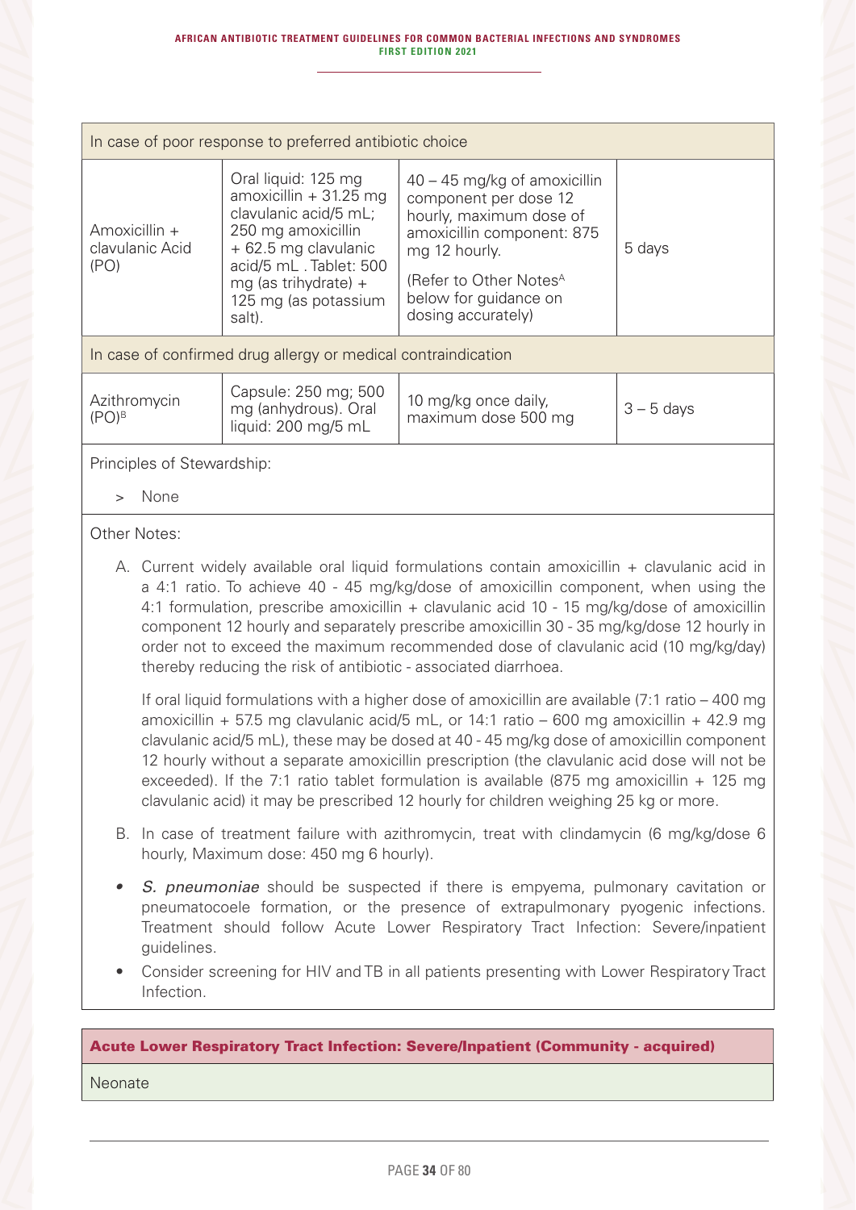| In case of poor response to preferred antibiotic choice | | | |
|---|---|---|---|
| Amoxicillin + clavulanic Acid (PO) | Oral liquid: 125 mg amoxicillin + 31.25 mg clavulanic acid/5 mL; 250 mg amoxicillin + 62.5 mg clavulanic acid/5 mL . Tablet: 500 mg (as trihydrate) + 125 mg (as potassium salt). | 40 – 45 mg/kg of amoxicillin component per dose 12 hourly, maximum dose of amoxicillin component: 875 mg 12 hourly. (Refer to Other Notes[A] below for guidance on dosing accurately) | 5 days |
| **In case of confirmed drug allergy or medical contraindication** | | | |
| Azithromycin (PO)[B] | Capsule: 250 mg; 500 mg (anhydrous). Oral liquid: 200 mg/5 mL | 10 mg/kg once daily, maximum dose 500 mg | 3 – 5 days |

Principles of Stewardship:

> None

Other Notes:

A. Current widely available oral liquid formulations contain amoxicillin + clavulanic acid in a 4:1 ratio. To achieve 40 - 45 mg/kg/dose of amoxicillin component, when using the 4:1 formulation, prescribe amoxicillin + clavulanic acid 10 - 15 mg/kg/dose of amoxicillin component 12 hourly and separately prescribe amoxicillin 30 - 35 mg/kg/dose 12 hourly in order not to exceed the maximum recommended dose of clavulanic acid (10 mg/kg/day) thereby reducing the risk of antibiotic - associated diarrhoea.

   If oral liquid formulations with a higher dose of amoxicillin are available (7:1 ratio – 400 mg amoxicillin + 57.5 mg clavulanic acid/5 mL, or 14:1 ratio – 600 mg amoxicillin + 42.9 mg clavulanic acid/5 mL), these may be dosed at 40 - 45 mg/kg dose of amoxicillin component 12 hourly without a separate amoxicillin prescription (the clavulanic acid dose will not be exceeded). If the 7:1 ratio tablet formulation is available (875 mg amoxicillin + 125 mg clavulanic acid) it may be prescribed 12 hourly for children weighing 25 kg or more.

B. In case of treatment failure with azithromycin, treat with clindamycin (6 mg/kg/dose 6 hourly, Maximum dose: 450 mg 6 hourly).

- *S. pneumoniae* should be suspected if there is empyema, pulmonary cavitation or pneumatocoele formation, or the presence of extrapulmonary pyogenic infections. Treatment should follow Acute Lower Respiratory Tract Infection: Severe/inpatient guidelines.
- Consider screening for HIV and TB in all patients presenting with Lower Respiratory Tract Infection.

## Acute Lower Respiratory Tract Infection: Severe/Inpatient (Community - acquired)

Neonate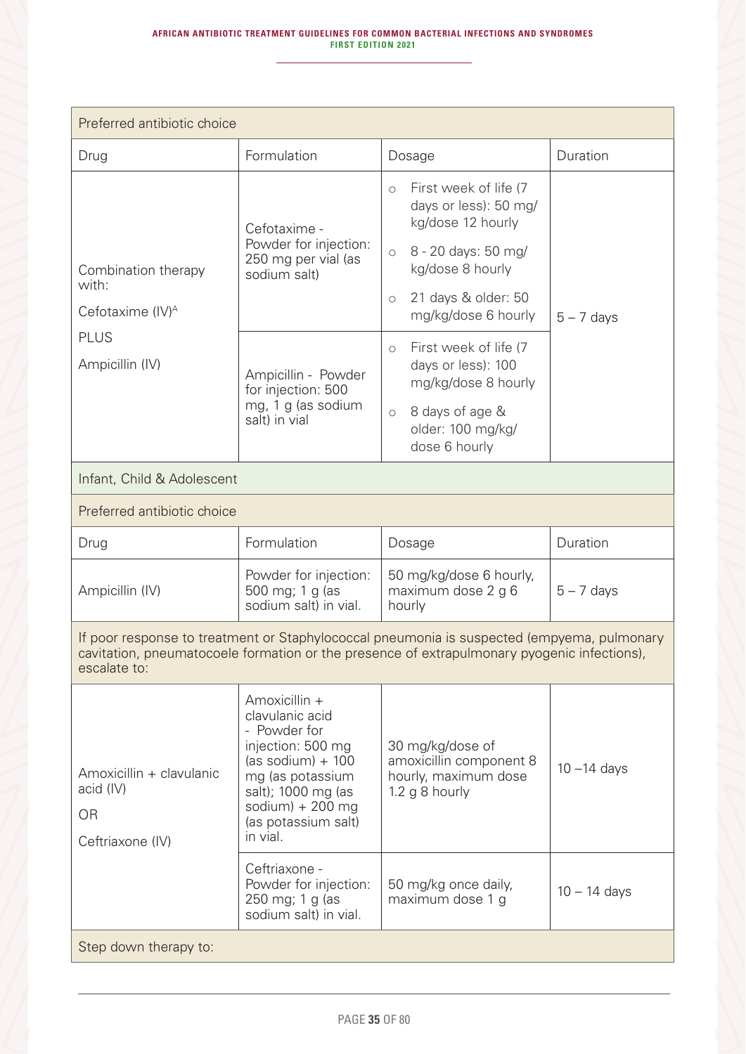| Preferred antibiotic choice | | | |
|---|---|---|---|
| Drug | Formulation | Dosage | Duration |
| Combination therapy with: Cefotaxime (IV)[A] PLUS Ampicillin (IV) | Cefotaxime - Powder for injection: 250 mg per vial (as sodium salt) | ○ First week of life (7 days or less): 50 mg/kg/dose 12 hourly<br>○ 8 - 20 days: 50 mg/kg/dose 8 hourly<br>○ 21 days & older: 50 mg/kg/dose 6 hourly | 5 – 7 days |
| | Ampicillin - Powder for injection: 500 mg, 1 g (as sodium salt) in vial | ○ First week of life (7 days or less): 100 mg/kg/dose 8 hourly<br>○ 8 days of age & older: 100 mg/kg/dose 6 hourly | |

**Infant, Child & Adolescent**

| Preferred antibiotic choice | | | |
|---|---|---|---|
| Drug | Formulation | Dosage | Duration |
| Ampicillin (IV) | Powder for injection: 500 mg; 1 g (as sodium salt) in vial. | 50 mg/kg/dose 6 hourly, maximum dose 2 g 6 hourly | 5 – 7 days |
| If poor response to treatment or Staphylococcal pneumonia is suspected (empyema, pulmonary cavitation, pneumatocoele formation or the presence of extrapulmonary pyogenic infections), escalate to: | | | |
| Amoxicillin + clavulanic acid (IV) OR Ceftriaxone (IV) | Amoxicillin + clavulanic acid - Powder for injection: 500 mg (as sodium) + 100 mg (as potassium salt); 1000 mg (as sodium) + 200 mg (as potassium salt) in vial. | 30 mg/kg/dose of amoxicillin component 8 hourly, maximum dose 1.2 g 8 hourly | 10 –14 days |
| | Ceftriaxone - Powder for injection: 250 mg; 1 g (as sodium salt) in vial. | 50 mg/kg once daily, maximum dose 1 g | 10 – 14 days |
| Step down therapy to: | | | |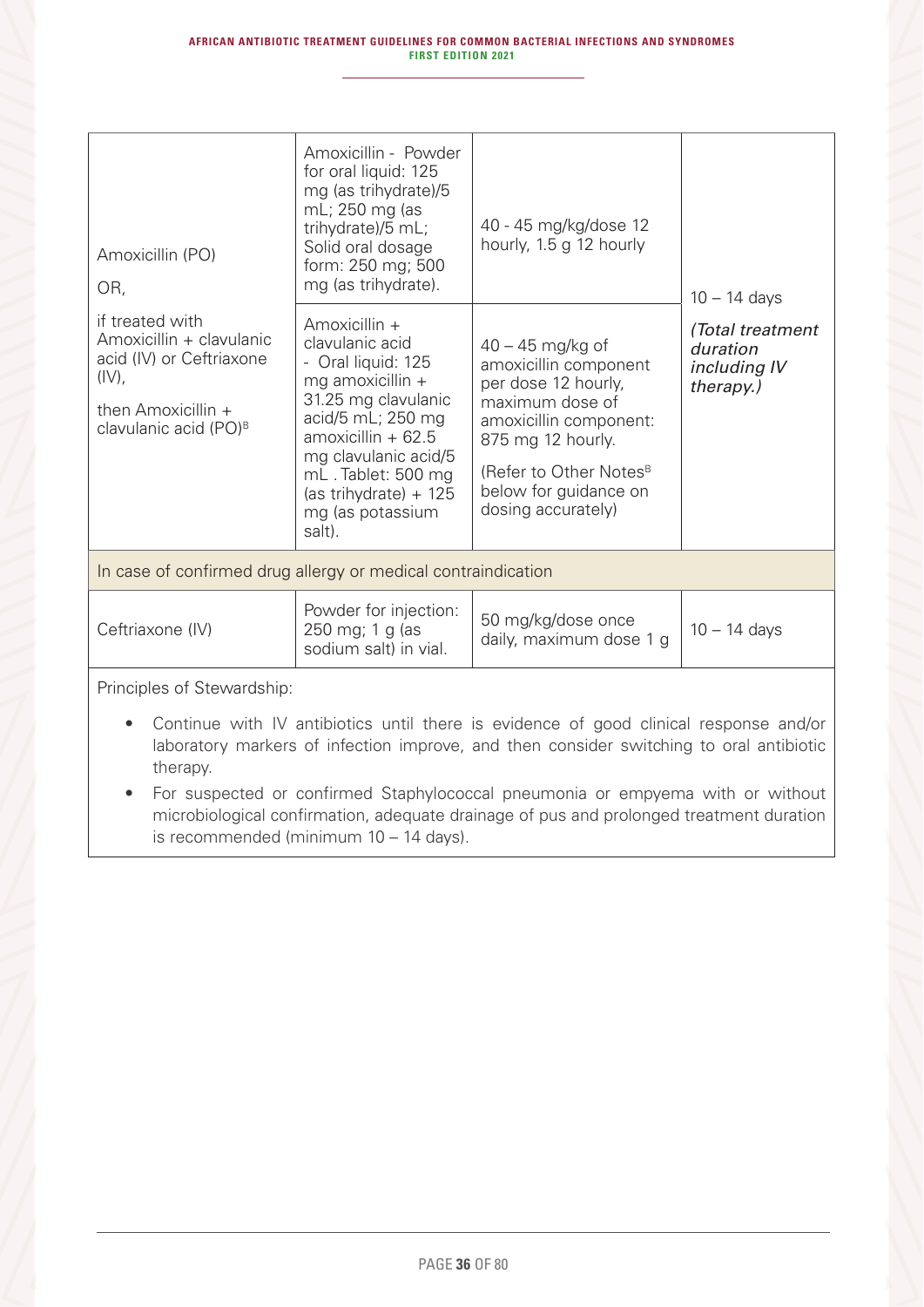| | | | |
|---|---|---|---|
| Amoxicillin (PO)<br><br>OR,<br><br>if treated with Amoxicillin + clavulanic acid (IV) or Ceftriaxone (IV),<br><br>then Amoxicillin + clavulanic acid (PO)[B] | Amoxicillin - Powder for oral liquid: 125 mg (as trihydrate)/5 mL; 250 mg (as trihydrate)/5 mL; Solid oral dosage form: 250 mg; 500 mg (as trihydrate). | 40 - 45 mg/kg/dose 12 hourly, 1.5 g 12 hourly | 10 – 14 days<br><br>*(Total treatment duration including IV therapy.)* |
| | Amoxicillin + clavulanic acid - Oral liquid: 125 mg amoxicillin + 31.25 mg clavulanic acid/5 mL; 250 mg amoxicillin + 62.5 mg clavulanic acid/5 mL . Tablet: 500 mg (as trihydrate) + 125 mg (as potassium salt). | 40 – 45 mg/kg of amoxicillin component per dose 12 hourly, maximum dose of amoxicillin component: 875 mg 12 hourly.<br><br>(Refer to Other Notes[B] below for guidance on dosing accurately) | |
| In case of confirmed drug allergy or medical contraindication | | | |
| Ceftriaxone (IV) | Powder for injection: 250 mg; 1 g (as sodium salt) in vial. | 50 mg/kg/dose once daily, maximum dose 1 g | 10 – 14 days |

Principles of Stewardship:

- Continue with IV antibiotics until there is evidence of good clinical response and/or laboratory markers of infection improve, and then consider switching to oral antibiotic therapy.
- For suspected or confirmed Staphylococcal pneumonia or empyema with or without microbiological confirmation, adequate drainage of pus and prolonged treatment duration is recommended (minimum 10 – 14 days).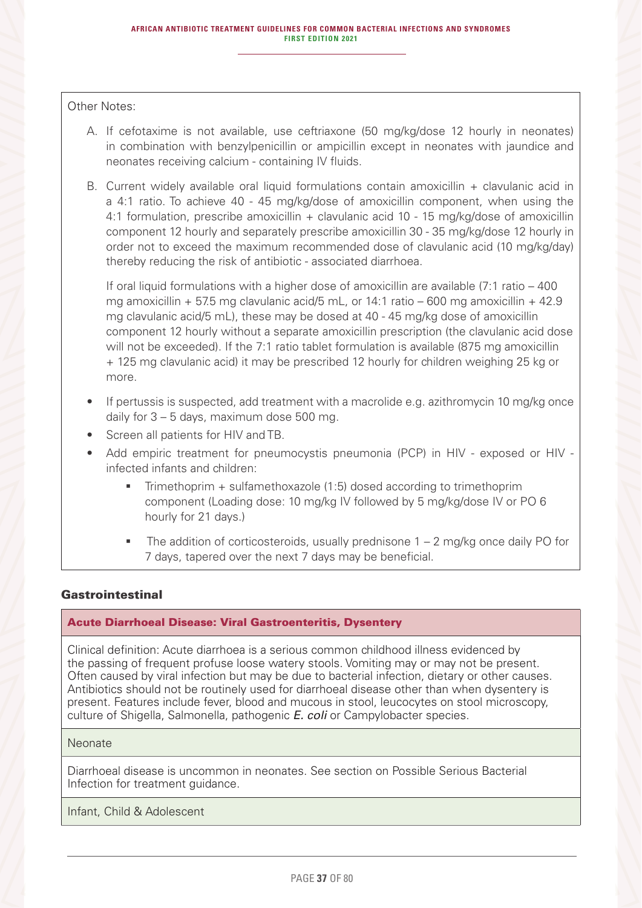Other Notes:

A. If cefotaxime is not available, use ceftriaxone (50 mg/kg/dose 12 hourly in neonates) in combination with benzylpenicillin or ampicillin except in neonates with jaundice and neonates receiving calcium - containing IV fluids.

B. Current widely available oral liquid formulations contain amoxicillin + clavulanic acid in a 4:1 ratio. To achieve 40 - 45 mg/kg/dose of amoxicillin component, when using the 4:1 formulation, prescribe amoxicillin + clavulanic acid 10 - 15 mg/kg/dose of amoxicillin component 12 hourly and separately prescribe amoxicillin 30 - 35 mg/kg/dose 12 hourly in order not to exceed the maximum recommended dose of clavulanic acid (10 mg/kg/day) thereby reducing the risk of antibiotic - associated diarrhoea.

   If oral liquid formulations with a higher dose of amoxicillin are available (7:1 ratio – 400 mg amoxicillin + 57.5 mg clavulanic acid/5 mL, or 14:1 ratio – 600 mg amoxicillin + 42.9 mg clavulanic acid/5 mL), these may be dosed at 40 - 45 mg/kg dose of amoxicillin component 12 hourly without a separate amoxicillin prescription (the clavulanic acid dose will not be exceeded). If the 7:1 ratio tablet formulation is available (875 mg amoxicillin + 125 mg clavulanic acid) it may be prescribed 12 hourly for children weighing 25 kg or more.

- If pertussis is suspected, add treatment with a macrolide e.g. azithromycin 10 mg/kg once daily for 3 – 5 days, maximum dose 500 mg.
- Screen all patients for HIV and TB.
- Add empiric treatment for pneumocystis pneumonia (PCP) in HIV - exposed or HIV - infected infants and children:
  - Trimethoprim + sulfamethoxazole (1:5) dosed according to trimethoprim component (Loading dose: 10 mg/kg IV followed by 5 mg/kg/dose IV or PO 6 hourly for 21 days.)
  - The addition of corticosteroids, usually prednisone 1 – 2 mg/kg once daily PO for 7 days, tapered over the next 7 days may be beneficial.

## Gastrointestinal

### Acute Diarrhoeal Disease: Viral Gastroenteritis, Dysentery

Clinical definition: Acute diarrhoea is a serious common childhood illness evidenced by the passing of frequent profuse loose watery stools. Vomiting may or may not be present. Often caused by viral infection but may be due to bacterial infection, dietary or other causes. Antibiotics should not be routinely used for diarrhoeal disease other than when dysentery is present. Features include fever, blood and mucous in stool, leucocytes on stool microscopy, culture of Shigella, Salmonella, pathogenic *E. coli* or Campylobacter species.

#### Neonate

Diarrhoeal disease is uncommon in neonates. See section on Possible Serious Bacterial Infection for treatment guidance.

#### Infant, Child & Adolescent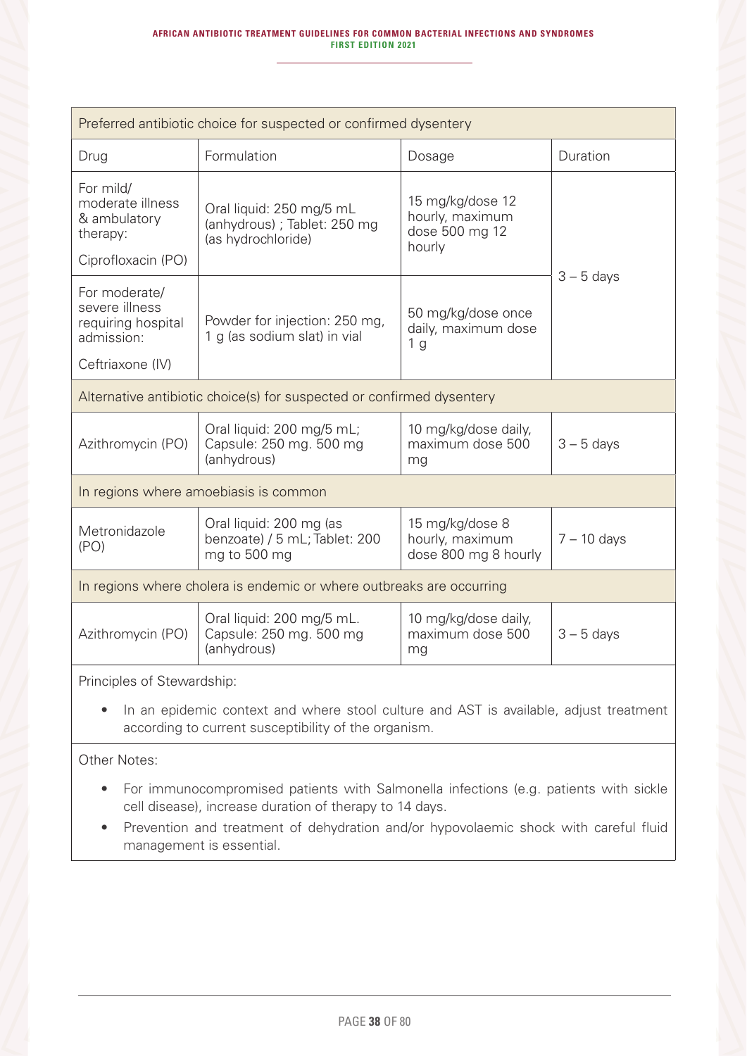| Preferred antibiotic choice for suspected or confirmed dysentery | | | |
|---|---|---|---|
| Drug | Formulation | Dosage | Duration |
| For mild/ moderate illness & ambulatory therapy: <br><br> Ciprofloxacin (PO) | Oral liquid: 250 mg/5 mL (anhydrous) ; Tablet: 250 mg (as hydrochloride) | 15 mg/kg/dose 12 hourly, maximum dose 500 mg 12 hourly | 3 – 5 days |
| For moderate/ severe illness requiring hospital admission: <br><br> Ceftriaxone (IV) | Powder for injection: 250 mg, 1 g (as sodium slat) in vial | 50 mg/kg/dose once daily, maximum dose 1 g | |
| **Alternative antibiotic choice(s) for suspected or confirmed dysentery** | | | |
| Azithromycin (PO) | Oral liquid: 200 mg/5 mL; Capsule: 250 mg. 500 mg (anhydrous) | 10 mg/kg/dose daily, maximum dose 500 mg | 3 – 5 days |
| **In regions where amoebiasis is common** | | | |
| Metronidazole (PO) | Oral liquid: 200 mg (as benzoate) / 5 mL; Tablet: 200 mg to 500 mg | 15 mg/kg/dose 8 hourly, maximum dose 800 mg 8 hourly | 7 – 10 days |
| **In regions where cholera is endemic or where outbreaks are occurring** | | | |
| Azithromycin (PO) | Oral liquid: 200 mg/5 mL. Capsule: 250 mg. 500 mg (anhydrous) | 10 mg/kg/dose daily, maximum dose 500 mg | 3 – 5 days |

Principles of Stewardship:

- In an epidemic context and where stool culture and AST is available, adjust treatment according to current susceptibility of the organism.

Other Notes:

- For immunocompromised patients with Salmonella infections (e.g. patients with sickle cell disease), increase duration of therapy to 14 days.
- Prevention and treatment of dehydration and/or hypovolaemic shock with careful fluid management is essential.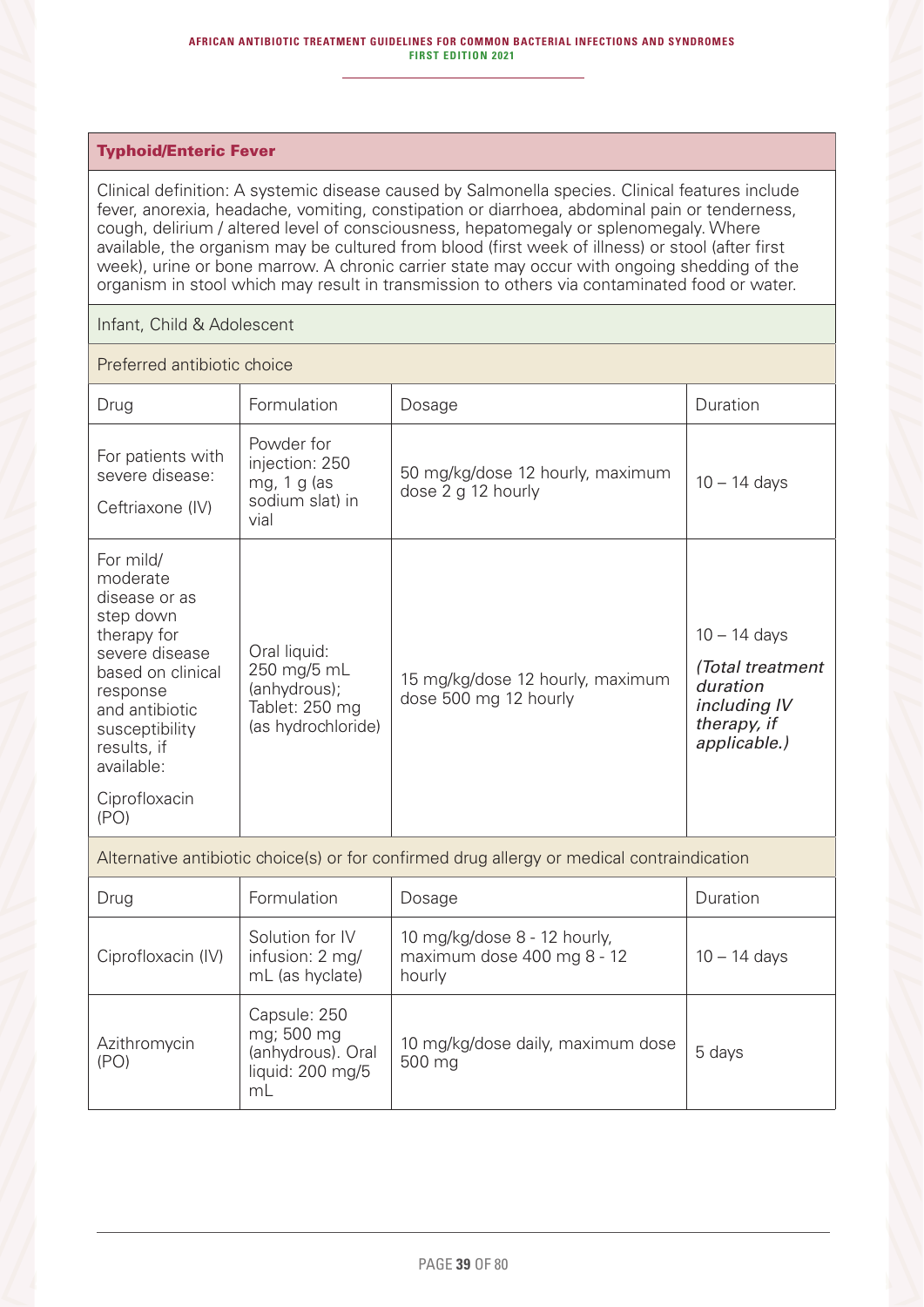## Typhoid/Enteric Fever

Clinical definition: A systemic disease caused by Salmonella species. Clinical features include fever, anorexia, headache, vomiting, constipation or diarrhoea, abdominal pain or tenderness, cough, delirium / altered level of consciousness, hepatomegaly or splenomegaly. Where available, the organism may be cultured from blood (first week of illness) or stool (after first week), urine or bone marrow. A chronic carrier state may occur with ongoing shedding of the organism in stool which may result in transmission to others via contaminated food or water.

### Infant, Child & Adolescent

#### Preferred antibiotic choice

| Drug | Formulation | Dosage | Duration |
|---|---|---|---|
| For patients with severe disease: Ceftriaxone (IV) | Powder for injection: 250 mg, 1 g (as sodium slat) in vial | 50 mg/kg/dose 12 hourly, maximum dose 2 g 12 hourly | 10 – 14 days |
| For mild/ moderate disease or as step down therapy for severe disease based on clinical response and antibiotic susceptibility results, if available: Ciprofloxacin (PO) | Oral liquid: 250 mg/5 mL (anhydrous); Tablet: 250 mg (as hydrochloride) | 15 mg/kg/dose 12 hourly, maximum dose 500 mg 12 hourly | 10 – 14 days *(Total treatment duration including IV therapy, if applicable.)* |

#### Alternative antibiotic choice(s) or for confirmed drug allergy or medical contraindication

| Drug | Formulation | Dosage | Duration |
|---|---|---|---|
| Ciprofloxacin (IV) | Solution for IV infusion: 2 mg/ mL (as hyclate) | 10 mg/kg/dose 8 - 12 hourly, maximum dose 400 mg 8 - 12 hourly | 10 – 14 days |
| Azithromycin (PO) | Capsule: 250 mg; 500 mg (anhydrous). Oral liquid: 200 mg/5 mL | 10 mg/kg/dose daily, maximum dose 500 mg | 5 days |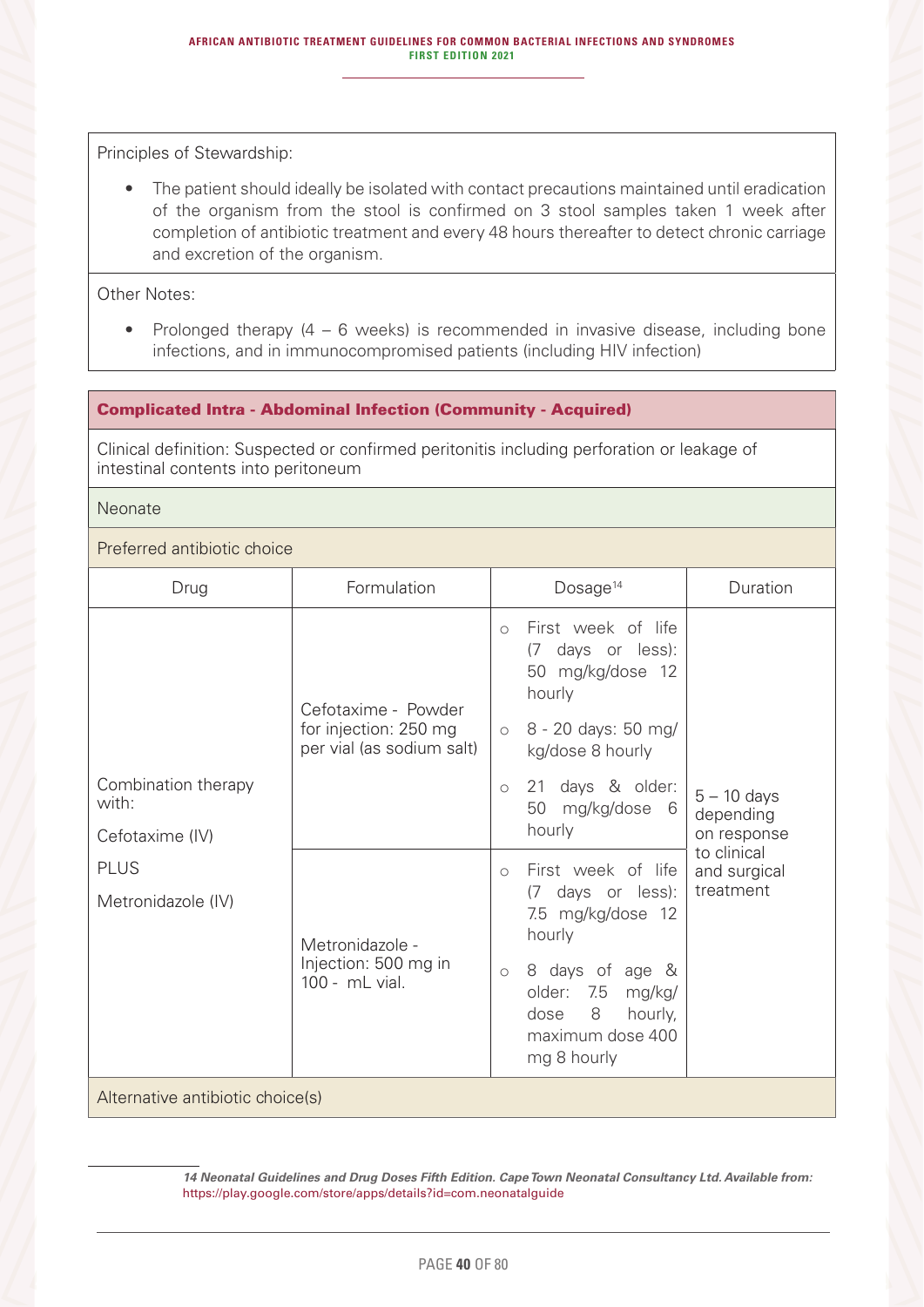Principles of Stewardship:

- The patient should ideally be isolated with contact precautions maintained until eradication of the organism from the stool is confirmed on 3 stool samples taken 1 week after completion of antibiotic treatment and every 48 hours thereafter to detect chronic carriage and excretion of the organism.

Other Notes:

- Prolonged therapy (4 – 6 weeks) is recommended in invasive disease, including bone infections, and in immunocompromised patients (including HIV infection)

## Complicated Intra - Abdominal Infection (Community - Acquired)

Clinical definition: Suspected or confirmed peritonitis including perforation or leakage of intestinal contents into peritoneum

### Neonate

Preferred antibiotic choice

| Drug | Formulation | Dosage[14] | Duration |
|---|---|---|---|
| Combination therapy with: Cefotaxime (IV) PLUS Metronidazole (IV) | Cefotaxime - Powder for injection: 250 mg per vial (as sodium salt) | ○ First week of life (7 days or less): 50 mg/kg/dose 12 hourly<br>○ 8 - 20 days: 50 mg/kg/dose 8 hourly<br>○ 21 days & older: 50 mg/kg/dose 6 hourly | 5 – 10 days depending on response to clinical and surgical treatment |
| | Metronidazole - Injection: 500 mg in 100 - mL vial. | ○ First week of life (7 days or less): 7.5 mg/kg/dose 12 hourly<br>○ 8 days of age & older: 7.5 mg/kg/dose 8 hourly, maximum dose 400 mg 8 hourly | |

Alternative antibiotic choice(s)

---

[14] *Neonatal Guidelines and Drug Doses Fifth Edition. Cape Town Neonatal Consultancy Ltd. Available from:* https://play.google.com/store/apps/details?id=com.neonatalguide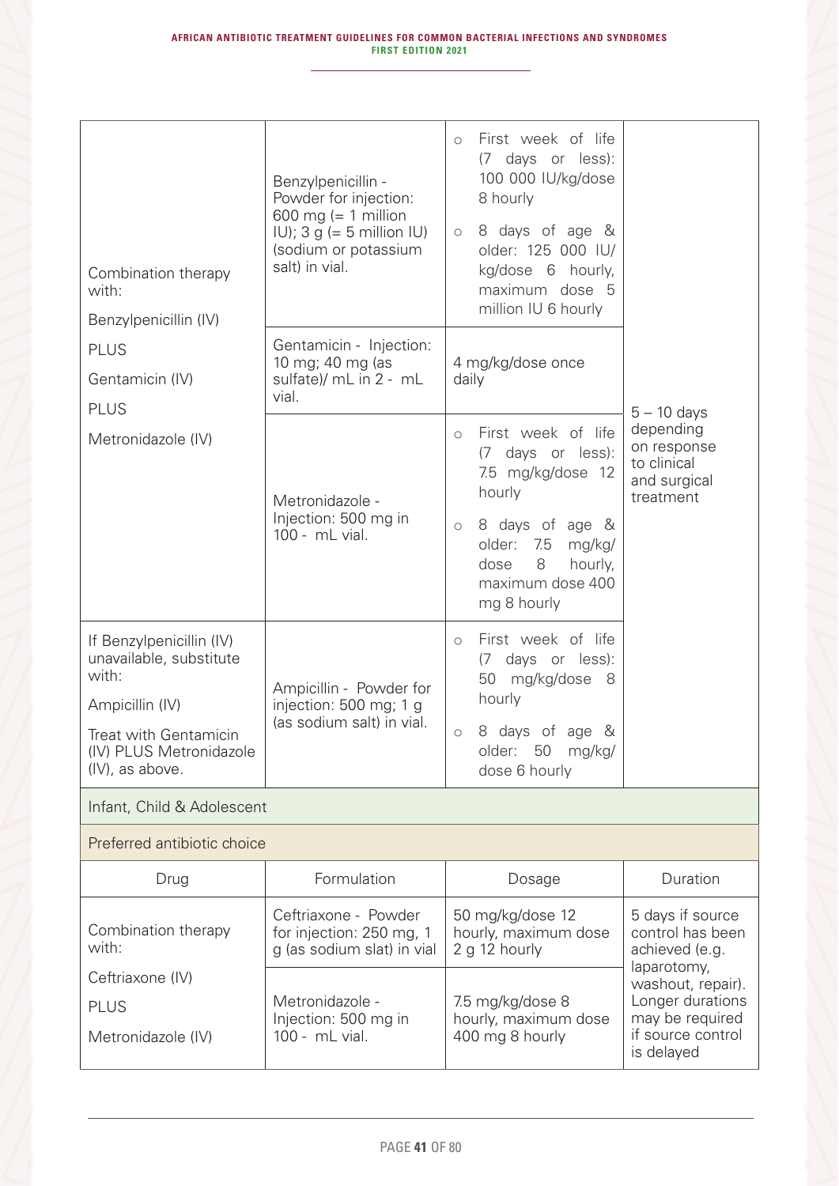| | | | |
|---|---|---|---|
| Combination therapy with:<br><br>Benzylpenicillin (IV)<br><br>PLUS<br><br>Gentamicin (IV)<br><br>PLUS<br><br>Metronidazole (IV) | Benzylpenicillin - Powder for injection: 600 mg (= 1 million IU); 3 g (= 5 million IU) (sodium or potassium salt) in vial. | ○ First week of life (7 days or less): 100 000 IU/kg/dose 8 hourly<br><br>○ 8 days of age & older: 125 000 IU/kg/dose 6 hourly, maximum dose 5 million IU 6 hourly | 5 – 10 days depending on response to clinical and surgical treatment |
| | Gentamicin - Injection: 10 mg; 40 mg (as sulfate)/ mL in 2 - mL vial. | 4 mg/kg/dose once daily | |
| | Metronidazole - Injection: 500 mg in 100 - mL vial. | ○ First week of life (7 days or less): 7.5 mg/kg/dose 12 hourly<br><br>○ 8 days of age & older: 7.5 mg/kg/dose 8 hourly, maximum dose 400 mg 8 hourly | |
| If Benzylpenicillin (IV) unavailable, substitute with:<br><br>Ampicillin (IV)<br><br>Treat with Gentamicin (IV) PLUS Metronidazole (IV), as above. | Ampicillin - Powder for injection: 500 mg; 1 g (as sodium salt) in vial. | ○ First week of life (7 days or less): 50 mg/kg/dose 8 hourly<br><br>○ 8 days of age & older: 50 mg/kg/dose 6 hourly | |
| **Infant, Child & Adolescent** | | | |
| **Preferred antibiotic choice** | | | |
| **Drug** | **Formulation** | **Dosage** | **Duration** |
| Combination therapy with:<br><br>Ceftriaxone (IV)<br><br>PLUS<br><br>Metronidazole (IV) | Ceftriaxone - Powder for injection: 250 mg, 1 g (as sodium slat) in vial | 50 mg/kg/dose 12 hourly, maximum dose 2 g 12 hourly | 5 days if source control has been achieved (e.g. laparotomy, washout, repair). Longer durations may be required if source control is delayed |
| | Metronidazole - Injection: 500 mg in 100 - mL vial. | 7.5 mg/kg/dose 8 hourly, maximum dose 400 mg 8 hourly | |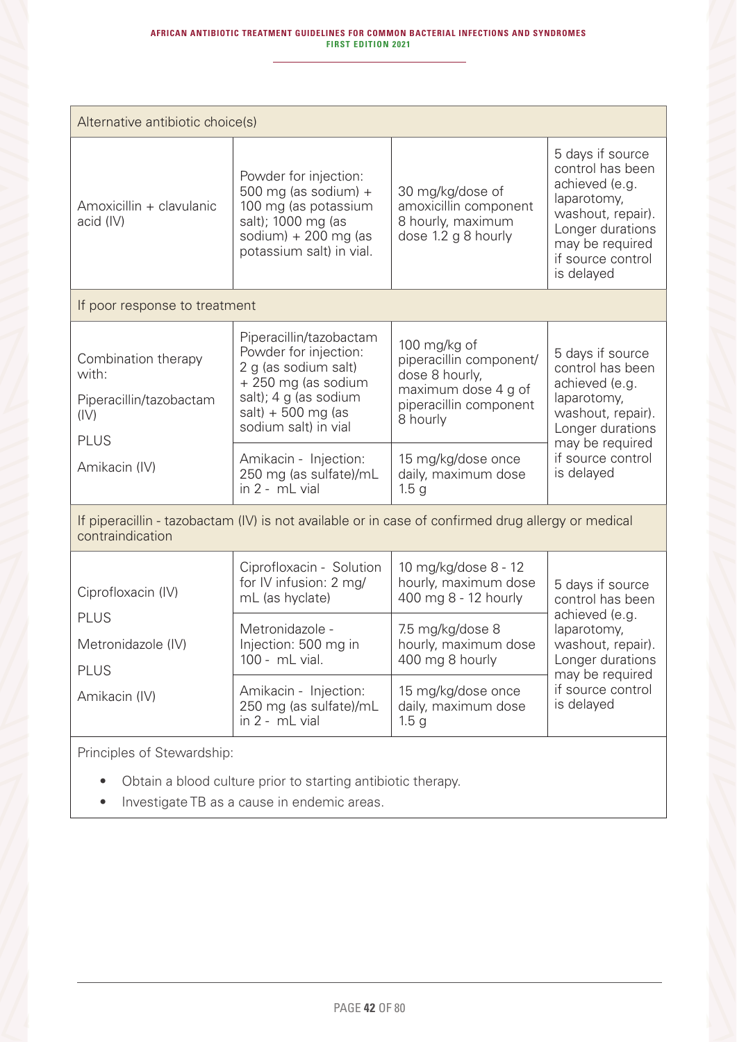| Alternative antibiotic choice(s) | | | |
|---|---|---|---|
| Amoxicillin + clavulanic acid (IV) | Powder for injection: 500 mg (as sodium) + 100 mg (as potassium salt); 1000 mg (as sodium) + 200 mg (as potassium salt) in vial. | 30 mg/kg/dose of amoxicillin component 8 hourly, maximum dose 1.2 g 8 hourly | 5 days if source control has been achieved (e.g. laparotomy, washout, repair). Longer durations may be required if source control is delayed |
| **If poor response to treatment** | | | |
| Combination therapy with: Piperacillin/tazobactam (IV) PLUS Amikacin (IV) | Piperacillin/tazobactam Powder for injection: 2 g (as sodium salt) + 250 mg (as sodium salt); 4 g (as sodium salt) + 500 mg (as sodium salt) in vial | 100 mg/kg of piperacillin component/ dose 8 hourly, maximum dose 4 g of piperacillin component 8 hourly | 5 days if source control has been achieved (e.g. laparotomy, washout, repair). Longer durations may be required if source control is delayed |
| | Amikacin - Injection: 250 mg (as sulfate)/mL in 2 - mL vial | 15 mg/kg/dose once daily, maximum dose 1.5 g | |
| **If piperacillin - tazobactam (IV) is not available or in case of confirmed drug allergy or medical contraindication** | | | |
| Ciprofloxacin (IV) PLUS Metronidazole (IV) PLUS Amikacin (IV) | Ciprofloxacin - Solution for IV infusion: 2 mg/ mL (as hyclate) | 10 mg/kg/dose 8 - 12 hourly, maximum dose 400 mg 8 - 12 hourly | 5 days if source control has been achieved (e.g. laparotomy, washout, repair). Longer durations may be required if source control is delayed |
| | Metronidazole - Injection: 500 mg in 100 - mL vial. | 7.5 mg/kg/dose 8 hourly, maximum dose 400 mg 8 hourly | |
| | Amikacin - Injection: 250 mg (as sulfate)/mL in 2 - mL vial | 15 mg/kg/dose once daily, maximum dose 1.5 g | |

Principles of Stewardship:

- Obtain a blood culture prior to starting antibiotic therapy.
- Investigate TB as a cause in endemic areas.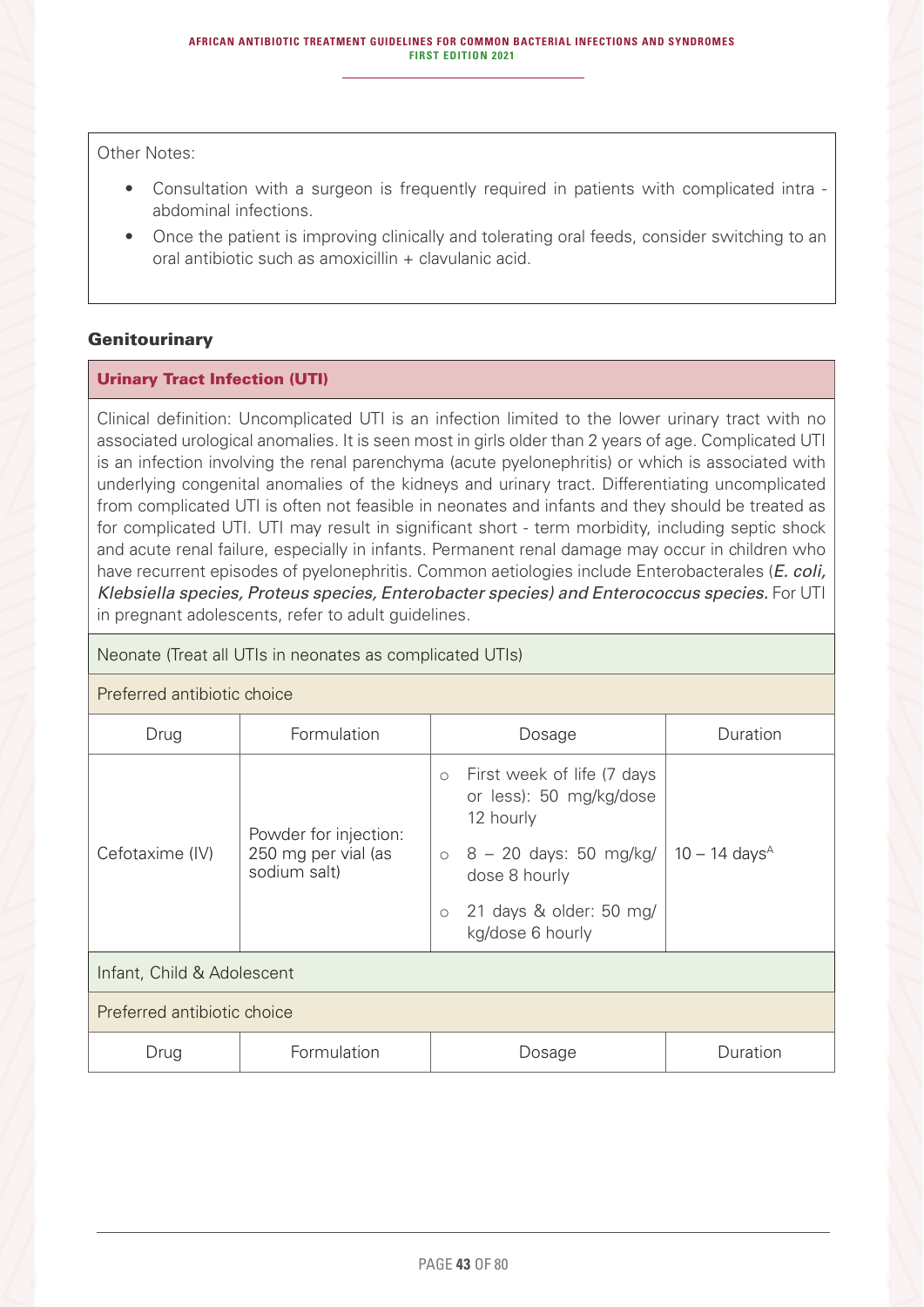Other Notes:

- Consultation with a surgeon is frequently required in patients with complicated intra - abdominal infections.
- Once the patient is improving clinically and tolerating oral feeds, consider switching to an oral antibiotic such as amoxicillin + clavulanic acid.

## Genitourinary

### Urinary Tract Infection (UTI)

Clinical definition: Uncomplicated UTI is an infection limited to the lower urinary tract with no associated urological anomalies. It is seen most in girls older than 2 years of age. Complicated UTI is an infection involving the renal parenchyma (acute pyelonephritis) or which is associated with underlying congenital anomalies of the kidneys and urinary tract. Differentiating uncomplicated from complicated UTI is often not feasible in neonates and infants and they should be treated as for complicated UTI. UTI may result in significant short - term morbidity, including septic shock and acute renal failure, especially in infants. Permanent renal damage may occur in children who have recurrent episodes of pyelonephritis. Common aetiologies include Enterobacterales (***E. coli, Klebsiella species, Proteus species, Enterobacter species) and Enterococcus species.*** For UTI in pregnant adolescents, refer to adult guidelines.

Neonate (Treat all UTIs in neonates as complicated UTIs)

Preferred antibiotic choice

| Drug | Formulation | Dosage | Duration |
|---|---|---|---|
| Cefotaxime (IV) | Powder for injection: 250 mg per vial (as sodium salt) | ○ First week of life (7 days or less): 50 mg/kg/dose 12 hourly<br>○ 8 – 20 days: 50 mg/kg/dose 8 hourly<br>○ 21 days & older: 50 mg/kg/dose 6 hourly | 10 – 14 days[A] |

Infant, Child & Adolescent

Preferred antibiotic choice

| Drug | Formulation | Dosage | Duration |
|---|---|---|---|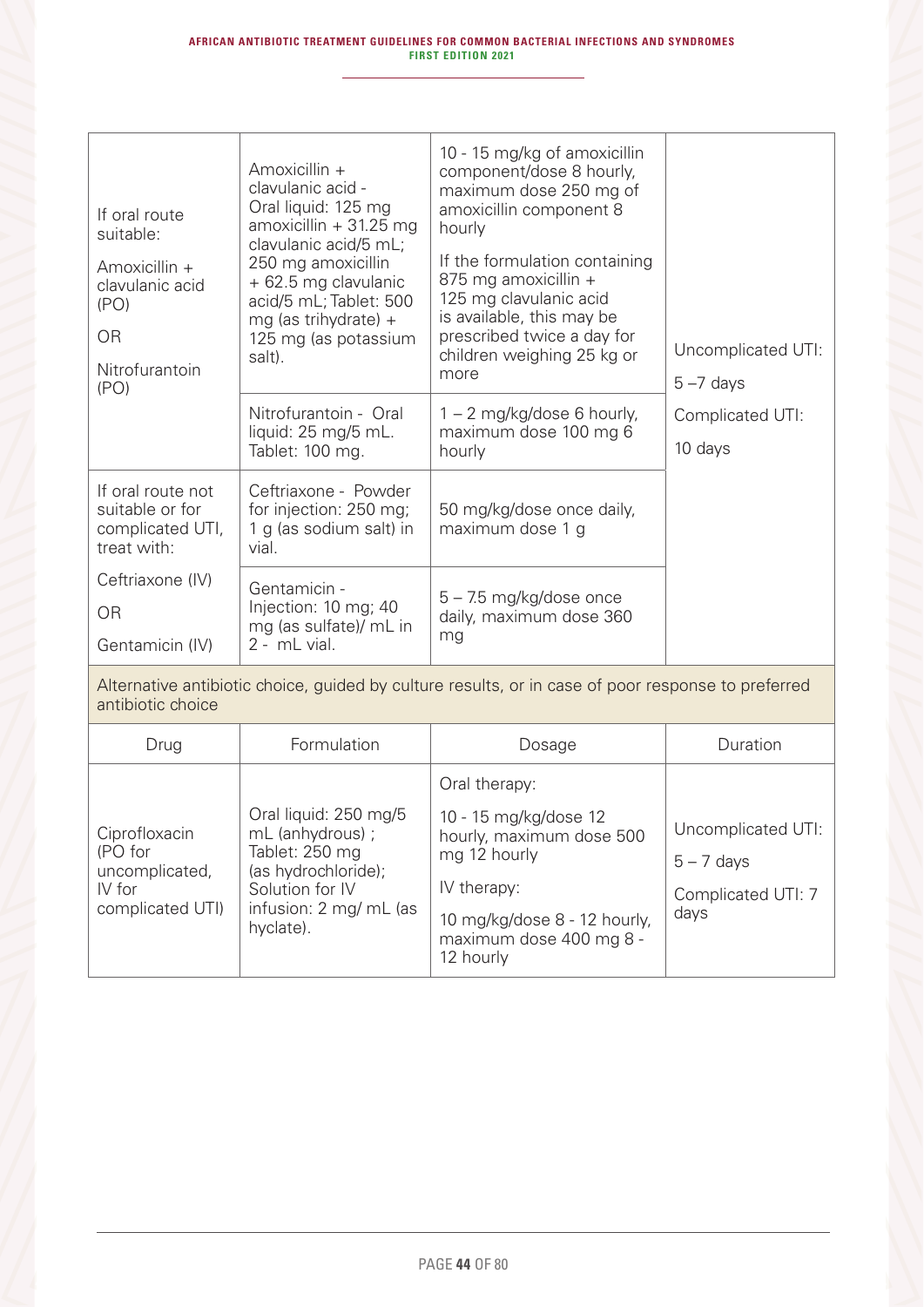| | | | |
|---|---|---|---|
| If oral route suitable:<br><br>Amoxicillin + clavulanic acid (PO)<br><br>OR<br><br>Nitrofurantoin (PO) | Amoxicillin + clavulanic acid - Oral liquid: 125 mg amoxicillin + 31.25 mg clavulanic acid/5 mL; 250 mg amoxicillin + 62.5 mg clavulanic acid/5 mL; Tablet: 500 mg (as trihydrate) + 125 mg (as potassium salt). | 10 - 15 mg/kg of amoxicillin component/dose 8 hourly, maximum dose 250 mg of amoxicillin component 8 hourly<br><br>If the formulation containing 875 mg amoxicillin + 125 mg clavulanic acid is available, this may be prescribed twice a day for children weighing 25 kg or more | Uncomplicated UTI:<br><br>5 –7 days<br><br>Complicated UTI:<br><br>10 days |
| | Nitrofurantoin - Oral liquid: 25 mg/5 mL. Tablet: 100 mg. | 1 – 2 mg/kg/dose 6 hourly, maximum dose 100 mg 6 hourly | |
| If oral route not suitable or for complicated UTI, treat with:<br><br>Ceftriaxone (IV)<br><br>OR<br><br>Gentamicin (IV) | Ceftriaxone - Powder for injection: 250 mg; 1 g (as sodium salt) in vial. | 50 mg/kg/dose once daily, maximum dose 1 g | |
| | Gentamicin - Injection: 10 mg; 40 mg (as sulfate)/ mL in 2 - mL vial. | 5 – 7.5 mg/kg/dose once daily, maximum dose 360 mg | |

Alternative antibiotic choice, guided by culture results, or in case of poor response to preferred antibiotic choice

| Drug | Formulation | Dosage | Duration |
|---|---|---|---|
| Ciprofloxacin (PO for uncomplicated, IV for complicated UTI) | Oral liquid: 250 mg/5 mL (anhydrous) ; Tablet: 250 mg (as hydrochloride); Solution for IV infusion: 2 mg/ mL (as hyclate). | Oral therapy:<br><br>10 - 15 mg/kg/dose 12 hourly, maximum dose 500 mg 12 hourly<br><br>IV therapy:<br><br>10 mg/kg/dose 8 - 12 hourly, maximum dose 400 mg 8 - 12 hourly | Uncomplicated UTI:<br><br>5 – 7 days<br><br>Complicated UTI: 7 days |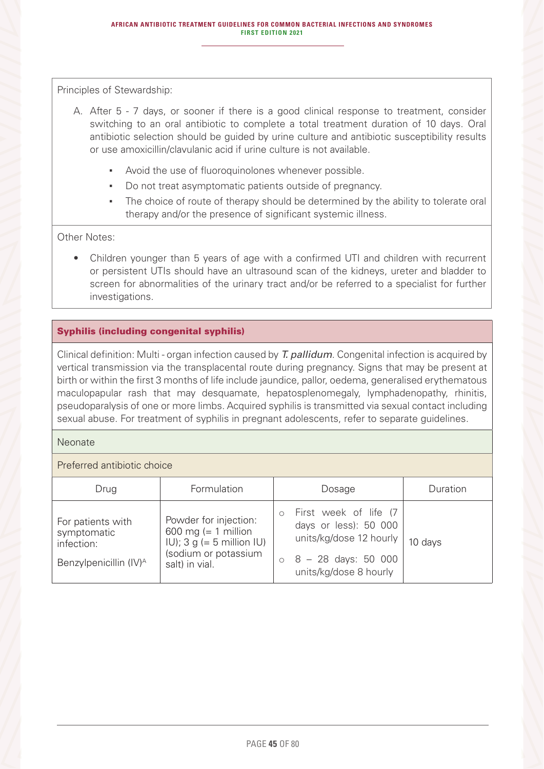Principles of Stewardship:

A. After 5 - 7 days, or sooner if there is a good clinical response to treatment, consider switching to an oral antibiotic to complete a total treatment duration of 10 days. Oral antibiotic selection should be guided by urine culture and antibiotic susceptibility results or use amoxicillin/clavulanic acid if urine culture is not available.

   - Avoid the use of fluoroquinolones whenever possible.
   - Do not treat asymptomatic patients outside of pregnancy.
   - The choice of route of therapy should be determined by the ability to tolerate oral therapy and/or the presence of significant systemic illness.

Other Notes:

- Children younger than 5 years of age with a confirmed UTI and children with recurrent or persistent UTIs should have an ultrasound scan of the kidneys, ureter and bladder to screen for abnormalities of the urinary tract and/or be referred to a specialist for further investigations.

## Syphilis (including congenital syphilis)

Clinical definition: Multi - organ infection caused by *T. pallidum*. Congenital infection is acquired by vertical transmission via the transplacental route during pregnancy. Signs that may be present at birth or within the first 3 months of life include jaundice, pallor, oedema, generalised erythematous maculopapular rash that may desquamate, hepatosplenomegaly, lymphadenopathy, rhinitis, pseudoparalysis of one or more limbs. Acquired syphilis is transmitted via sexual contact including sexual abuse. For treatment of syphilis in pregnant adolescents, refer to separate guidelines.

Neonate

Preferred antibiotic choice

| Drug | Formulation | Dosage | Duration |
|---|---|---|---|
| For patients with symptomatic infection: Benzylpenicillin (IV)[A] | Powder for injection: 600 mg (= 1 million IU); 3 g (= 5 million IU) (sodium or potassium salt) in vial. | ○ First week of life (7 days or less): 50 000 units/kg/dose 12 hourly<br>○ 8 – 28 days: 50 000 units/kg/dose 8 hourly | 10 days |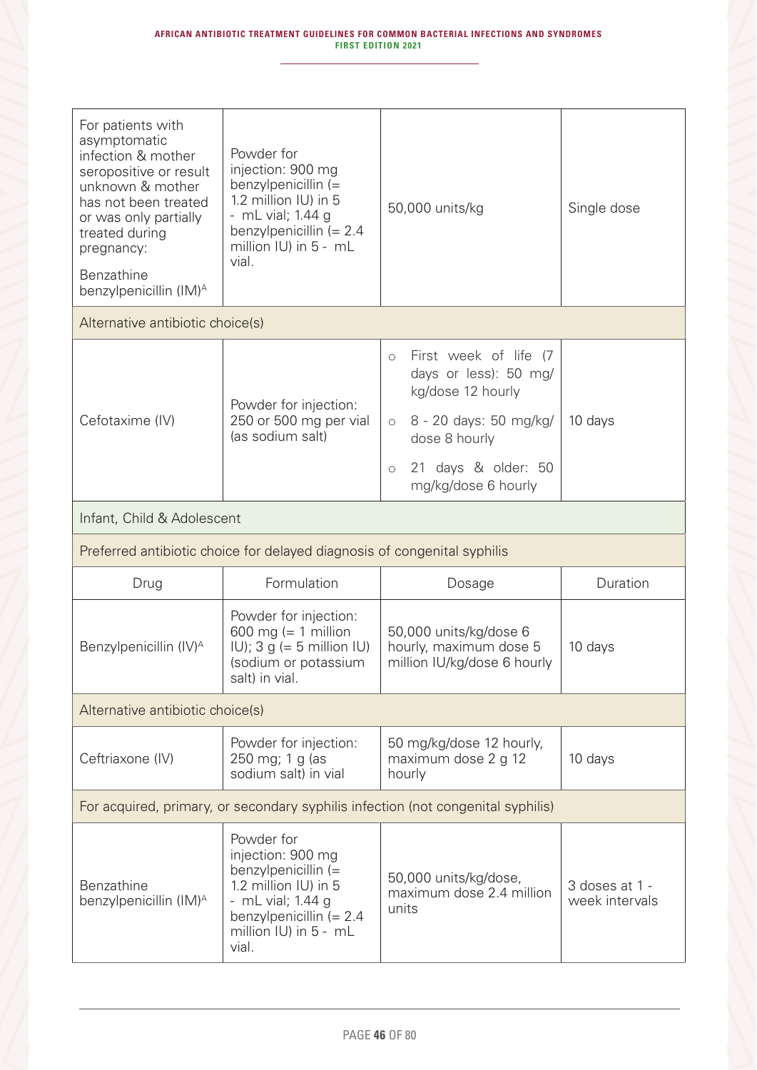| | | | |
|---|---|---|---|
| For patients with asymptomatic infection & mother seropositive or result unknown & mother has not been treated or was only partially treated during pregnancy:<br><br>Benzathine benzylpenicillin (IM)[A] | Powder for injection: 900 mg benzylpenicillin (= 1.2 million IU) in 5 - mL vial; 1.44 g benzylpenicillin (= 2.4 million IU) in 5 - mL vial. | 50,000 units/kg | Single dose |
| Alternative antibiotic choice(s) | | | |
| Cefotaxime (IV) | Powder for injection: 250 or 500 mg per vial (as sodium salt) | ○ First week of life (7 days or less): 50 mg/kg/dose 12 hourly<br>○ 8 - 20 days: 50 mg/kg/dose 8 hourly<br>○ 21 days & older: 50 mg/kg/dose 6 hourly | 10 days |
| Infant, Child & Adolescent | | | |
| Preferred antibiotic choice for delayed diagnosis of congenital syphilis | | | |
| Drug | Formulation | Dosage | Duration |
| Benzylpenicillin (IV)[A] | Powder for injection: 600 mg (= 1 million IU); 3 g (= 5 million IU) (sodium or potassium salt) in vial. | 50,000 units/kg/dose 6 hourly, maximum dose 5 million IU/kg/dose 6 hourly | 10 days |
| Alternative antibiotic choice(s) | | | |
| Ceftriaxone (IV) | Powder for injection: 250 mg; 1 g (as sodium salt) in vial | 50 mg/kg/dose 12 hourly, maximum dose 2 g 12 hourly | 10 days |
| For acquired, primary, or secondary syphilis infection (not congenital syphilis) | | | |
| Benzathine benzylpenicillin (IM)[A] | Powder for injection: 900 mg benzylpenicillin (= 1.2 million IU) in 5 - mL vial; 1.44 g benzylpenicillin (= 2.4 million IU) in 5 - mL vial. | 50,000 units/kg/dose, maximum dose 2.4 million units | 3 doses at 1 - week intervals |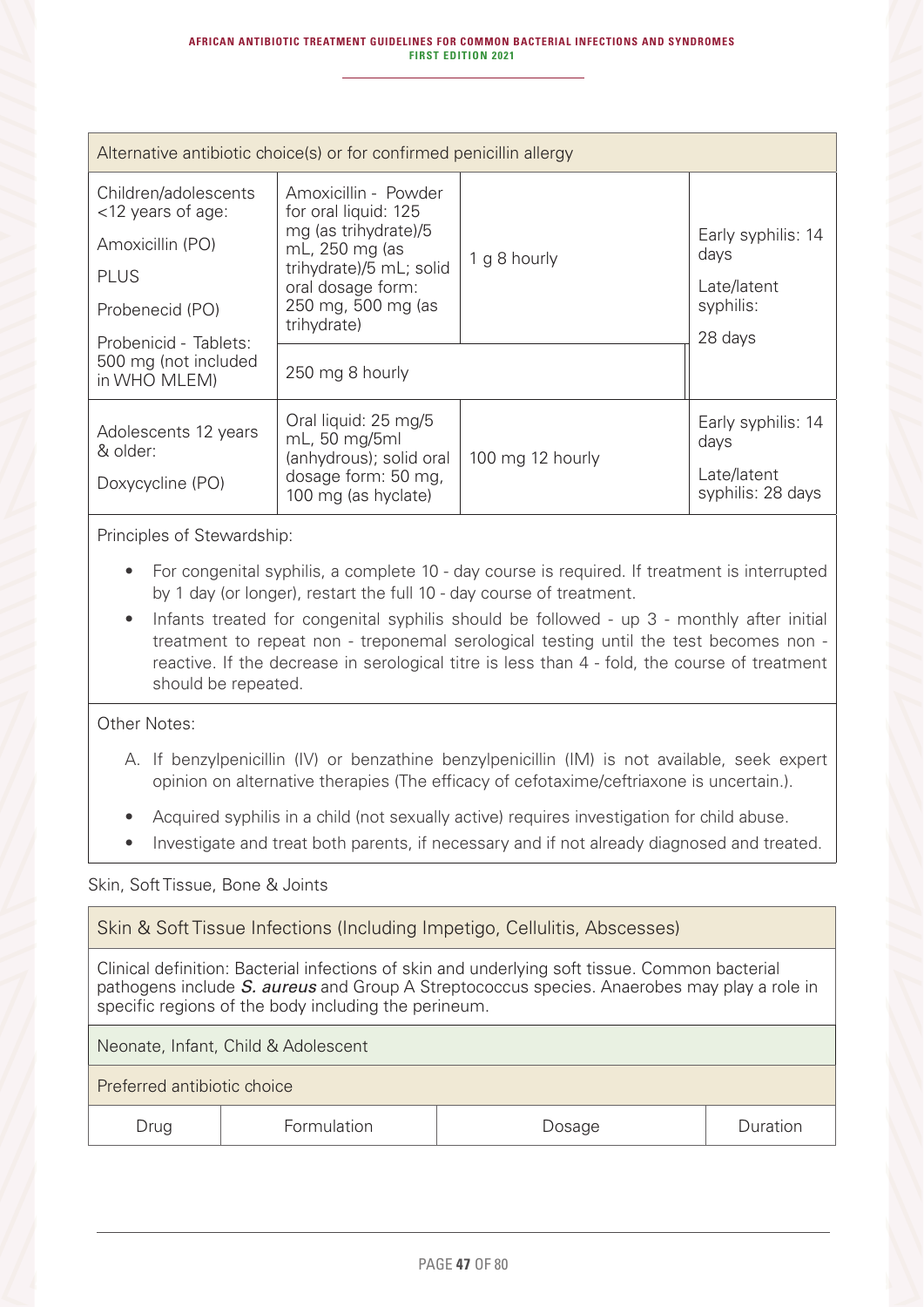| Alternative antibiotic choice(s) or for confirmed penicillin allergy | | | |
|---|---|---|---|
| Children/adolescents <12 years of age:<br>Amoxicillin (PO)<br>PLUS<br>Probenecid (PO) | Amoxicillin - Powder for oral liquid: 125 mg (as trihydrate)/5 mL, 250 mg (as trihydrate)/5 mL; solid oral dosage form: 250 mg, 500 mg (as trihydrate) | 1 g 8 hourly | Early syphilis: 14 days<br>Late/latent syphilis:<br>28 days |
| Probenicid - Tablets: 500 mg (not included in WHO MLEM) | 250 mg 8 hourly | | |
| Adolescents 12 years & older:<br>Doxycycline (PO) | Oral liquid: 25 mg/5 mL, 50 mg/5ml (anhydrous); solid oral dosage form: 50 mg, 100 mg (as hyclate) | 100 mg 12 hourly | Early syphilis: 14 days<br>Late/latent syphilis: 28 days |

Principles of Stewardship:

- For congenital syphilis, a complete 10 - day course is required. If treatment is interrupted by 1 day (or longer), restart the full 10 - day course of treatment.
- Infants treated for congenital syphilis should be followed - up 3 - monthly after initial treatment to repeat non - treponemal serological testing until the test becomes non - reactive. If the decrease in serological titre is less than 4 - fold, the course of treatment should be repeated.

Other Notes:

A. If benzylpenicillin (IV) or benzathine benzylpenicillin (IM) is not available, seek expert opinion on alternative therapies (The efficacy of cefotaxime/ceftriaxone is uncertain.).

- Acquired syphilis in a child (not sexually active) requires investigation for child abuse.
- Investigate and treat both parents, if necessary and if not already diagnosed and treated.

Skin, Soft Tissue, Bone & Joints

## Skin & Soft Tissue Infections (Including Impetigo, Cellulitis, Abscesses)

Clinical definition: Bacterial infections of skin and underlying soft tissue. Common bacterial pathogens include ***S. aureus*** and Group A Streptococcus species. Anaerobes may play a role in specific regions of the body including the perineum.

Neonate, Infant, Child & Adolescent

Preferred antibiotic choice

| Drug | Formulation | Dosage | Duration |
|---|---|---|---|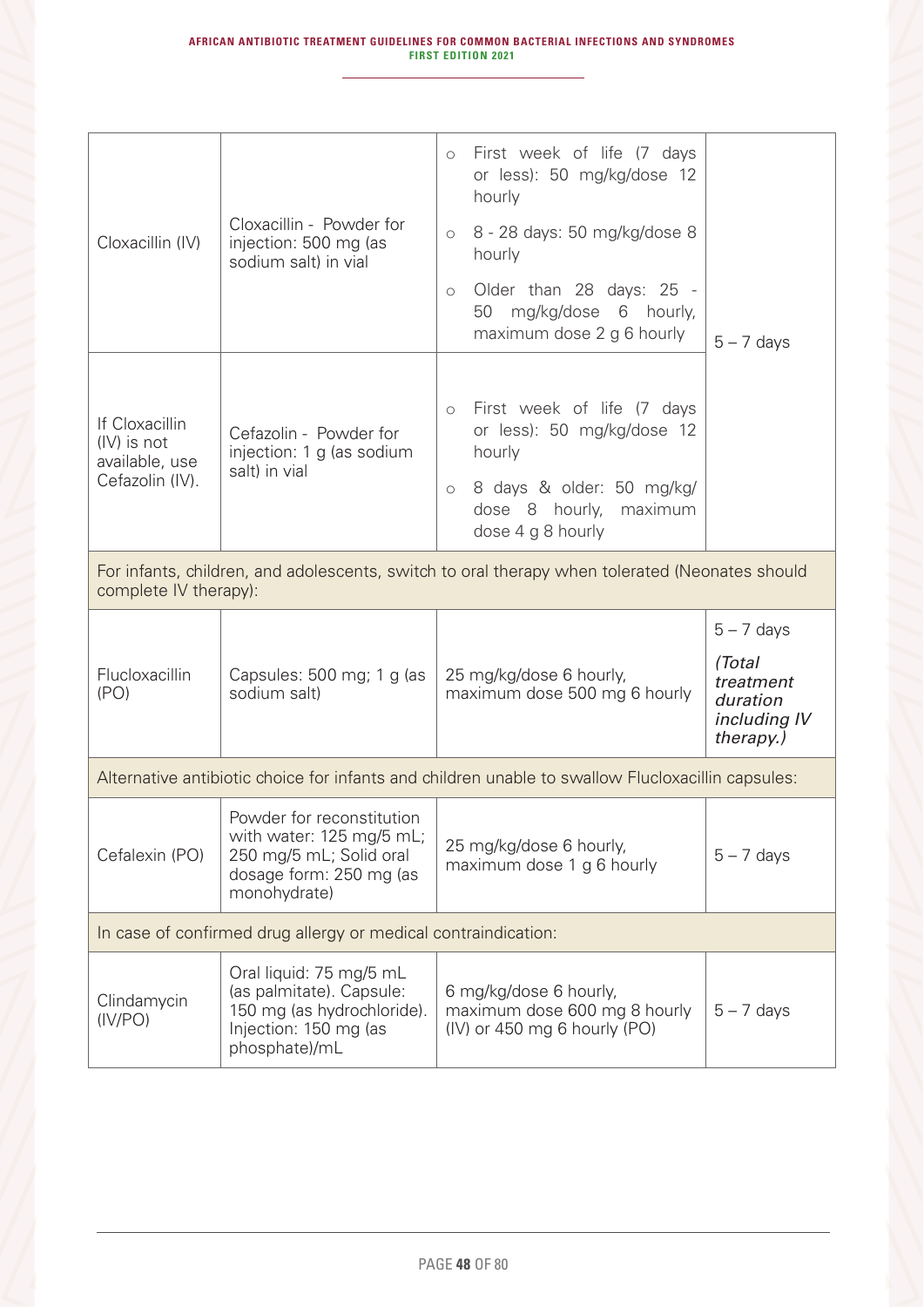| | | | |
|---|---|---|---|
| Cloxacillin (IV) | Cloxacillin - Powder for injection: 500 mg (as sodium salt) in vial | ○ First week of life (7 days or less): 50 mg/kg/dose 12 hourly<br>○ 8 - 28 days: 50 mg/kg/dose 8 hourly<br>○ Older than 28 days: 25 - 50 mg/kg/dose 6 hourly, maximum dose 2 g 6 hourly | 5 – 7 days |
| If Cloxacillin (IV) is not available, use Cefazolin (IV). | Cefazolin - Powder for injection: 1 g (as sodium salt) in vial | ○ First week of life (7 days or less): 50 mg/kg/dose 12 hourly<br>○ 8 days & older: 50 mg/kg/dose 8 hourly, maximum dose 4 g 8 hourly | |
| For infants, children, and adolescents, switch to oral therapy when tolerated (Neonates should complete IV therapy): | | | |
| Flucloxacillin (PO) | Capsules: 500 mg; 1 g (as sodium salt) | 25 mg/kg/dose 6 hourly, maximum dose 500 mg 6 hourly | 5 – 7 days<br>*(Total treatment duration including IV therapy.)* |
| Alternative antibiotic choice for infants and children unable to swallow Flucloxacillin capsules: | | | |
| Cefalexin (PO) | Powder for reconstitution with water: 125 mg/5 mL; 250 mg/5 mL; Solid oral dosage form: 250 mg (as monohydrate) | 25 mg/kg/dose 6 hourly, maximum dose 1 g 6 hourly | 5 – 7 days |
| In case of confirmed drug allergy or medical contraindication: | | | |
| Clindamycin (IV/PO) | Oral liquid: 75 mg/5 mL (as palmitate). Capsule: 150 mg (as hydrochloride). Injection: 150 mg (as phosphate)/mL | 6 mg/kg/dose 6 hourly, maximum dose 600 mg 8 hourly (IV) or 450 mg 6 hourly (PO) | 5 – 7 days |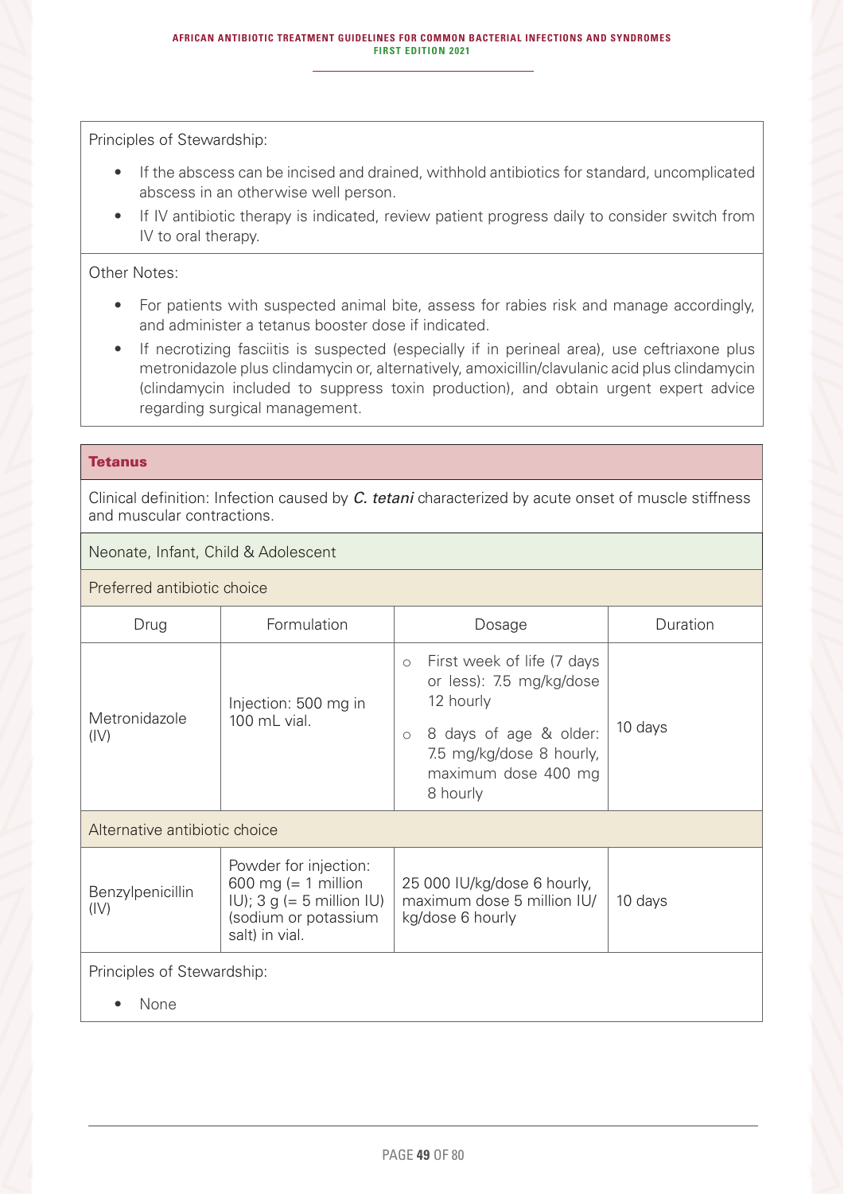Principles of Stewardship:

- If the abscess can be incised and drained, withhold antibiotics for standard, uncomplicated abscess in an otherwise well person.
- If IV antibiotic therapy is indicated, review patient progress daily to consider switch from IV to oral therapy.

Other Notes:

- For patients with suspected animal bite, assess for rabies risk and manage accordingly, and administer a tetanus booster dose if indicated.
- If necrotizing fasciitis is suspected (especially if in perineal area), use ceftriaxone plus metronidazole plus clindamycin or, alternatively, amoxicillin/clavulanic acid plus clindamycin (clindamycin included to suppress toxin production), and obtain urgent expert advice regarding surgical management.

## Tetanus

Clinical definition: Infection caused by *C. tetani* characterized by acute onset of muscle stiffness and muscular contractions.

### Neonate, Infant, Child & Adolescent

Preferred antibiotic choice

| Drug | Formulation | Dosage | Duration |
|---|---|---|---|
| Metronidazole (IV) | Injection: 500 mg in 100 mL vial. | ○ First week of life (7 days or less): 7.5 mg/kg/dose 12 hourly<br>○ 8 days of age & older: 7.5 mg/kg/dose 8 hourly, maximum dose 400 mg 8 hourly | 10 days |

Alternative antibiotic choice

| Drug | Formulation | Dosage | Duration |
|---|---|---|---|
| Benzylpenicillin (IV) | Powder for injection: 600 mg (= 1 million IU); 3 g (= 5 million IU) (sodium or potassium salt) in vial. | 25 000 IU/kg/dose 6 hourly, maximum dose 5 million IU/kg/dose 6 hourly | 10 days |

Principles of Stewardship:

- None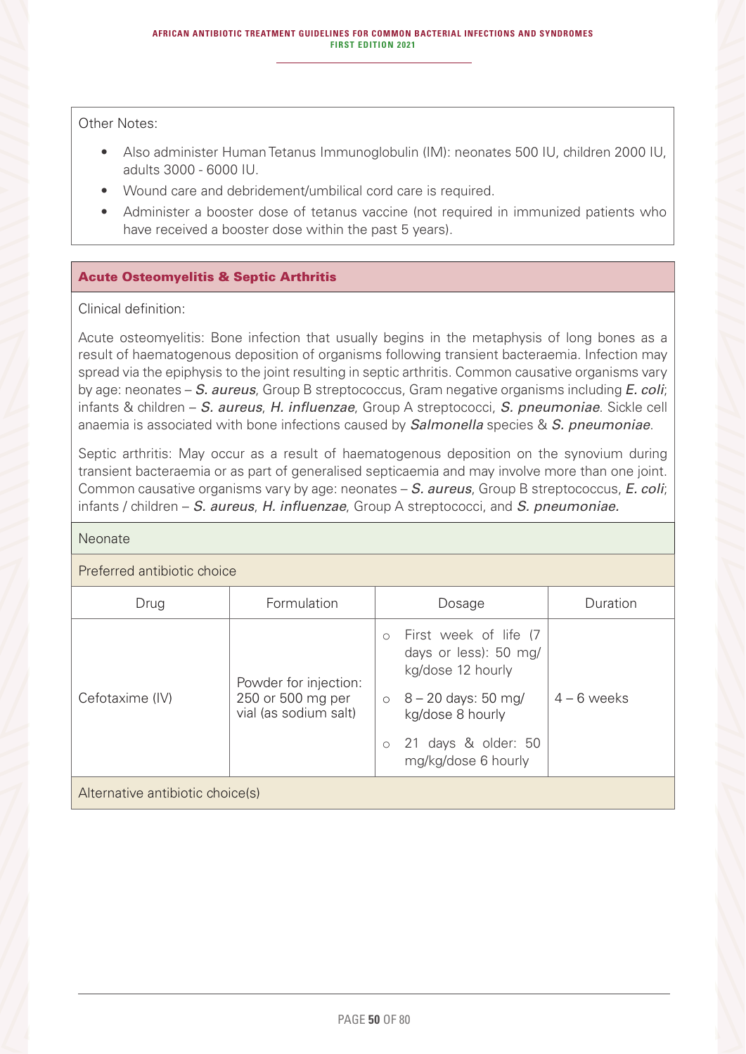Other Notes:

- Also administer Human Tetanus Immunoglobulin (IM): neonates 500 IU, children 2000 IU, adults 3000 - 6000 IU.
- Wound care and debridement/umbilical cord care is required.
- Administer a booster dose of tetanus vaccine (not required in immunized patients who have received a booster dose within the past 5 years).

## Acute Osteomyelitis & Septic Arthritis

Clinical definition:

Acute osteomyelitis: Bone infection that usually begins in the metaphysis of long bones as a result of haematogenous deposition of organisms following transient bacteraemia. Infection may spread via the epiphysis to the joint resulting in septic arthritis. Common causative organisms vary by age: neonates – ***S. aureus***, Group B streptococcus, Gram negative organisms including ***E. coli***; infants & children – ***S. aureus***, ***H. influenzae***, Group A streptococci, ***S. pneumoniae***. Sickle cell anaemia is associated with bone infections caused by ***Salmonella*** species & ***S. pneumoniae***.

Septic arthritis: May occur as a result of haematogenous deposition on the synovium during transient bacteraemia or as part of generalised septicaemia and may involve more than one joint. Common causative organisms vary by age: neonates – ***S. aureus***, Group B streptococcus, ***E. coli***; infants / children – ***S. aureus***, ***H. influenzae***, Group A streptococci, and ***S. pneumoniae.***

### Neonate

Preferred antibiotic choice

| Drug | Formulation | Dosage | Duration |
|---|---|---|---|
| Cefotaxime (IV) | Powder for injection: 250 or 500 mg per vial (as sodium salt) | ○ First week of life (7 days or less): 50 mg/kg/dose 12 hourly<br>○ 8 – 20 days: 50 mg/kg/dose 8 hourly<br>○ 21 days & older: 50 mg/kg/dose 6 hourly | 4 – 6 weeks |

Alternative antibiotic choice(s)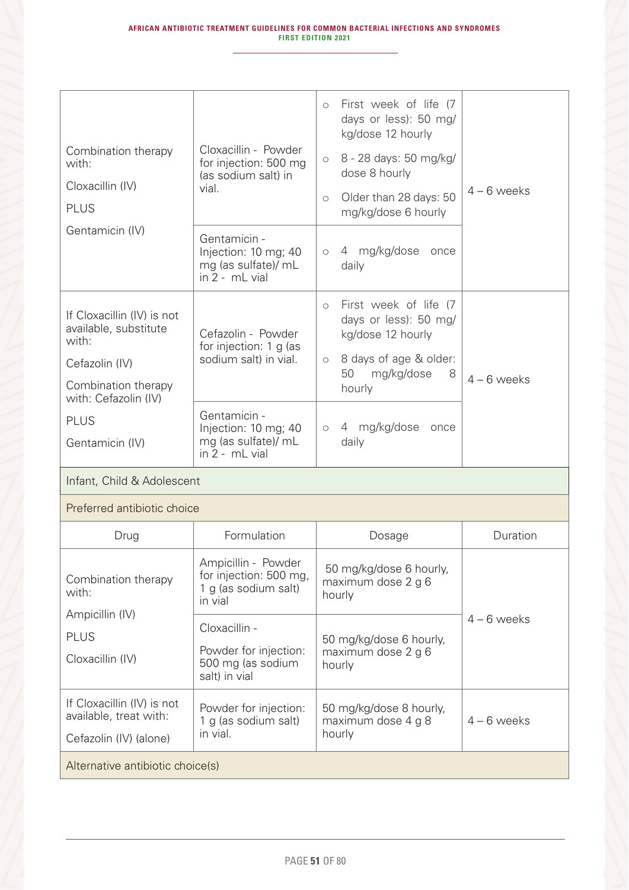| | | | |
|---|---|---|---|
| Combination therapy with:<br>Cloxacillin (IV)<br>PLUS<br>Gentamicin (IV) | Cloxacillin - Powder for injection: 500 mg (as sodium salt) in vial. | ○ First week of life (7 days or less): 50 mg/kg/dose 12 hourly<br>○ 8 - 28 days: 50 mg/kg/dose 8 hourly<br>○ Older than 28 days: 50 mg/kg/dose 6 hourly | 4 – 6 weeks |
| | Gentamicin - Injection: 10 mg; 40 mg (as sulfate)/ mL in 2 - mL vial | ○ 4 mg/kg/dose once daily | |
| If Cloxacillin (IV) is not available, substitute with:<br>Cefazolin (IV)<br>Combination therapy with: Cefazolin (IV)<br>PLUS<br>Gentamicin (IV) | Cefazolin - Powder for injection: 1 g (as sodium salt) in vial. | ○ First week of life (7 days or less): 50 mg/kg/dose 12 hourly<br>○ 8 days of age & older: 50 mg/kg/dose 8 hourly | 4 – 6 weeks |
| | Gentamicin - Injection: 10 mg; 40 mg (as sulfate)/ mL in 2 - mL vial | ○ 4 mg/kg/dose once daily | |
| **Infant, Child & Adolescent** | | | |
| **Preferred antibiotic choice** | | | |
| Drug | Formulation | Dosage | Duration |
| Combination therapy with:<br>Ampicillin (IV)<br>PLUS<br>Cloxacillin (IV) | Ampicillin - Powder for injection: 500 mg, 1 g (as sodium salt) in vial | 50 mg/kg/dose 6 hourly, maximum dose 2 g 6 hourly | 4 – 6 weeks |
| | Cloxacillin -<br>Powder for injection: 500 mg (as sodium salt) in vial | 50 mg/kg/dose 6 hourly, maximum dose 2 g 6 hourly | |
| If Cloxacillin (IV) is not available, treat with:<br>Cefazolin (IV) (alone) | Powder for injection: 1 g (as sodium salt) in vial. | 50 mg/kg/dose 8 hourly, maximum dose 4 g 8 hourly | 4 – 6 weeks |
| **Alternative antibiotic choice(s)** | | | |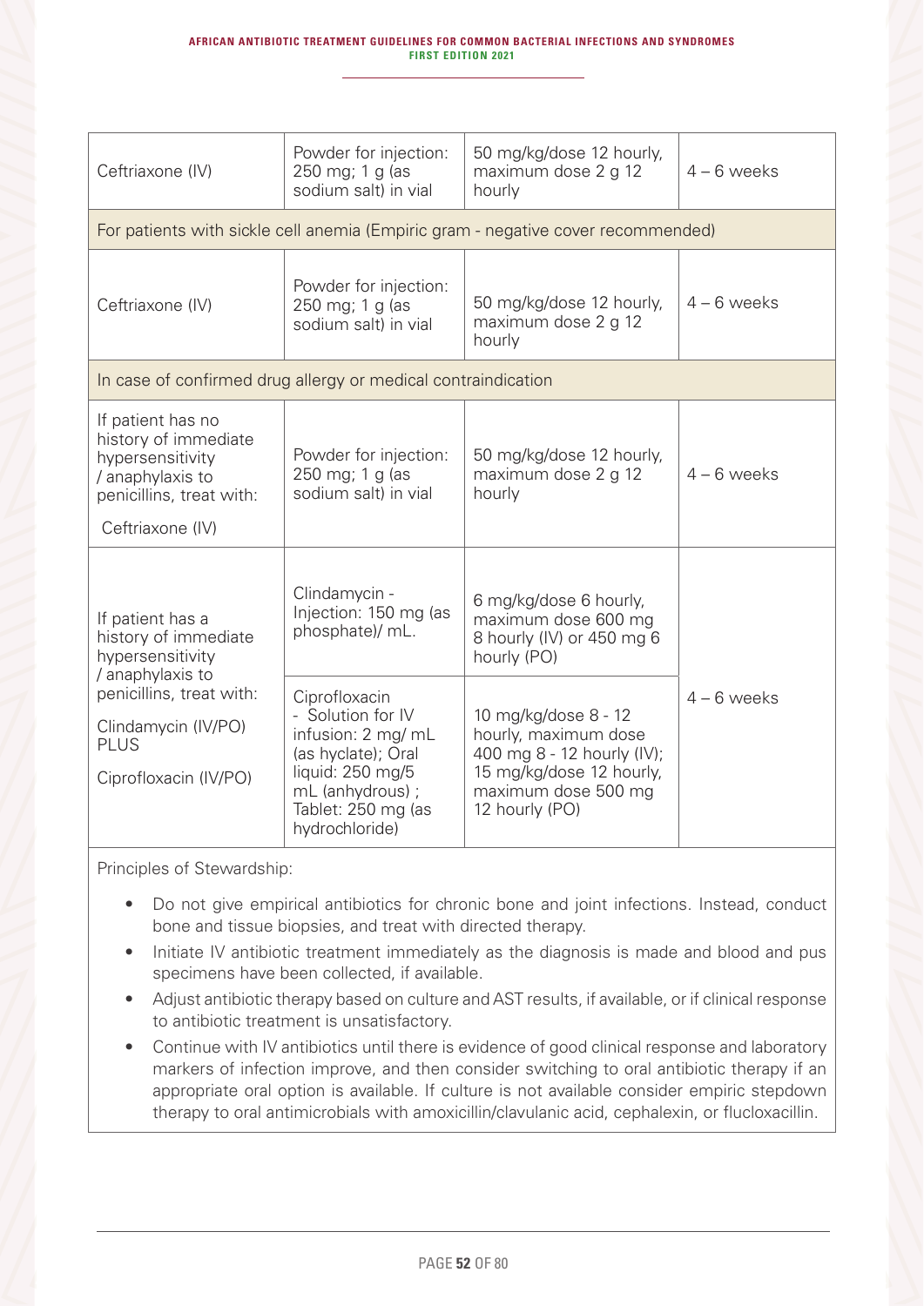| | | | |
|---|---|---|---|
| Ceftriaxone (IV) | Powder for injection: 250 mg; 1 g (as sodium salt) in vial | 50 mg/kg/dose 12 hourly, maximum dose 2 g 12 hourly | 4 – 6 weeks |
| For patients with sickle cell anemia (Empiric gram - negative cover recommended) | | | |
| Ceftriaxone (IV) | Powder for injection: 250 mg; 1 g (as sodium salt) in vial | 50 mg/kg/dose 12 hourly, maximum dose 2 g 12 hourly | 4 – 6 weeks |
| In case of confirmed drug allergy or medical contraindication | | | |
| If patient has no history of immediate hypersensitivity / anaphylaxis to penicillins, treat with: Ceftriaxone (IV) | Powder for injection: 250 mg; 1 g (as sodium salt) in vial | 50 mg/kg/dose 12 hourly, maximum dose 2 g 12 hourly | 4 – 6 weeks |
| If patient has a history of immediate hypersensitivity / anaphylaxis to penicillins, treat with: Clindamycin (IV/PO) PLUS Ciprofloxacin (IV/PO) | Clindamycin - Injection: 150 mg (as phosphate)/ mL. | 6 mg/kg/dose 6 hourly, maximum dose 600 mg 8 hourly (IV) or 450 mg 6 hourly (PO) | 4 – 6 weeks |
| | Ciprofloxacin - Solution for IV infusion: 2 mg/ mL (as hyclate); Oral liquid: 250 mg/5 mL (anhydrous) ; Tablet: 250 mg (as hydrochloride) | 10 mg/kg/dose 8 - 12 hourly, maximum dose 400 mg 8 - 12 hourly (IV); 15 mg/kg/dose 12 hourly, maximum dose 500 mg 12 hourly (PO) | |

Principles of Stewardship:

- Do not give empirical antibiotics for chronic bone and joint infections. Instead, conduct bone and tissue biopsies, and treat with directed therapy.
- Initiate IV antibiotic treatment immediately as the diagnosis is made and blood and pus specimens have been collected, if available.
- Adjust antibiotic therapy based on culture and AST results, if available, or if clinical response to antibiotic treatment is unsatisfactory.
- Continue with IV antibiotics until there is evidence of good clinical response and laboratory markers of infection improve, and then consider switching to oral antibiotic therapy if an appropriate oral option is available. If culture is not available consider empiric stepdown therapy to oral antimicrobials with amoxicillin/clavulanic acid, cephalexin, or flucloxacillin.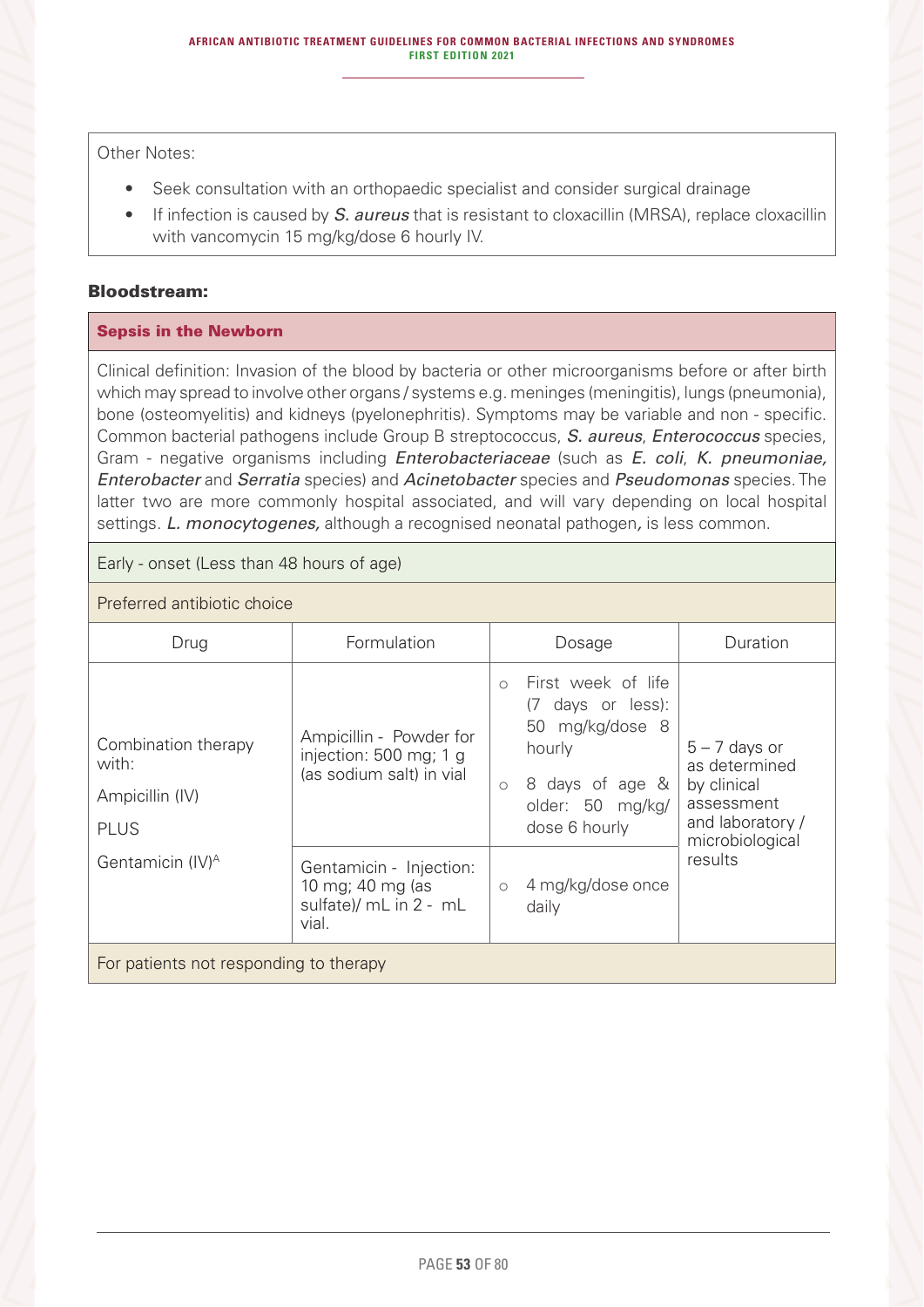Other Notes:

- Seek consultation with an orthopaedic specialist and consider surgical drainage
- If infection is caused by *S. aureus* that is resistant to cloxacillin (MRSA), replace cloxacillin with vancomycin 15 mg/kg/dose 6 hourly IV.

### Bloodstream:

#### Sepsis in the Newborn

Clinical definition: Invasion of the blood by bacteria or other microorganisms before or after birth which may spread to involve other organs / systems e.g. meninges (meningitis), lungs (pneumonia), bone (osteomyelitis) and kidneys (pyelonephritis). Symptoms may be variable and non - specific. Common bacterial pathogens include Group B streptococcus, *S. aureus*, *Enterococcus* species, Gram - negative organisms including *Enterobacteriaceae* (such as *E. coli*, *K. pneumoniae, Enterobacter* and *Serratia* species) and *Acinetobacter* species and *Pseudomonas* species. The latter two are more commonly hospital associated, and will vary depending on local hospital settings. *L. monocytogenes,* although a recognised neonatal pathogen*,* is less common.

Early - onset (Less than 48 hours of age)

Preferred antibiotic choice

| Drug | Formulation | Dosage | Duration |
|---|---|---|---|
| Combination therapy with: Ampicillin (IV) PLUS Gentamicin (IV)[A] | Ampicillin - Powder for injection: 500 mg; 1 g (as sodium salt) in vial | ○ First week of life (7 days or less): 50 mg/kg/dose 8 hourly<br>○ 8 days of age & older: 50 mg/kg/dose 6 hourly | 5 – 7 days or as determined by clinical assessment and laboratory / microbiological results |
| | Gentamicin - Injection: 10 mg; 40 mg (as sulfate)/ mL in 2 - mL vial. | ○ 4 mg/kg/dose once daily | |

For patients not responding to therapy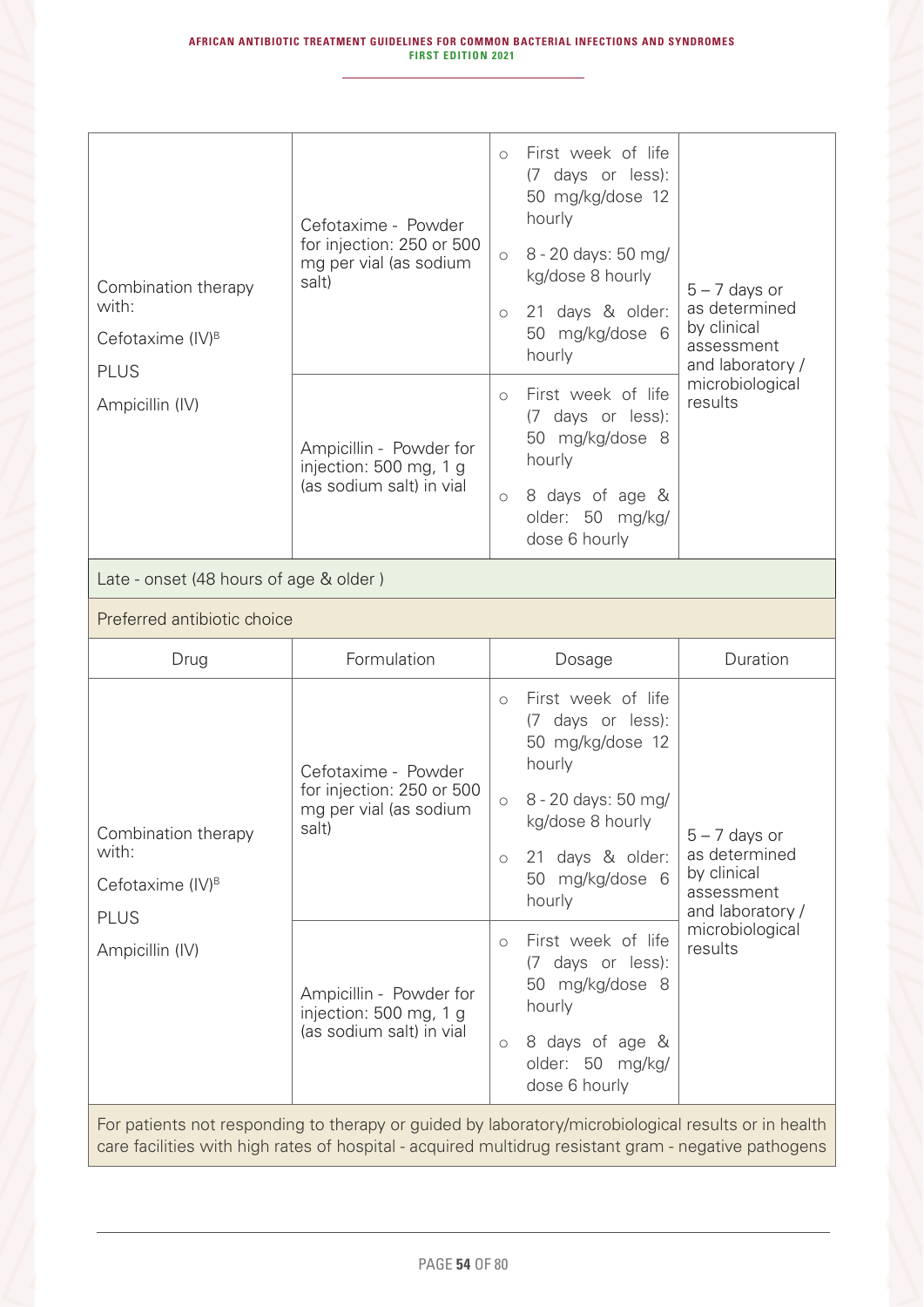| | | | |
|---|---|---|---|
| Combination therapy with: Cefotaxime (IV)[B] PLUS Ampicillin (IV) | Cefotaxime - Powder for injection: 250 or 500 mg per vial (as sodium salt) | ○ First week of life (7 days or less): 50 mg/kg/dose 12 hourly<br>○ 8 - 20 days: 50 mg/kg/dose 8 hourly<br>○ 21 days & older: 50 mg/kg/dose 6 hourly | 5 – 7 days or as determined by clinical assessment and laboratory / microbiological results |
| | Ampicillin - Powder for injection: 500 mg, 1 g (as sodium salt) in vial | ○ First week of life (7 days or less): 50 mg/kg/dose 8 hourly<br>○ 8 days of age & older: 50 mg/kg/dose 6 hourly | |
| Late - onset (48 hours of age & older ) | | | |
| Preferred antibiotic choice | | | |
| **Drug** | **Formulation** | **Dosage** | **Duration** |
| Combination therapy with: Cefotaxime (IV)[B] PLUS Ampicillin (IV) | Cefotaxime - Powder for injection: 250 or 500 mg per vial (as sodium salt) | ○ First week of life (7 days or less): 50 mg/kg/dose 12 hourly<br>○ 8 - 20 days: 50 mg/kg/dose 8 hourly<br>○ 21 days & older: 50 mg/kg/dose 6 hourly | 5 – 7 days or as determined by clinical assessment and laboratory / microbiological results |
| | Ampicillin - Powder for injection: 500 mg, 1 g (as sodium salt) in vial | ○ First week of life (7 days or less): 50 mg/kg/dose 8 hourly<br>○ 8 days of age & older: 50 mg/kg/dose 6 hourly | |
| For patients not responding to therapy or guided by laboratory/microbiological results or in health care facilities with high rates of hospital - acquired multidrug resistant gram - negative pathogens | | | |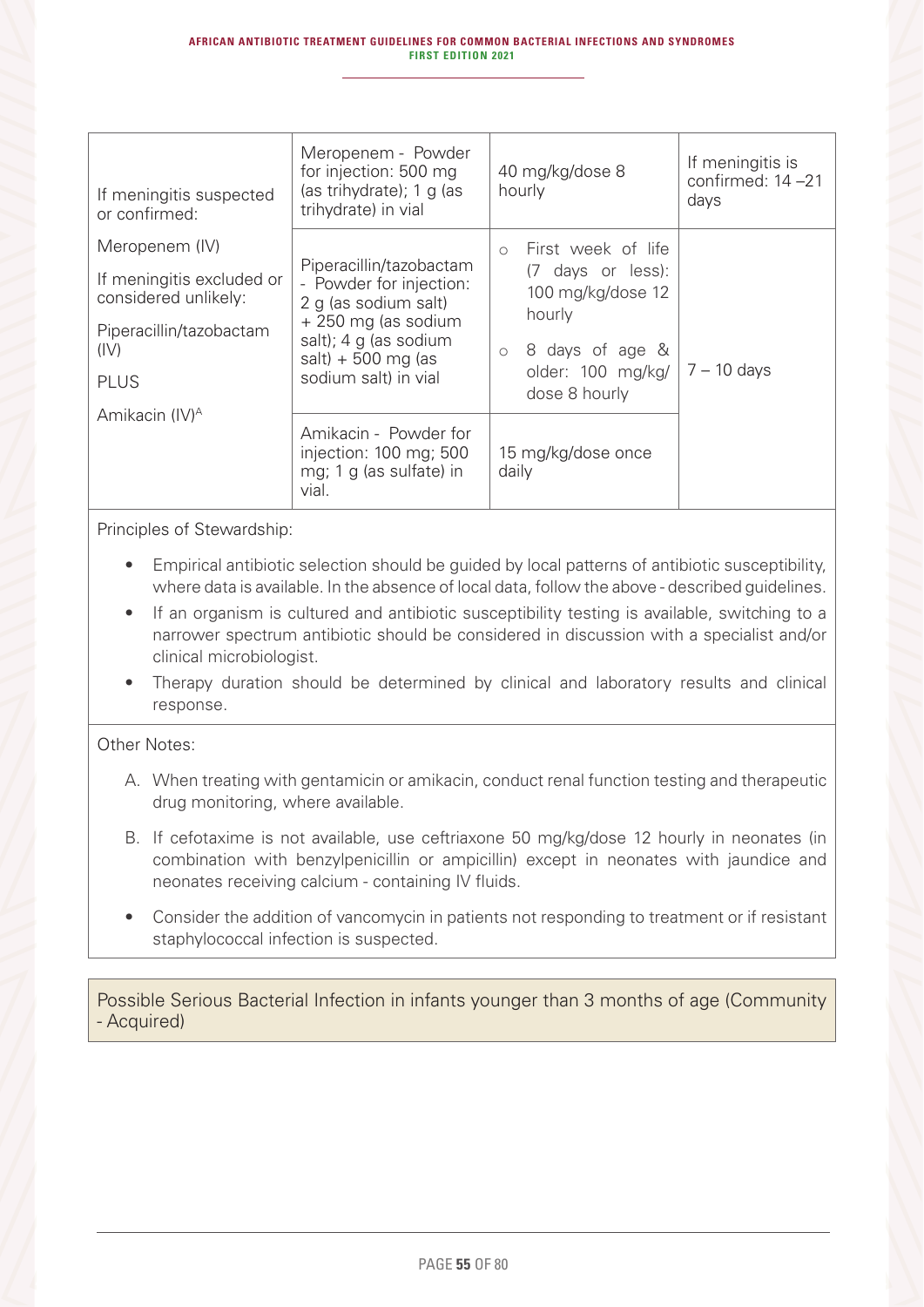| | | | |
|---|---|---|---|
| If meningitis suspected or confirmed:<br><br>Meropenem (IV)<br><br>If meningitis excluded or considered unlikely:<br><br>Piperacillin/tazobactam (IV)<br><br>PLUS<br><br>Amikacin (IV)[A] | Meropenem - Powder for injection: 500 mg (as trihydrate); 1 g (as trihydrate) in vial | 40 mg/kg/dose 8 hourly | If meningitis is confirmed: 14 –21 days |
| | Piperacillin/tazobactam - Powder for injection: 2 g (as sodium salt) + 250 mg (as sodium salt); 4 g (as sodium salt) + 500 mg (as sodium salt) in vial | ○ First week of life (7 days or less): 100 mg/kg/dose 12 hourly<br>○ 8 days of age & older: 100 mg/kg/dose 8 hourly | 7 – 10 days |
| | Amikacin - Powder for injection: 100 mg; 500 mg; 1 g (as sulfate) in vial. | 15 mg/kg/dose once daily | |

Principles of Stewardship:

- Empirical antibiotic selection should be guided by local patterns of antibiotic susceptibility, where data is available. In the absence of local data, follow the above - described guidelines.
- If an organism is cultured and antibiotic susceptibility testing is available, switching to a narrower spectrum antibiotic should be considered in discussion with a specialist and/or clinical microbiologist.
- Therapy duration should be determined by clinical and laboratory results and clinical response.

Other Notes:

A. When treating with gentamicin or amikacin, conduct renal function testing and therapeutic drug monitoring, where available.

B. If cefotaxime is not available, use ceftriaxone 50 mg/kg/dose 12 hourly in neonates (in combination with benzylpenicillin or ampicillin) except in neonates with jaundice and neonates receiving calcium - containing IV fluids.

- Consider the addition of vancomycin in patients not responding to treatment or if resistant staphylococcal infection is suspected.

## Possible Serious Bacterial Infection in infants younger than 3 months of age (Community - Acquired)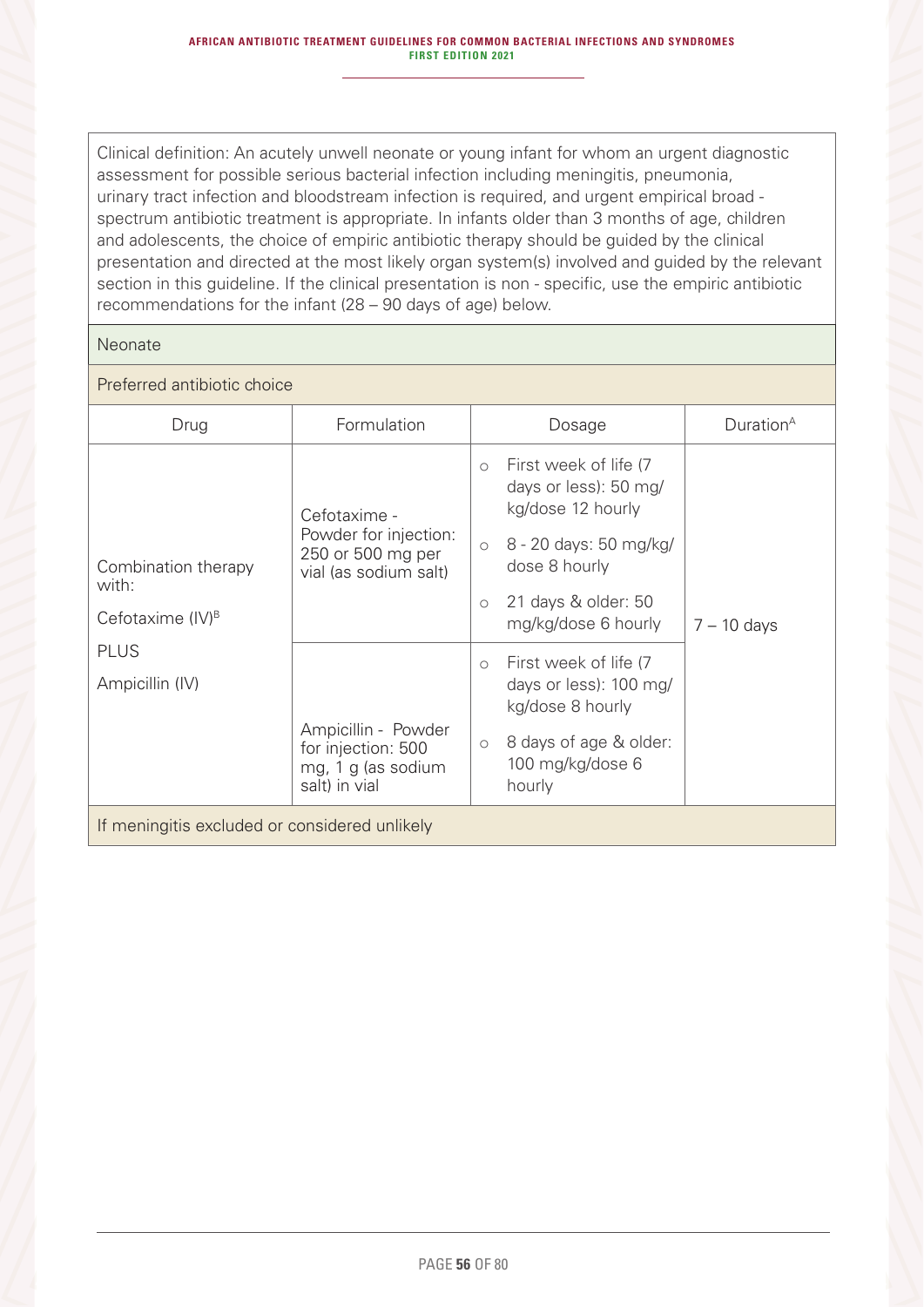Clinical definition: An acutely unwell neonate or young infant for whom an urgent diagnostic assessment for possible serious bacterial infection including meningitis, pneumonia, urinary tract infection and bloodstream infection is required, and urgent empirical broad - spectrum antibiotic treatment is appropriate. In infants older than 3 months of age, children and adolescents, the choice of empiric antibiotic therapy should be guided by the clinical presentation and directed at the most likely organ system(s) involved and guided by the relevant section in this guideline. If the clinical presentation is non - specific, use the empiric antibiotic recommendations for the infant (28 – 90 days of age) below.

**Neonate**

**Preferred antibiotic choice**

| Drug | Formulation | Dosage | Duration[A] |
|---|---|---|---|
| Combination therapy with:<br>Cefotaxime (IV)[B]<br>PLUS<br>Ampicillin (IV) | Cefotaxime - Powder for injection: 250 or 500 mg per vial (as sodium salt) | ○ First week of life (7 days or less): 50 mg/kg/dose 12 hourly<br>○ 8 - 20 days: 50 mg/kg/dose 8 hourly<br>○ 21 days & older: 50 mg/kg/dose 6 hourly | 7 – 10 days |
| | Ampicillin - Powder for injection: 500 mg, 1 g (as sodium salt) in vial | ○ First week of life (7 days or less): 100 mg/kg/dose 8 hourly<br>○ 8 days of age & older: 100 mg/kg/dose 6 hourly | |

**If meningitis excluded or considered unlikely**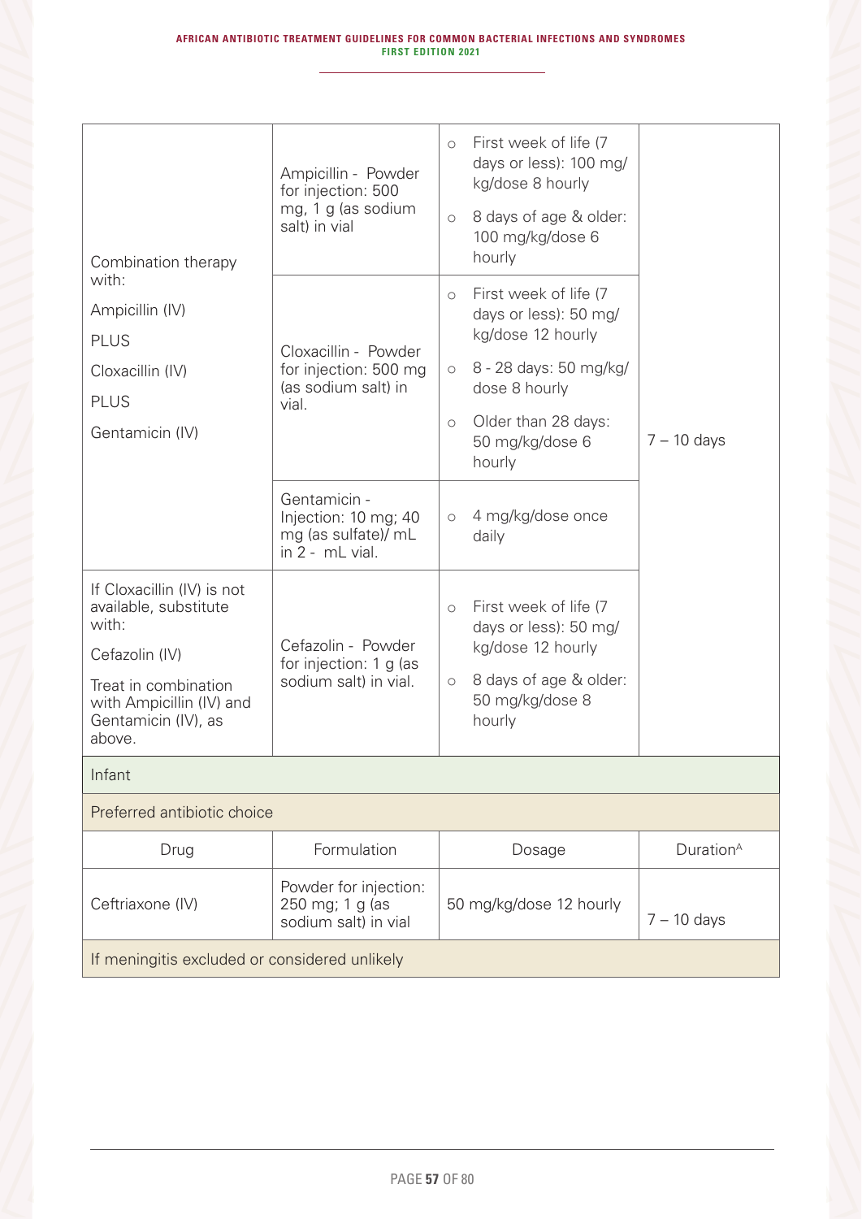| | | | |
|---|---|---|---|
| Combination therapy with:<br>Ampicillin (IV)<br>PLUS<br>Cloxacillin (IV)<br>PLUS<br>Gentamicin (IV) | Ampicillin - Powder for injection: 500 mg, 1 g (as sodium salt) in vial | ○ First week of life (7 days or less): 100 mg/kg/dose 8 hourly<br>○ 8 days of age & older: 100 mg/kg/dose 6 hourly | 7 – 10 days |
| | Cloxacillin - Powder for injection: 500 mg (as sodium salt) in vial. | ○ First week of life (7 days or less): 50 mg/kg/dose 12 hourly<br>○ 8 - 28 days: 50 mg/kg/dose 8 hourly<br>○ Older than 28 days: 50 mg/kg/dose 6 hourly | |
| | Gentamicin - Injection: 10 mg; 40 mg (as sulfate)/ mL in 2 - mL vial. | ○ 4 mg/kg/dose once daily | |
| If Cloxacillin (IV) is not available, substitute with:<br>Cefazolin (IV)<br>Treat in combination with Ampicillin (IV) and Gentamicin (IV), as above. | Cefazolin - Powder for injection: 1 g (as sodium salt) in vial. | ○ First week of life (7 days or less): 50 mg/kg/dose 12 hourly<br>○ 8 days of age & older: 50 mg/kg/dose 8 hourly | |
| **Infant** | | | |
| Preferred antibiotic choice | | | |
| Drug | Formulation | Dosage | Duration[A] |
| Ceftriaxone (IV) | Powder for injection: 250 mg; 1 g (as sodium salt) in vial | 50 mg/kg/dose 12 hourly | 7 – 10 days |
| If meningitis excluded or considered unlikely | | | |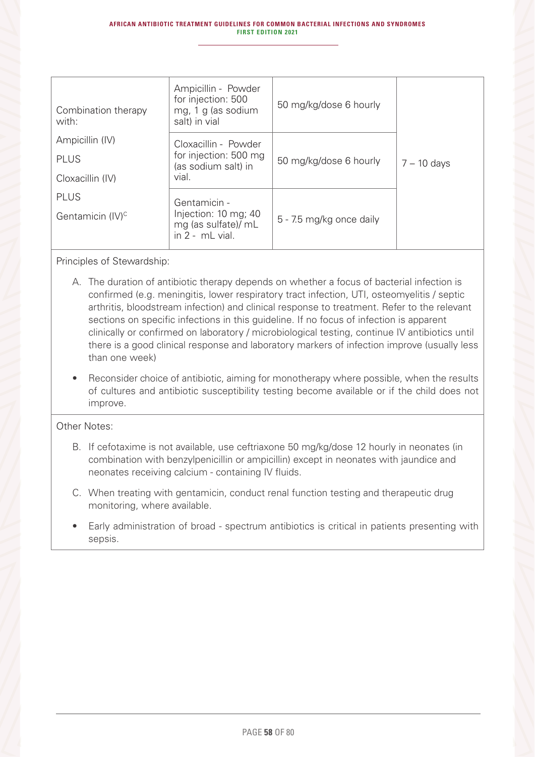| Combination therapy with: Ampicillin (IV) PLUS Cloxacillin (IV) PLUS Gentamicin (IV)[C] | Ampicillin - Powder for injection: 500 mg, 1 g (as sodium salt) in vial | 50 mg/kg/dose 6 hourly | 7 – 10 days |
|---|---|---|---|
| | Cloxacillin - Powder for injection: 500 mg (as sodium salt) in vial. | 50 mg/kg/dose 6 hourly | |
| | Gentamicin - Injection: 10 mg; 40 mg (as sulfate)/ mL in 2 - mL vial. | 5 - 7.5 mg/kg once daily | |

Principles of Stewardship:

A. The duration of antibiotic therapy depends on whether a focus of bacterial infection is confirmed (e.g. meningitis, lower respiratory tract infection, UTI, osteomyelitis / septic arthritis, bloodstream infection) and clinical response to treatment. Refer to the relevant sections on specific infections in this guideline. If no focus of infection is apparent clinically or confirmed on laboratory / microbiological testing, continue IV antibiotics until there is a good clinical response and laboratory markers of infection improve (usually less than one week)

- Reconsider choice of antibiotic, aiming for monotherapy where possible, when the results of cultures and antibiotic susceptibility testing become available or if the child does not improve.

Other Notes:

B. If cefotaxime is not available, use ceftriaxone 50 mg/kg/dose 12 hourly in neonates (in combination with benzylpenicillin or ampicillin) except in neonates with jaundice and neonates receiving calcium - containing IV fluids.

C. When treating with gentamicin, conduct renal function testing and therapeutic drug monitoring, where available.

- Early administration of broad - spectrum antibiotics is critical in patients presenting with sepsis.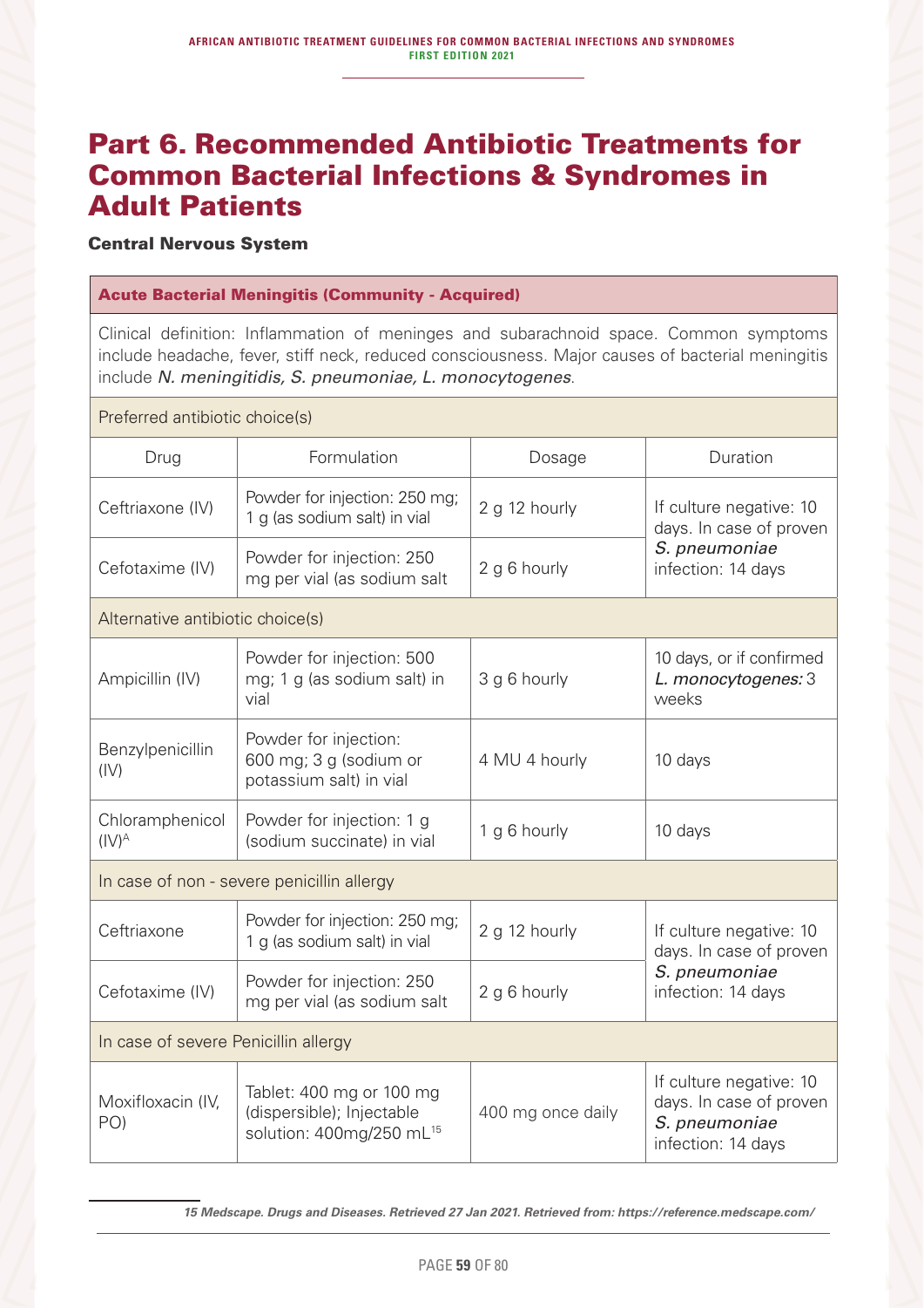# Part 6. Recommended Antibiotic Treatments for Common Bacterial Infections & Syndromes in Adult Patients

### Central Nervous System

| Acute Bacterial Meningitis (Community - Acquired) | | | |
|---|---|---|---|
| Clinical definition: Inflammation of meninges and subarachnoid space. Common symptoms include headache, fever, stiff neck, reduced consciousness. Major causes of bacterial meningitis include *N. meningitidis, S. pneumoniae, L. monocytogenes*. | | | |
| Preferred antibiotic choice(s) | | | |
| Drug | Formulation | Dosage | Duration |
| Ceftriaxone (IV) | Powder for injection: 250 mg; 1 g (as sodium salt) in vial | 2 g 12 hourly | If culture negative: 10 days. In case of proven *S. pneumoniae* infection: 14 days |
| Cefotaxime (IV) | Powder for injection: 250 mg per vial (as sodium salt | 2 g 6 hourly | |
| Alternative antibiotic choice(s) | | | |
| Ampicillin (IV) | Powder for injection: 500 mg; 1 g (as sodium salt) in vial | 3 g 6 hourly | 10 days, or if confirmed *L. monocytogenes:* 3 weeks |
| Benzylpenicillin (IV) | Powder for injection: 600 mg; 3 g (sodium or potassium salt) in vial | 4 MU 4 hourly | 10 days |
| Chloramphenicol (IV)[A] | Powder for injection: 1 g (sodium succinate) in vial | 1 g 6 hourly | 10 days |
| In case of non - severe penicillin allergy | | | |
| Ceftriaxone | Powder for injection: 250 mg; 1 g (as sodium salt) in vial | 2 g 12 hourly | If culture negative: 10 days. In case of proven *S. pneumoniae* infection: 14 days |
| Cefotaxime (IV) | Powder for injection: 250 mg per vial (as sodium salt | 2 g 6 hourly | |
| In case of severe Penicillin allergy | | | |
| Moxifloxacin (IV, PO) | Tablet: 400 mg or 100 mg (dispersible); Injectable solution: 400mg/250 mL[15] | 400 mg once daily | If culture negative: 10 days. In case of proven *S. pneumoniae* infection: 14 days |

*15 Medscape. Drugs and Diseases. Retrieved 27 Jan 2021. Retrieved from: https://reference.medscape.com/*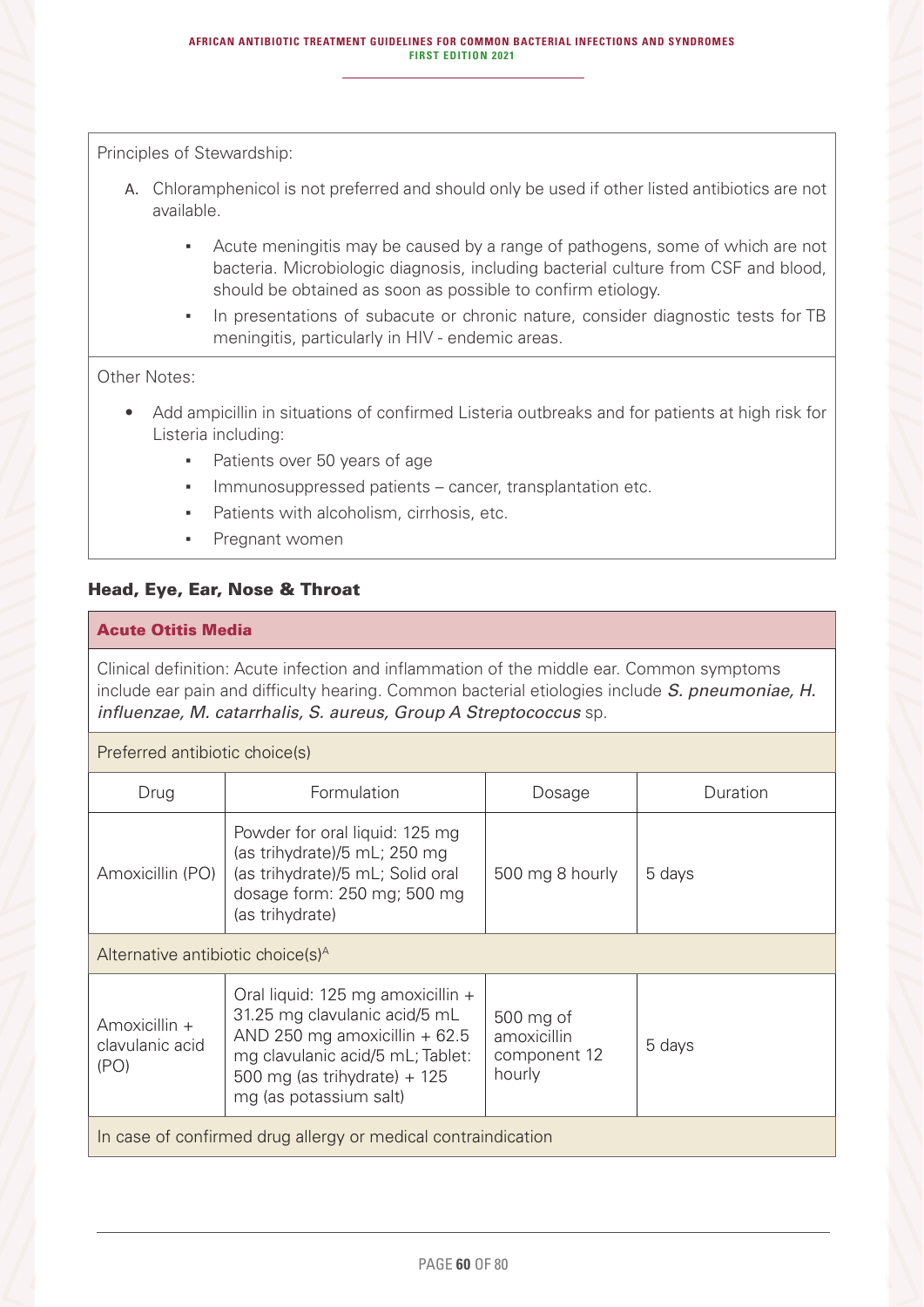Principles of Stewardship:

A. Chloramphenicol is not preferred and should only be used if other listed antibiotics are not available.

- Acute meningitis may be caused by a range of pathogens, some of which are not bacteria. Microbiologic diagnosis, including bacterial culture from CSF and blood, should be obtained as soon as possible to confirm etiology.
- In presentations of subacute or chronic nature, consider diagnostic tests for TB meningitis, particularly in HIV - endemic areas.

Other Notes:

- Add ampicillin in situations of confirmed Listeria outbreaks and for patients at high risk for Listeria including:
  - Patients over 50 years of age
  - Immunosuppressed patients – cancer, transplantation etc.
  - Patients with alcoholism, cirrhosis, etc.
  - Pregnant women

## Head, Eye, Ear, Nose & Throat

### Acute Otitis Media

Clinical definition: Acute infection and inflammation of the middle ear. Common symptoms include ear pain and difficulty hearing. Common bacterial etiologies include *S. pneumoniae, H. influenzae, M. catarrhalis, S. aureus, Group A Streptococcus* sp.

Preferred antibiotic choice(s)

| Drug | Formulation | Dosage | Duration |
|---|---|---|---|
| Amoxicillin (PO) | Powder for oral liquid: 125 mg (as trihydrate)/5 mL; 250 mg (as trihydrate)/5 mL; Solid oral dosage form: 250 mg; 500 mg (as trihydrate) | 500 mg 8 hourly | 5 days |

Alternative antibiotic choice(s)[A]

| Drug | Formulation | Dosage | Duration |
|---|---|---|---|
| Amoxicillin + clavulanic acid (PO) | Oral liquid: 125 mg amoxicillin + 31.25 mg clavulanic acid/5 mL AND 250 mg amoxicillin + 62.5 mg clavulanic acid/5 mL; Tablet: 500 mg (as trihydrate) + 125 mg (as potassium salt) | 500 mg of amoxicillin component 12 hourly | 5 days |

In case of confirmed drug allergy or medical contraindication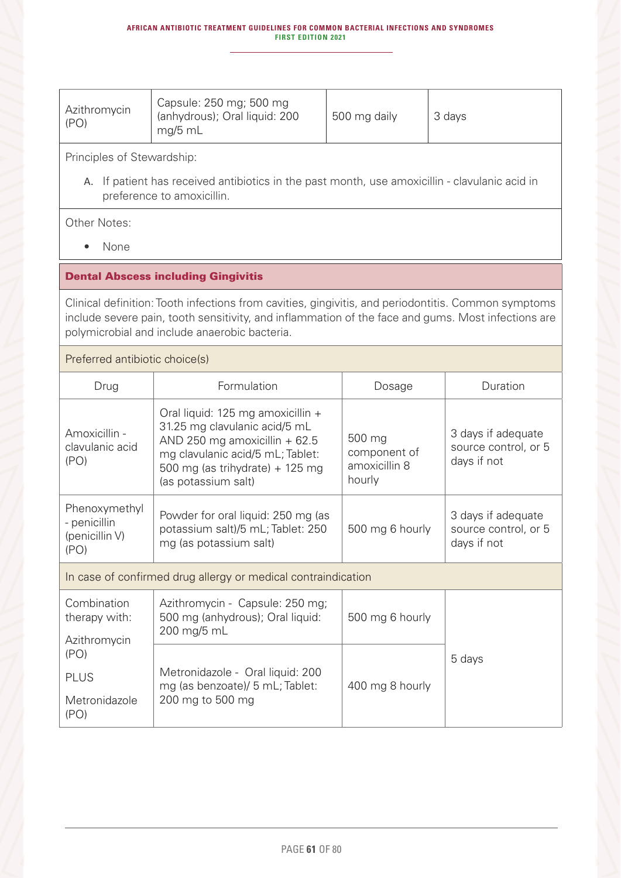| Azithromycin (PO) | Capsule: 250 mg; 500 mg (anhydrous); Oral liquid: 200 mg/5 mL | 500 mg daily | 3 days |
|---|---|---|---|

Principles of Stewardship:

A. If patient has received antibiotics in the past month, use amoxicillin - clavulanic acid in preference to amoxicillin.

Other Notes:

- None

## Dental Abscess including Gingivitis

Clinical definition: Tooth infections from cavities, gingivitis, and periodontitis. Common symptoms include severe pain, tooth sensitivity, and inflammation of the face and gums. Most infections are polymicrobial and include anaerobic bacteria.

Preferred antibiotic choice(s)

| Drug | Formulation | Dosage | Duration |
|---|---|---|---|
| Amoxicillin - clavulanic acid (PO) | Oral liquid: 125 mg amoxicillin + 31.25 mg clavulanic acid/5 mL AND 250 mg amoxicillin + 62.5 mg clavulanic acid/5 mL; Tablet: 500 mg (as trihydrate) + 125 mg (as potassium salt) | 500 mg component of amoxicillin 8 hourly | 3 days if adequate source control, or 5 days if not |
| Phenoxymethyl - penicillin (penicillin V) (PO) | Powder for oral liquid: 250 mg (as potassium salt)/5 mL; Tablet: 250 mg (as potassium salt) | 500 mg 6 hourly | 3 days if adequate source control, or 5 days if not |

In case of confirmed drug allergy or medical contraindication

| Drug | Formulation | Dosage | Duration |
|---|---|---|---|
| Combination therapy with: Azithromycin (PO) PLUS Metronidazole (PO) | Azithromycin - Capsule: 250 mg; 500 mg (anhydrous); Oral liquid: 200 mg/5 mL | 500 mg 6 hourly | 5 days |
| | Metronidazole - Oral liquid: 200 mg (as benzoate)/ 5 mL; Tablet: 200 mg to 500 mg | 400 mg 8 hourly | |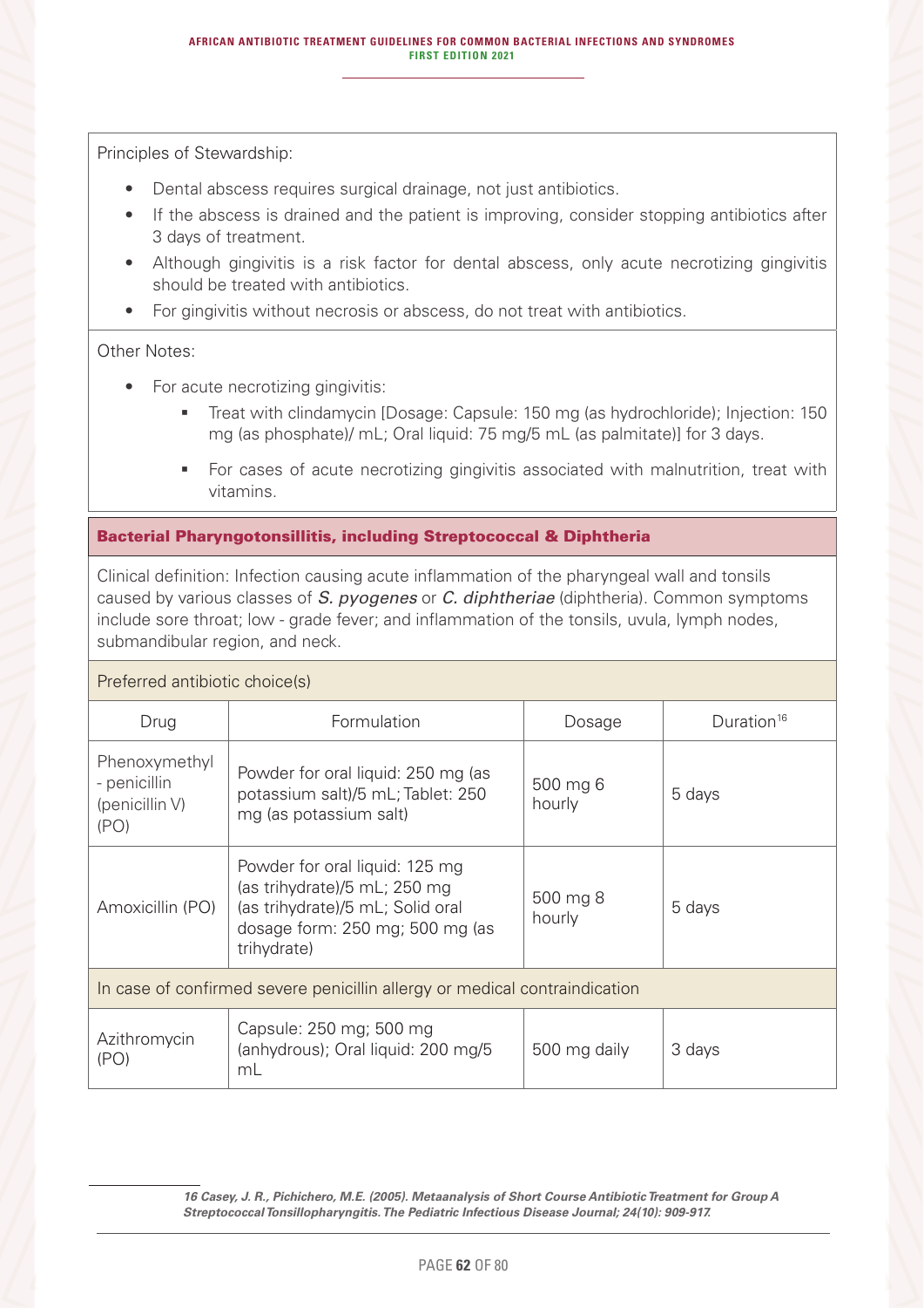Principles of Stewardship:

- Dental abscess requires surgical drainage, not just antibiotics.
- If the abscess is drained and the patient is improving, consider stopping antibiotics after 3 days of treatment.
- Although gingivitis is a risk factor for dental abscess, only acute necrotizing gingivitis should be treated with antibiotics.
- For gingivitis without necrosis or abscess, do not treat with antibiotics.

Other Notes:

- For acute necrotizing gingivitis:
  - Treat with clindamycin [Dosage: Capsule: 150 mg (as hydrochloride); Injection: 150 mg (as phosphate)/ mL; Oral liquid: 75 mg/5 mL (as palmitate)] for 3 days.
  - For cases of acute necrotizing gingivitis associated with malnutrition, treat with vitamins.

## Bacterial Pharyngotonsillitis, including Streptococcal & Diphtheria

Clinical definition: Infection causing acute inflammation of the pharyngeal wall and tonsils caused by various classes of *S. pyogenes* or *C. diphtheriae* (diphtheria). Common symptoms include sore throat; low - grade fever; and inflammation of the tonsils, uvula, lymph nodes, submandibular region, and neck.

Preferred antibiotic choice(s)

| Drug | Formulation | Dosage | Duration[16] |
|---|---|---|---|
| Phenoxymethyl - penicillin (penicillin V) (PO) | Powder for oral liquid: 250 mg (as potassium salt)/5 mL; Tablet: 250 mg (as potassium salt) | 500 mg 6 hourly | 5 days |
| Amoxicillin (PO) | Powder for oral liquid: 125 mg (as trihydrate)/5 mL; 250 mg (as trihydrate)/5 mL; Solid oral dosage form: 250 mg; 500 mg (as trihydrate) | 500 mg 8 hourly | 5 days |
| In case of confirmed severe penicillin allergy or medical contraindication | | | |
| Azithromycin (PO) | Capsule: 250 mg; 500 mg (anhydrous); Oral liquid: 200 mg/5 mL | 500 mg daily | 3 days |

16 Casey, J. R., Pichichero, M.E. (2005). Metaanalysis of Short Course Antibiotic Treatment for Group A Streptococcal Tonsillopharyngitis. The Pediatric Infectious Disease Journal; 24(10): 909-917.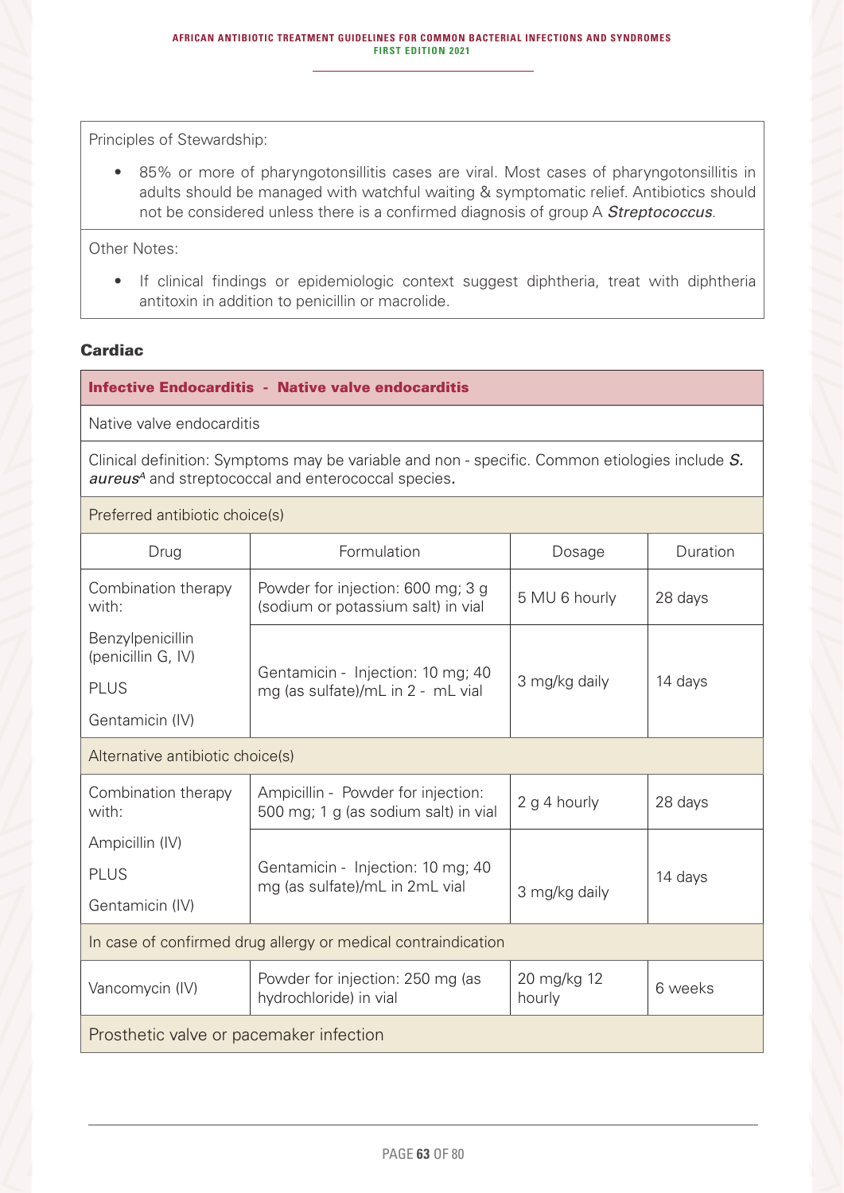Principles of Stewardship:

- 85% or more of pharyngotonsillitis cases are viral. Most cases of pharyngotonsillitis in adults should be managed with watchful waiting & symptomatic relief. Antibiotics should not be considered unless there is a confirmed diagnosis of group A ***Streptococcus***.

Other Notes:

- If clinical findings or epidemiologic context suggest diphtheria, treat with diphtheria antitoxin in addition to penicillin or macrolide.

### Cardiac

| **Infective Endocarditis - Native valve endocarditis** | | | |
|---|---|---|---|
| Native valve endocarditis | | | |
| Clinical definition: Symptoms may be variable and non - specific. Common etiologies include ***S. aureus***[A] and streptococcal and enterococcal species. | | | |
| Preferred antibiotic choice(s) | | | |
| Drug | Formulation | Dosage | Duration |
| Combination therapy with: | Powder for injection: 600 mg; 3 g (sodium or potassium salt) in vial | 5 MU 6 hourly | 28 days |
| Benzylpenicillin (penicillin G, IV) PLUS Gentamicin (IV) | Gentamicin - Injection: 10 mg; 40 mg (as sulfate)/mL in 2 - mL vial | 3 mg/kg daily | 14 days |
| Alternative antibiotic choice(s) | | | |
| Combination therapy with: | Ampicillin - Powder for injection: 500 mg; 1 g (as sodium salt) in vial | 2 g 4 hourly | 28 days |
| Ampicillin (IV) PLUS Gentamicin (IV) | Gentamicin - Injection: 10 mg; 40 mg (as sulfate)/mL in 2mL vial | 3 mg/kg daily | 14 days |
| In case of confirmed drug allergy or medical contraindication | | | |
| Vancomycin (IV) | Powder for injection: 250 mg (as hydrochloride) in vial | 20 mg/kg 12 hourly | 6 weeks |
| Prosthetic valve or pacemaker infection | | | |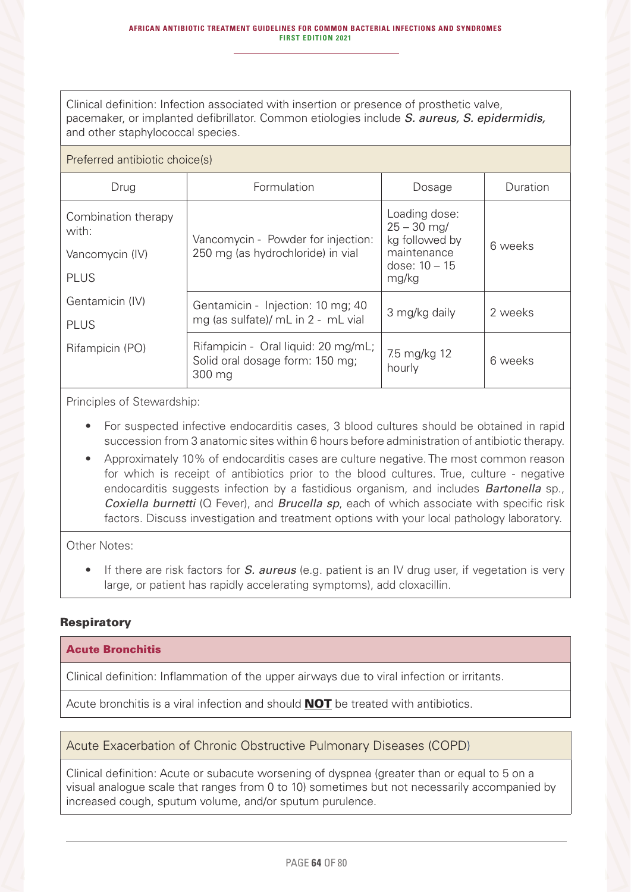Clinical definition: Infection associated with insertion or presence of prosthetic valve, pacemaker, or implanted defibrillator. Common etiologies include *S. aureus, S. epidermidis,* and other staphylococcal species.

Preferred antibiotic choice(s)

| Drug | Formulation | Dosage | Duration |
|---|---|---|---|
| Combination therapy with: Vancomycin (IV) PLUS | Vancomycin - Powder for injection: 250 mg (as hydrochloride) in vial | Loading dose: 25 – 30 mg/kg followed by maintenance dose: 10 – 15 mg/kg | 6 weeks |
| Gentamicin (IV) PLUS | Gentamicin - Injection: 10 mg; 40 mg (as sulfate)/ mL in 2 - mL vial | 3 mg/kg daily | 2 weeks |
| Rifampicin (PO) | Rifampicin - Oral liquid: 20 mg/mL; Solid oral dosage form: 150 mg; 300 mg | 7.5 mg/kg 12 hourly | 6 weeks |

Principles of Stewardship:

- For suspected infective endocarditis cases, 3 blood cultures should be obtained in rapid succession from 3 anatomic sites within 6 hours before administration of antibiotic therapy.
- Approximately 10% of endocarditis cases are culture negative. The most common reason for which is receipt of antibiotics prior to the blood cultures. True, culture - negative endocarditis suggests infection by a fastidious organism, and includes *Bartonella* sp., *Coxiella burnetti* (Q Fever), and *Brucella sp*, each of which associate with specific risk factors. Discuss investigation and treatment options with your local pathology laboratory.

Other Notes:

- If there are risk factors for *S. aureus* (e.g. patient is an IV drug user, if vegetation is very large, or patient has rapidly accelerating symptoms), add cloxacillin.

## Respiratory

### Acute Bronchitis

Clinical definition: Inflammation of the upper airways due to viral infection or irritants.

Acute bronchitis is a viral infection and should **NOT** be treated with antibiotics.

### Acute Exacerbation of Chronic Obstructive Pulmonary Diseases (COPD)

Clinical definition: Acute or subacute worsening of dyspnea (greater than or equal to 5 on a visual analogue scale that ranges from 0 to 10) sometimes but not necessarily accompanied by increased cough, sputum volume, and/or sputum purulence.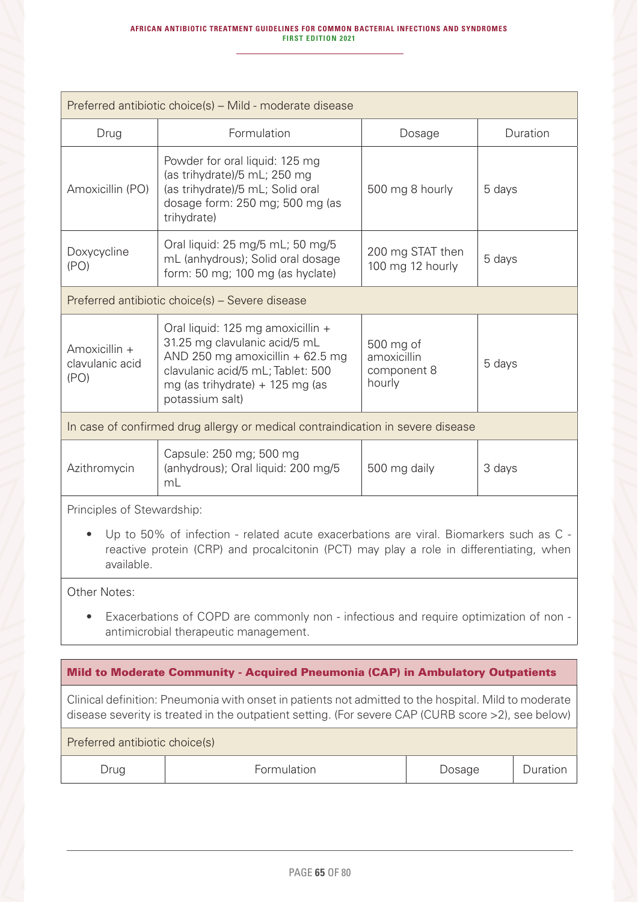| Preferred antibiotic choice(s) – Mild - moderate disease | | | |
|---|---|---|---|
| Drug | Formulation | Dosage | Duration |
| Amoxicillin (PO) | Powder for oral liquid: 125 mg (as trihydrate)/5 mL; 250 mg (as trihydrate)/5 mL; Solid oral dosage form: 250 mg; 500 mg (as trihydrate) | 500 mg 8 hourly | 5 days |
| Doxycycline (PO) | Oral liquid: 25 mg/5 mL; 50 mg/5 mL (anhydrous); Solid oral dosage form: 50 mg; 100 mg (as hyclate) | 200 mg STAT then 100 mg 12 hourly | 5 days |
| **Preferred antibiotic choice(s) – Severe disease** | | | |
| Amoxicillin + clavulanic acid (PO) | Oral liquid: 125 mg amoxicillin + 31.25 mg clavulanic acid/5 mL AND 250 mg amoxicillin + 62.5 mg clavulanic acid/5 mL; Tablet: 500 mg (as trihydrate) + 125 mg (as potassium salt) | 500 mg of amoxicillin component 8 hourly | 5 days |
| **In case of confirmed drug allergy or medical contraindication in severe disease** | | | |
| Azithromycin | Capsule: 250 mg; 500 mg (anhydrous); Oral liquid: 200 mg/5 mL | 500 mg daily | 3 days |

Principles of Stewardship:

- Up to 50% of infection - related acute exacerbations are viral. Biomarkers such as C - reactive protein (CRP) and procalcitonin (PCT) may play a role in differentiating, when available.

Other Notes:

- Exacerbations of COPD are commonly non - infectious and require optimization of non - antimicrobial therapeutic management.

## Mild to Moderate Community - Acquired Pneumonia (CAP) in Ambulatory Outpatients

Clinical definition: Pneumonia with onset in patients not admitted to the hospital. Mild to moderate disease severity is treated in the outpatient setting. (For severe CAP (CURB score >2), see below)

| Preferred antibiotic choice(s) | | | |
|---|---|---|---|
| Drug | Formulation | Dosage | Duration |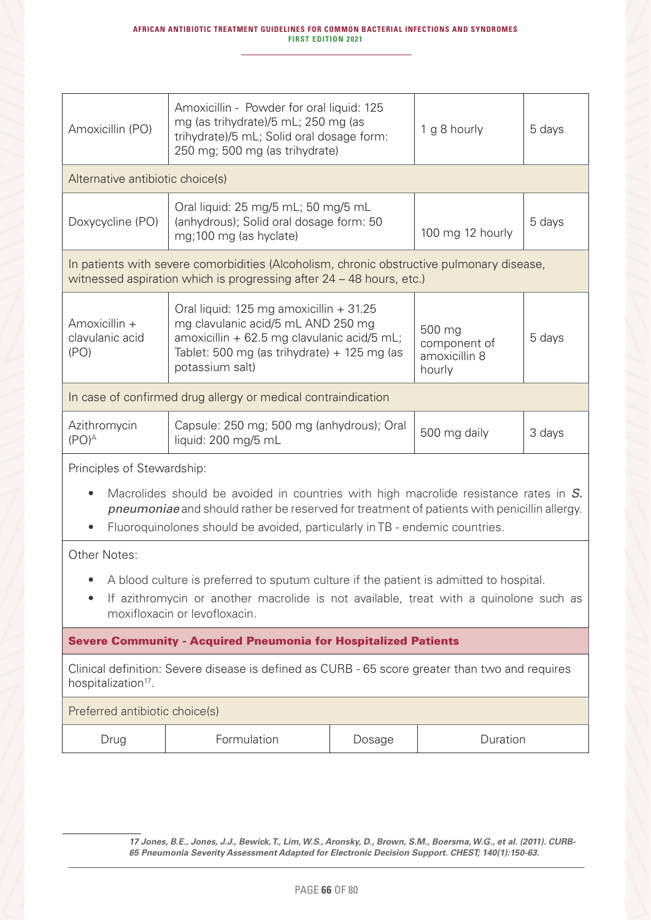| | | | |
|---|---|---|---|
| Amoxicillin (PO) | Amoxicillin - Powder for oral liquid: 125 mg (as trihydrate)/5 mL; 250 mg (as trihydrate)/5 mL; Solid oral dosage form: 250 mg; 500 mg (as trihydrate) | 1 g 8 hourly | 5 days |
| Alternative antibiotic choice(s) | | | |
| Doxycycline (PO) | Oral liquid: 25 mg/5 mL; 50 mg/5 mL (anhydrous); Solid oral dosage form: 50 mg;100 mg (as hyclate) | 100 mg 12 hourly | 5 days |
| In patients with severe comorbidities (Alcoholism, chronic obstructive pulmonary disease, witnessed aspiration which is progressing after 24 – 48 hours, etc.) | | | |
| Amoxicillin + clavulanic acid (PO) | Oral liquid: 125 mg amoxicillin + 31.25 mg clavulanic acid/5 mL AND 250 mg amoxicillin + 62.5 mg clavulanic acid/5 mL; Tablet: 500 mg (as trihydrate) + 125 mg (as potassium salt) | 500 mg component of amoxicillin 8 hourly | 5 days |
| In case of confirmed drug allergy or medical contraindication | | | |
| Azithromycin (PO)[A] | Capsule: 250 mg; 500 mg (anhydrous); Oral liquid: 200 mg/5 mL | 500 mg daily | 3 days |

Principles of Stewardship:

- Macrolides should be avoided in countries with high macrolide resistance rates in ***S. pneumoniae*** and should rather be reserved for treatment of patients with penicillin allergy.
- Fluoroquinolones should be avoided, particularly in TB - endemic countries.

Other Notes:

- A blood culture is preferred to sputum culture if the patient is admitted to hospital.
- If azithromycin or another macrolide is not available, treat with a quinolone such as moxifloxacin or levofloxacin.

**Severe Community - Acquired Pneumonia for Hospitalized Patients**

Clinical definition: Severe disease is defined as CURB - 65 score greater than two and requires hospitalization[17].

Preferred antibiotic choice(s)

| Drug | Formulation | Dosage | Duration |
|---|---|---|---|

17 Jones, B.E., Jones, J.J., Bewick, T., Lim, W.S., Aronsky, D., Brown, S.M., Boersma, W.G., et al. (2011). CURB-65 Pneumonia Severity Assessment Adapted for Electronic Decision Support. CHEST; 140(1):150-63.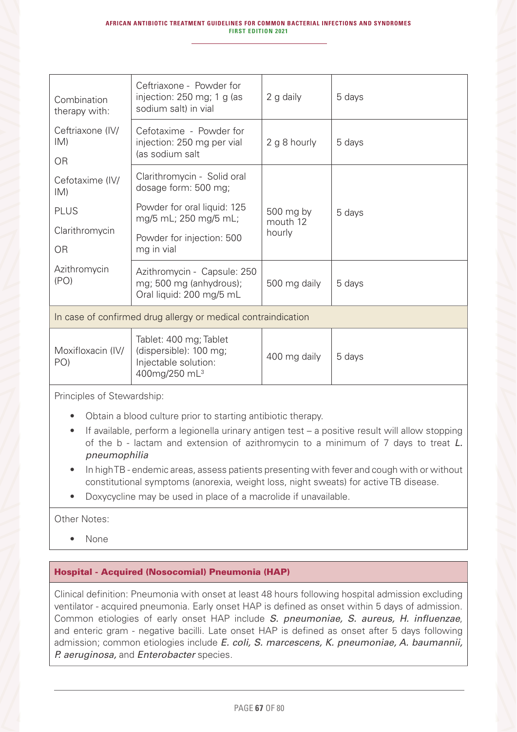| Combination therapy with: Ceftriaxone (IV/IM) OR Cefotaxime (IV/IM) PLUS Clarithromycin OR Azithromycin (PO) | Ceftriaxone - Powder for injection: 250 mg; 1 g (as sodium salt) in vial | 2 g daily | 5 days |
|---|---|---|---|
| | Cefotaxime - Powder for injection: 250 mg per vial (as sodium salt | 2 g 8 hourly | 5 days |
| | Clarithromycin - Solid oral dosage form: 500 mg; Powder for oral liquid: 125 mg/5 mL; 250 mg/5 mL; Powder for injection: 500 mg in vial | 500 mg by mouth 12 hourly | 5 days |
| | Azithromycin - Capsule: 250 mg; 500 mg (anhydrous); Oral liquid: 200 mg/5 mL | 500 mg daily | 5 days |
| In case of confirmed drug allergy or medical contraindication | | | |
| Moxifloxacin (IV/PO) | Tablet: 400 mg; Tablet (dispersible): 100 mg; Injectable solution: 400mg/250 mL[3] | 400 mg daily | 5 days |

Principles of Stewardship:

- Obtain a blood culture prior to starting antibiotic therapy.
- If available, perform a legionella urinary antigen test – a positive result will allow stopping of the b - lactam and extension of azithromycin to a minimum of 7 days to treat *L. pneumophilia*
- In high TB - endemic areas, assess patients presenting with fever and cough with or without constitutional symptoms (anorexia, weight loss, night sweats) for active TB disease.
- Doxycycline may be used in place of a macrolide if unavailable.

Other Notes:

- None

### Hospital - Acquired (Nosocomial) Pneumonia (HAP)

Clinical definition: Pneumonia with onset at least 48 hours following hospital admission excluding ventilator - acquired pneumonia. Early onset HAP is defined as onset within 5 days of admission. Common etiologies of early onset HAP include *S. pneumoniae, S. aureus, H. influenzae*, and enteric gram - negative bacilli. Late onset HAP is defined as onset after 5 days following admission; common etiologies include *E. coli, S. marcescens, K. pneumoniae, A. baumannii, P. aeruginosa,* and *Enterobacter* species.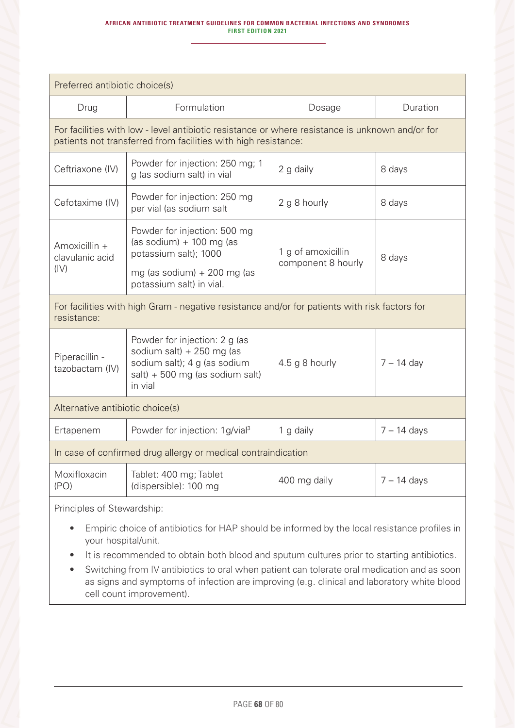| Preferred antibiotic choice(s) | | | |
|---|---|---|---|
| Drug | Formulation | Dosage | Duration |
| For facilities with low - level antibiotic resistance or where resistance is unknown and/or for patients not transferred from facilities with high resistance: | | | |
| Ceftriaxone (IV) | Powder for injection: 250 mg; 1 g (as sodium salt) in vial | 2 g daily | 8 days |
| Cefotaxime (IV) | Powder for injection: 250 mg per vial (as sodium salt | 2 g 8 hourly | 8 days |
| Amoxicillin + clavulanic acid (IV) | Powder for injection: 500 mg (as sodium) + 100 mg (as potassium salt); 1000 mg (as sodium) + 200 mg (as potassium salt) in vial. | 1 g of amoxicillin component 8 hourly | 8 days |
| For facilities with high Gram - negative resistance and/or for patients with risk factors for resistance: | | | |
| Piperacillin - tazobactam (IV) | Powder for injection: 2 g (as sodium salt) + 250 mg (as sodium salt); 4 g (as sodium salt) + 500 mg (as sodium salt) in vial | 4.5 g 8 hourly | 7 – 14 day |
| Alternative antibiotic choice(s) | | | |
| Ertapenem | Powder for injection: 1g/vial[3] | 1 g daily | 7 – 14 days |
| In case of confirmed drug allergy or medical contraindication | | | |
| Moxifloxacin (PO) | Tablet: 400 mg; Tablet (dispersible): 100 mg | 400 mg daily | 7 – 14 days |

Principles of Stewardship:

- Empiric choice of antibiotics for HAP should be informed by the local resistance profiles in your hospital/unit.
- It is recommended to obtain both blood and sputum cultures prior to starting antibiotics.
- Switching from IV antibiotics to oral when patient can tolerate oral medication and as soon as signs and symptoms of infection are improving (e.g. clinical and laboratory white blood cell count improvement).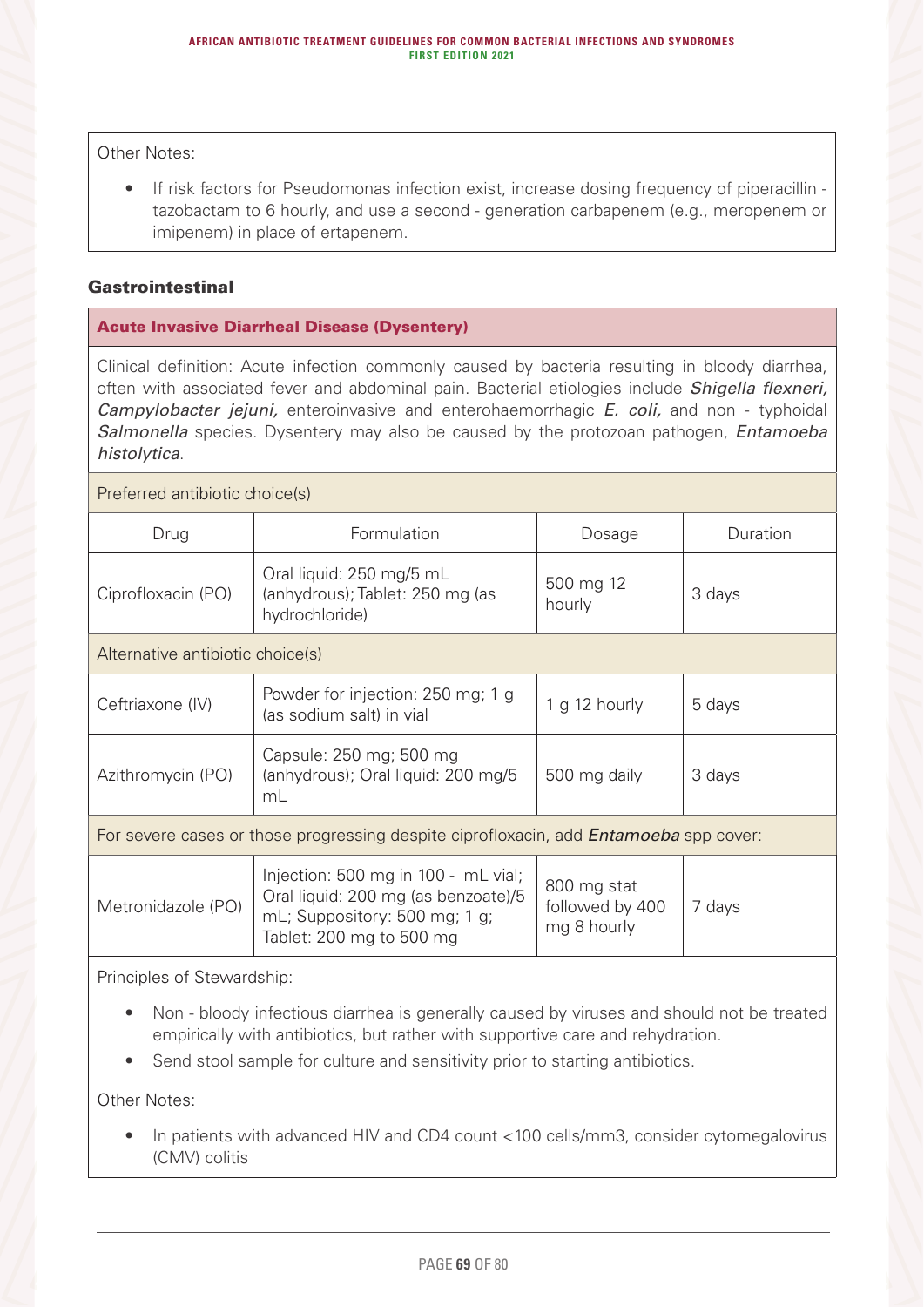Other Notes:

- If risk factors for Pseudomonas infection exist, increase dosing frequency of piperacillin - tazobactam to 6 hourly, and use a second - generation carbapenem (e.g., meropenem or imipenem) in place of ertapenem.

## Gastrointestinal

### Acute Invasive Diarrheal Disease (Dysentery)

Clinical definition: Acute infection commonly caused by bacteria resulting in bloody diarrhea, often with associated fever and abdominal pain. Bacterial etiologies include *Shigella flexneri, Campylobacter jejuni,* enteroinvasive and enterohaemorrhagic *E. coli,* and non - typhoidal *Salmonella* species. Dysentery may also be caused by the protozoan pathogen, *Entamoeba histolytica*.

Preferred antibiotic choice(s)

| Drug | Formulation | Dosage | Duration |
|---|---|---|---|
| Ciprofloxacin (PO) | Oral liquid: 250 mg/5 mL (anhydrous); Tablet: 250 mg (as hydrochloride) | 500 mg 12 hourly | 3 days |
| **Alternative antibiotic choice(s)** | | | |
| Ceftriaxone (IV) | Powder for injection: 250 mg; 1 g (as sodium salt) in vial | 1 g 12 hourly | 5 days |
| Azithromycin (PO) | Capsule: 250 mg; 500 mg (anhydrous); Oral liquid: 200 mg/5 mL | 500 mg daily | 3 days |
| **For severe cases or those progressing despite ciprofloxacin, add *Entamoeba* spp cover:** | | | |
| Metronidazole (PO) | Injection: 500 mg in 100 - mL vial; Oral liquid: 200 mg (as benzoate)/5 mL; Suppository: 500 mg; 1 g; Tablet: 200 mg to 500 mg | 800 mg stat followed by 400 mg 8 hourly | 7 days |

Principles of Stewardship:

- Non - bloody infectious diarrhea is generally caused by viruses and should not be treated empirically with antibiotics, but rather with supportive care and rehydration.
- Send stool sample for culture and sensitivity prior to starting antibiotics.

Other Notes:

- In patients with advanced HIV and CD4 count <100 cells/mm3, consider cytomegalovirus (CMV) colitis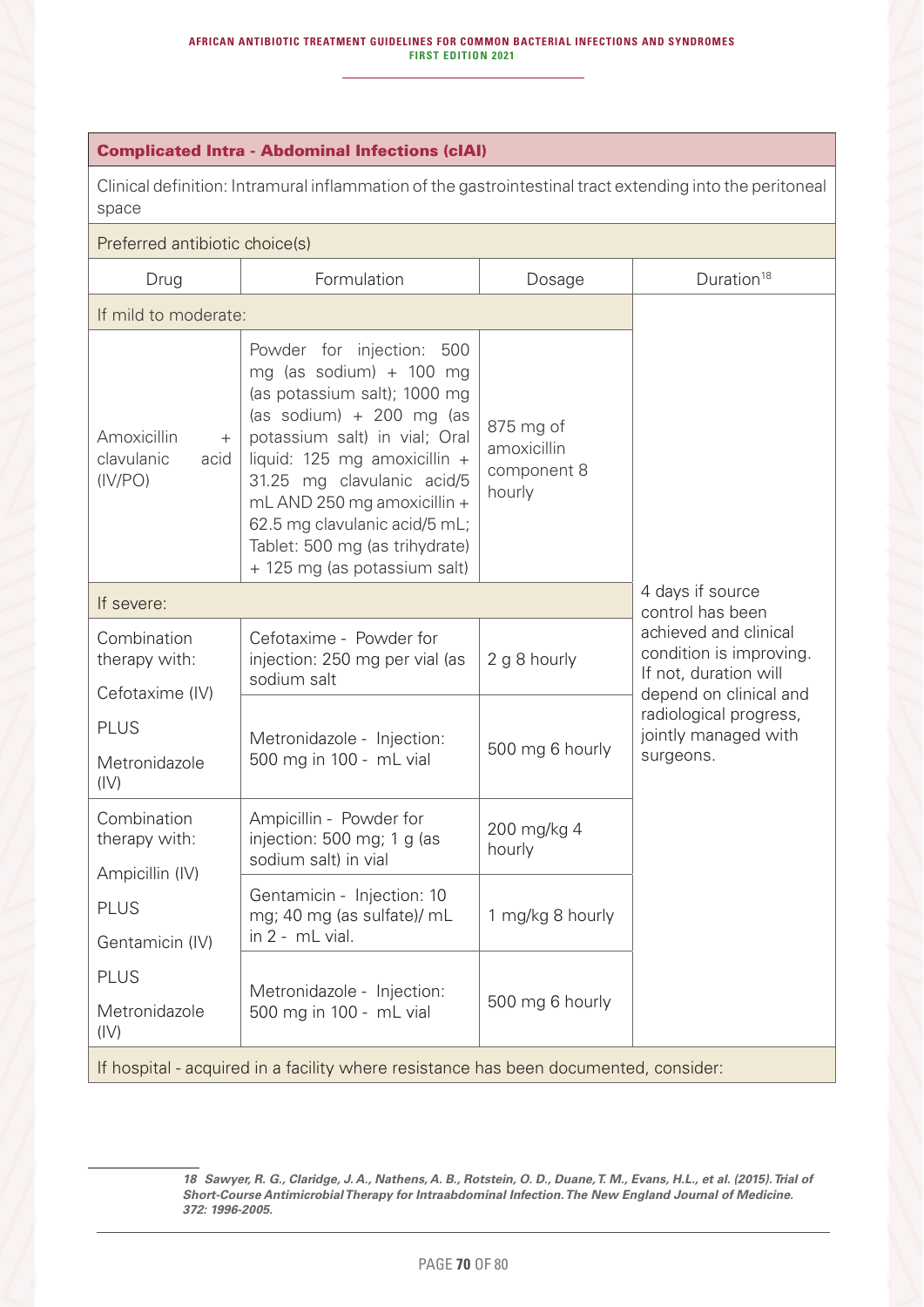| **Complicated Intra - Abdominal Infections (cIAI)** | | | |
|---|---|---|---|
| Clinical definition: Intramural inflammation of the gastrointestinal tract extending into the peritoneal space | | | |
| Preferred antibiotic choice(s) | | | |
| Drug | Formulation | Dosage | Duration[18] |
| If mild to moderate: | | | 4 days if source control has been achieved and clinical condition is improving. If not, duration will depend on clinical and radiological progress, jointly managed with surgeons. |
| Amoxicillin + clavulanic acid (IV/PO) | Powder for injection: 500 mg (as sodium) + 100 mg (as potassium salt); 1000 mg (as sodium) + 200 mg (as potassium salt) in vial; Oral liquid: 125 mg amoxicillin + 31.25 mg clavulanic acid/5 mL AND 250 mg amoxicillin + 62.5 mg clavulanic acid/5 mL; Tablet: 500 mg (as trihydrate) + 125 mg (as potassium salt) | 875 mg of amoxicillin component 8 hourly | |
| If severe: | | | |
| Combination therapy with: Cefotaxime (IV) PLUS Metronidazole (IV) | Cefotaxime - Powder for injection: 250 mg per vial (as sodium salt | 2 g 8 hourly | |
| | Metronidazole - Injection: 500 mg in 100 - mL vial | 500 mg 6 hourly | |
| Combination therapy with: Ampicillin (IV) PLUS Gentamicin (IV) PLUS Metronidazole (IV) | Ampicillin - Powder for injection: 500 mg; 1 g (as sodium salt) in vial | 200 mg/kg 4 hourly | |
| | Gentamicin - Injection: 10 mg; 40 mg (as sulfate)/ mL in 2 - mL vial. | 1 mg/kg 8 hourly | |
| | Metronidazole - Injection: 500 mg in 100 - mL vial | 500 mg 6 hourly | |
| If hospital - acquired in a facility where resistance has been documented, consider: | | | |

18 *Sawyer, R. G., Claridge, J. A., Nathens, A. B., Rotstein, O. D., Duane, T. M., Evans, H.L., et al. (2015). Trial of Short-Course Antimicrobial Therapy for Intraabdominal Infection. The New England Journal of Medicine. 372: 1996-2005.*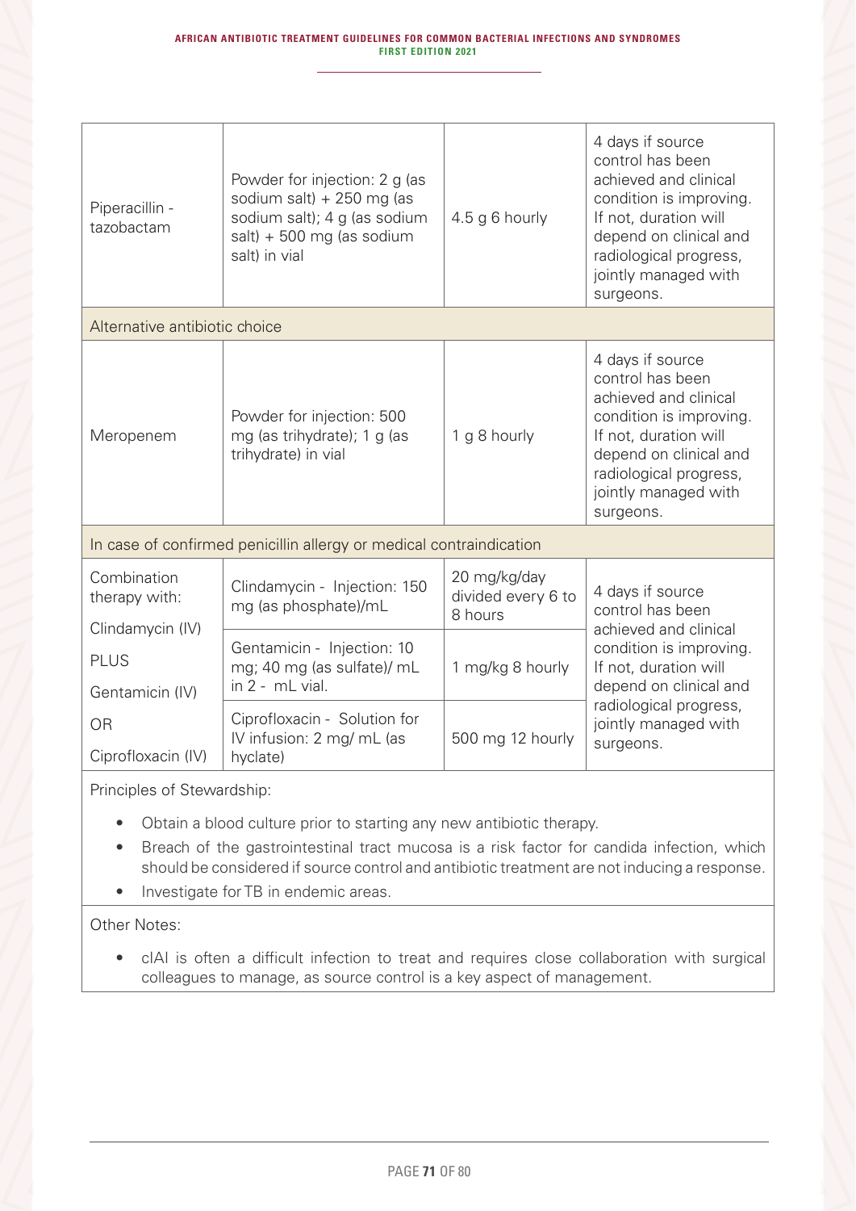| | | | |
|---|---|---|---|
| Piperacillin - tazobactam | Powder for injection: 2 g (as sodium salt) + 250 mg (as sodium salt); 4 g (as sodium salt) + 500 mg (as sodium salt) in vial | 4.5 g 6 hourly | 4 days if source control has been achieved and clinical condition is improving. If not, duration will depend on clinical and radiological progress, jointly managed with surgeons. |
| Alternative antibiotic choice | | | |
| Meropenem | Powder for injection: 500 mg (as trihydrate); 1 g (as trihydrate) in vial | 1 g 8 hourly | 4 days if source control has been achieved and clinical condition is improving. If not, duration will depend on clinical and radiological progress, jointly managed with surgeons. |
| In case of confirmed penicillin allergy or medical contraindication | | | |
| Combination therapy with: Clindamycin (IV) PLUS Gentamicin (IV) OR Ciprofloxacin (IV) | Clindamycin - Injection: 150 mg (as phosphate)/mL | 20 mg/kg/day divided every 6 to 8 hours | 4 days if source control has been achieved and clinical condition is improving. If not, duration will depend on clinical and radiological progress, jointly managed with surgeons. |
| | Gentamicin - Injection: 10 mg; 40 mg (as sulfate)/ mL in 2 - mL vial. | 1 mg/kg 8 hourly | |
| | Ciprofloxacin - Solution for IV infusion: 2 mg/ mL (as hyclate) | 500 mg 12 hourly | |

Principles of Stewardship:

- Obtain a blood culture prior to starting any new antibiotic therapy.
- Breach of the gastrointestinal tract mucosa is a risk factor for candida infection, which should be considered if source control and antibiotic treatment are not inducing a response.
- Investigate for TB in endemic areas.

Other Notes:

- cIAI is often a difficult infection to treat and requires close collaboration with surgical colleagues to manage, as source control is a key aspect of management.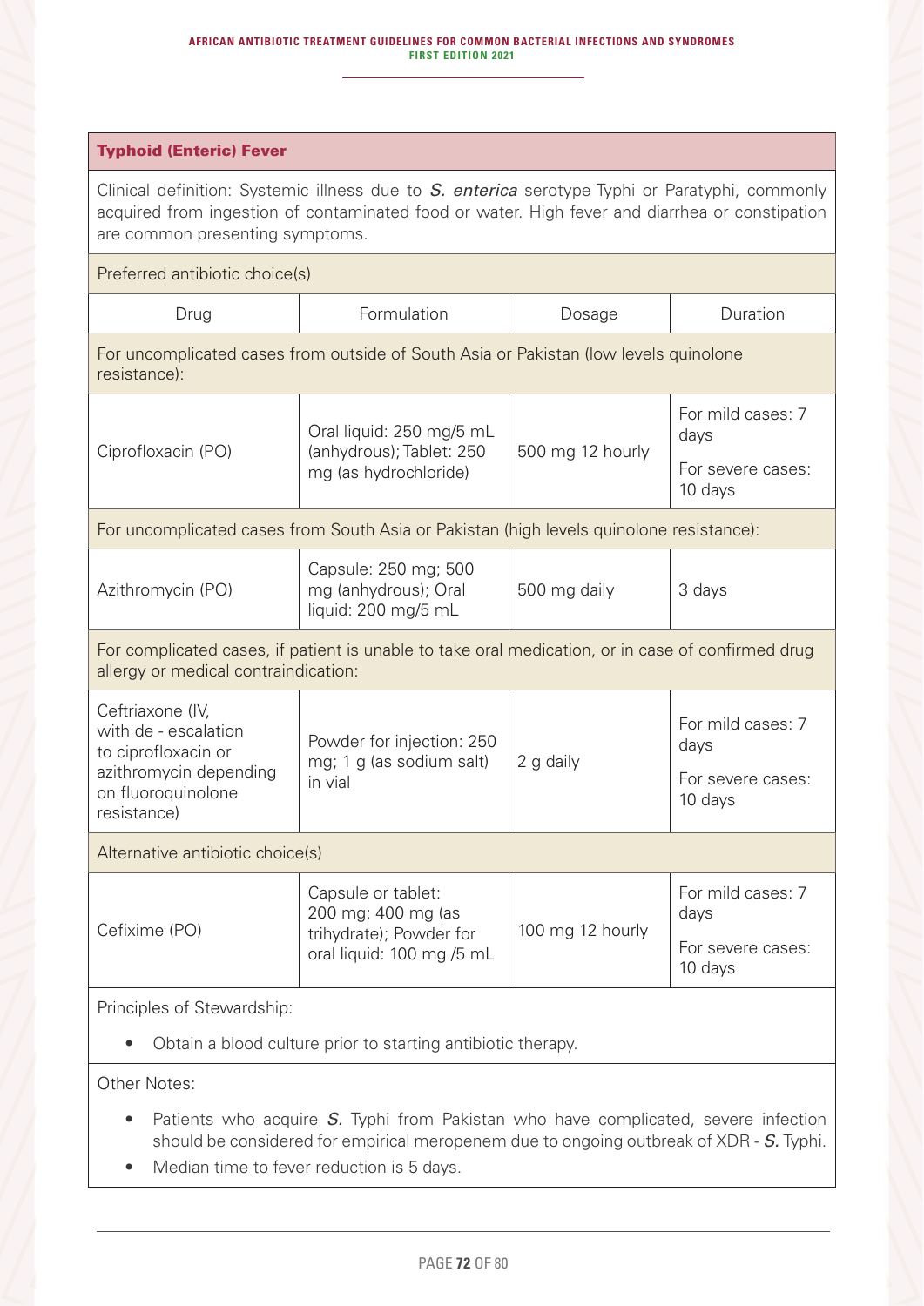| **Typhoid (Enteric) Fever** | | | |
|---|---|---|---|
| Clinical definition: Systemic illness due to ***S. enterica*** serotype Typhi or Paratyphi, commonly acquired from ingestion of contaminated food or water. High fever and diarrhea or constipation are common presenting symptoms. | | | |
| Preferred antibiotic choice(s) | | | |
| Drug | Formulation | Dosage | Duration |
| For uncomplicated cases from outside of South Asia or Pakistan (low levels quinolone resistance): | | | |
| Ciprofloxacin (PO) | Oral liquid: 250 mg/5 mL (anhydrous); Tablet: 250 mg (as hydrochloride) | 500 mg 12 hourly | For mild cases: 7 days<br>For severe cases: 10 days |
| For uncomplicated cases from South Asia or Pakistan (high levels quinolone resistance): | | | |
| Azithromycin (PO) | Capsule: 250 mg; 500 mg (anhydrous); Oral liquid: 200 mg/5 mL | 500 mg daily | 3 days |
| For complicated cases, if patient is unable to take oral medication, or in case of confirmed drug allergy or medical contraindication: | | | |
| Ceftriaxone (IV, with de - escalation to ciprofloxacin or azithromycin depending on fluoroquinolone resistance) | Powder for injection: 250 mg; 1 g (as sodium salt) in vial | 2 g daily | For mild cases: 7 days<br>For severe cases: 10 days |
| Alternative antibiotic choice(s) | | | |
| Cefixime (PO) | Capsule or tablet: 200 mg; 400 mg (as trihydrate); Powder for oral liquid: 100 mg /5 mL | 100 mg 12 hourly | For mild cases: 7 days<br>For severe cases: 10 days |

Principles of Stewardship:

- Obtain a blood culture prior to starting antibiotic therapy.

Other Notes:

- Patients who acquire ***S.*** Typhi from Pakistan who have complicated, severe infection should be considered for empirical meropenem due to ongoing outbreak of XDR - ***S.*** Typhi.
- Median time to fever reduction is 5 days.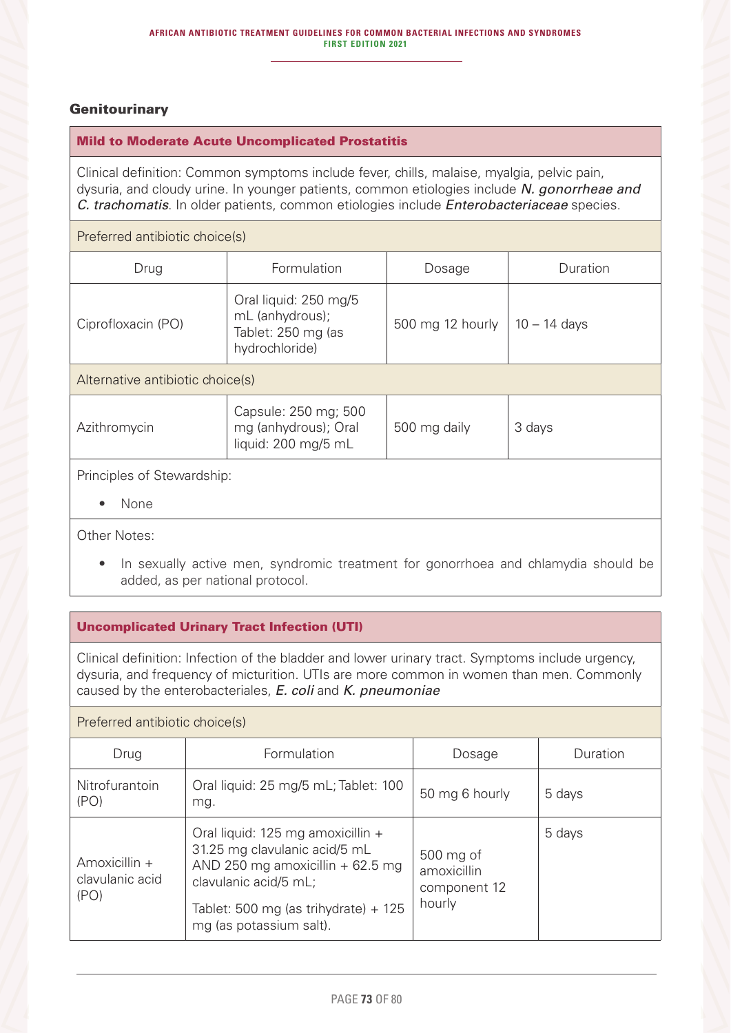## Genitourinary

### Mild to Moderate Acute Uncomplicated Prostatitis

Clinical definition: Common symptoms include fever, chills, malaise, myalgia, pelvic pain, dysuria, and cloudy urine. In younger patients, common etiologies include ***N. gonorrheae* and *C. trachomatis***. In older patients, common etiologies include ***Enterobacteriaceae*** species.

Preferred antibiotic choice(s)

| Drug | Formulation | Dosage | Duration |
|---|---|---|---|
| Ciprofloxacin (PO) | Oral liquid: 250 mg/5 mL (anhydrous); Tablet: 250 mg (as hydrochloride) | 500 mg 12 hourly | 10 – 14 days |

Alternative antibiotic choice(s)

| Drug | Formulation | Dosage | Duration |
|---|---|---|---|
| Azithromycin | Capsule: 250 mg; 500 mg (anhydrous); Oral liquid: 200 mg/5 mL | 500 mg daily | 3 days |

Principles of Stewardship:

- None

Other Notes:

- In sexually active men, syndromic treatment for gonorrhoea and chlamydia should be added, as per national protocol.

### Uncomplicated Urinary Tract Infection (UTI)

Clinical definition: Infection of the bladder and lower urinary tract. Symptoms include urgency, dysuria, and frequency of micturition. UTIs are more common in women than men. Commonly caused by the enterobacteriales, *E. coli* and *K. pneumoniae*

Preferred antibiotic choice(s)

| Drug | Formulation | Dosage | Duration |
|---|---|---|---|
| Nitrofurantoin (PO) | Oral liquid: 25 mg/5 mL; Tablet: 100 mg. | 50 mg 6 hourly | 5 days |
| Amoxicillin + clavulanic acid (PO) | Oral liquid: 125 mg amoxicillin + 31.25 mg clavulanic acid/5 mL AND 250 mg amoxicillin + 62.5 mg clavulanic acid/5 mL; Tablet: 500 mg (as trihydrate) + 125 mg (as potassium salt). | 500 mg of amoxicillin component 12 hourly | 5 days |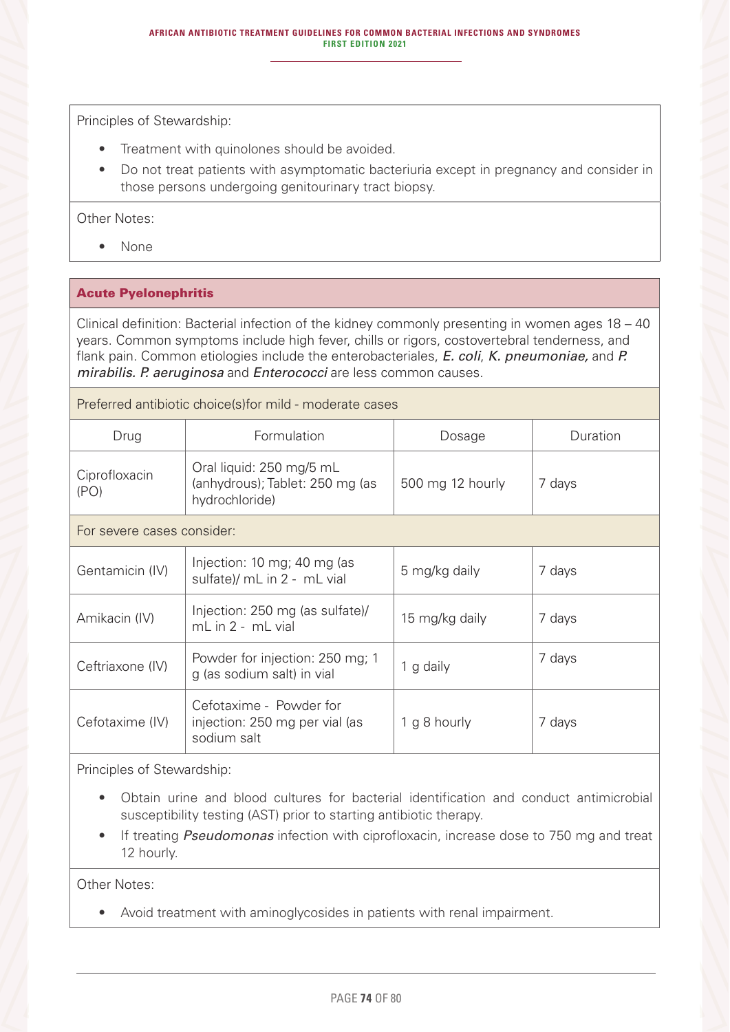Principles of Stewardship:

- Treatment with quinolones should be avoided.
- Do not treat patients with asymptomatic bacteriuria except in pregnancy and consider in those persons undergoing genitourinary tract biopsy.

Other Notes:

- None

## Acute Pyelonephritis

Clinical definition: Bacterial infection of the kidney commonly presenting in women ages 18 – 40 years. Common symptoms include high fever, chills or rigors, costovertebral tenderness, and flank pain. Common etiologies include the enterobacteriales, *E. coli*, *K. pneumoniae,* and *P. mirabilis*. *P. aeruginosa* and *Enterococci* are less common causes.

Preferred antibiotic choice(s)for mild - moderate cases

| Drug | Formulation | Dosage | Duration |
|---|---|---|---|
| Ciprofloxacin (PO) | Oral liquid: 250 mg/5 mL (anhydrous); Tablet: 250 mg (as hydrochloride) | 500 mg 12 hourly | 7 days |
| For severe cases consider: | | | |
| Gentamicin (IV) | Injection: 10 mg; 40 mg (as sulfate)/ mL in 2 - mL vial | 5 mg/kg daily | 7 days |
| Amikacin (IV) | Injection: 250 mg (as sulfate)/ mL in 2 - mL vial | 15 mg/kg daily | 7 days |
| Ceftriaxone (IV) | Powder for injection: 250 mg; 1 g (as sodium salt) in vial | 1 g daily | 7 days |
| Cefotaxime (IV) | Cefotaxime - Powder for injection: 250 mg per vial (as sodium salt | 1 g 8 hourly | 7 days |

Principles of Stewardship:

- Obtain urine and blood cultures for bacterial identification and conduct antimicrobial susceptibility testing (AST) prior to starting antibiotic therapy.
- If treating *Pseudomonas* infection with ciprofloxacin, increase dose to 750 mg and treat 12 hourly.

Other Notes:

- Avoid treatment with aminoglycosides in patients with renal impairment.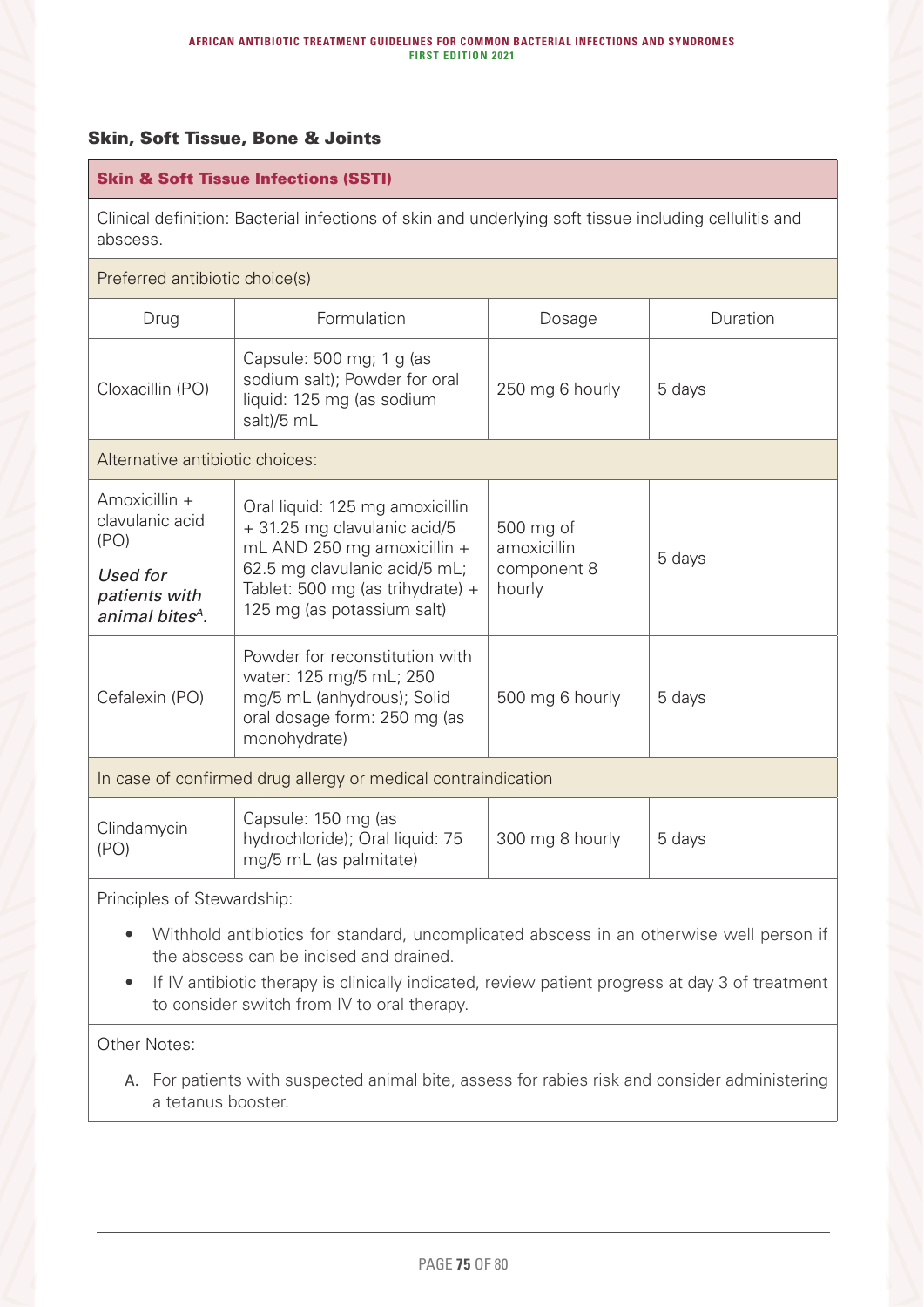## Skin, Soft Tissue, Bone & Joints

| **Skin & Soft Tissue Infections (SSTI)** | | | |
|---|---|---|---|
| Clinical definition: Bacterial infections of skin and underlying soft tissue including cellulitis and abscess. | | | |
| Preferred antibiotic choice(s) | | | |
| Drug | Formulation | Dosage | Duration |
| Cloxacillin (PO) | Capsule: 500 mg; 1 g (as sodium salt); Powder for oral liquid: 125 mg (as sodium salt)/5 mL | 250 mg 6 hourly | 5 days |
| Alternative antibiotic choices: | | | |
| Amoxicillin + clavulanic acid (PO) *Used for patients with animal bites[A].* | Oral liquid: 125 mg amoxicillin + 31.25 mg clavulanic acid/5 mL AND 250 mg amoxicillin + 62.5 mg clavulanic acid/5 mL; Tablet: 500 mg (as trihydrate) + 125 mg (as potassium salt) | 500 mg of amoxicillin component 8 hourly | 5 days |
| Cefalexin (PO) | Powder for reconstitution with water: 125 mg/5 mL; 250 mg/5 mL (anhydrous); Solid oral dosage form: 250 mg (as monohydrate) | 500 mg 6 hourly | 5 days |
| In case of confirmed drug allergy or medical contraindication | | | |
| Clindamycin (PO) | Capsule: 150 mg (as hydrochloride); Oral liquid: 75 mg/5 mL (as palmitate) | 300 mg 8 hourly | 5 days |

Principles of Stewardship:

- Withhold antibiotics for standard, uncomplicated abscess in an otherwise well person if the abscess can be incised and drained.
- If IV antibiotic therapy is clinically indicated, review patient progress at day 3 of treatment to consider switch from IV to oral therapy.

Other Notes:

A. For patients with suspected animal bite, assess for rabies risk and consider administering a tetanus booster.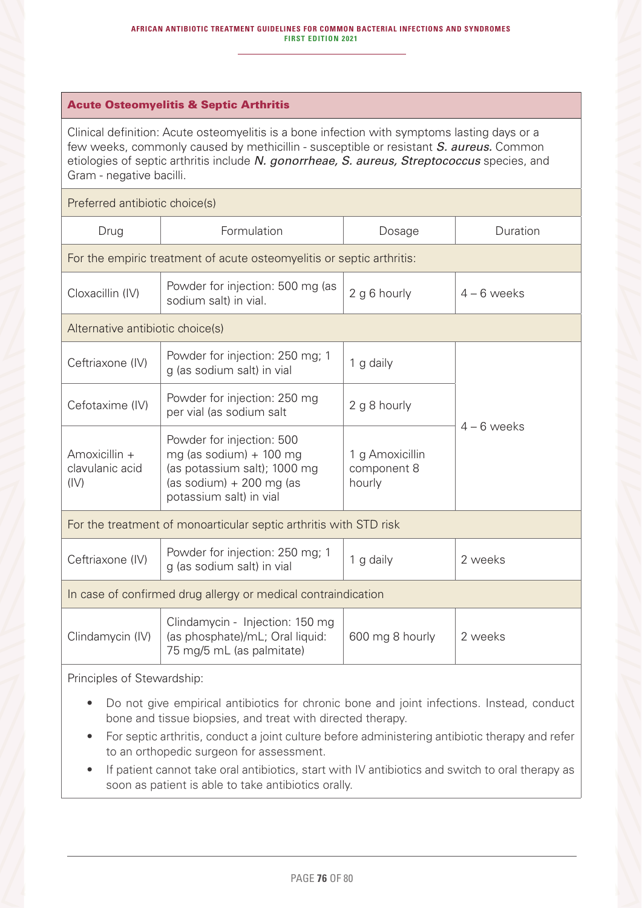## Acute Osteomyelitis & Septic Arthritis

Clinical definition: Acute osteomyelitis is a bone infection with symptoms lasting days or a few weeks, commonly caused by methicillin - susceptible or resistant ***S. aureus.*** Common etiologies of septic arthritis include *N. gonorrheae, S. aureus, Streptococcus* species, and Gram - negative bacilli.

| Preferred antibiotic choice(s) | | | |
|---|---|---|---|
| Drug | Formulation | Dosage | Duration |
| For the empiric treatment of acute osteomyelitis or septic arthritis: | | | |
| Cloxacillin (IV) | Powder for injection: 500 mg (as sodium salt) in vial. | 2 g 6 hourly | 4 – 6 weeks |
| Alternative antibiotic choice(s) | | | |
| Ceftriaxone (IV) | Powder for injection: 250 mg; 1 g (as sodium salt) in vial | 1 g daily | 4 – 6 weeks |
| Cefotaxime (IV) | Powder for injection: 250 mg per vial (as sodium salt | 2 g 8 hourly | |
| Amoxicillin + clavulanic acid (IV) | Powder for injection: 500 mg (as sodium) + 100 mg (as potassium salt); 1000 mg (as sodium) + 200 mg (as potassium salt) in vial | 1 g Amoxicillin component 8 hourly | |
| For the treatment of monoarticular septic arthritis with STD risk | | | |
| Ceftriaxone (IV) | Powder for injection: 250 mg; 1 g (as sodium salt) in vial | 1 g daily | 2 weeks |
| In case of confirmed drug allergy or medical contraindication | | | |
| Clindamycin (IV) | Clindamycin - Injection: 150 mg (as phosphate)/mL; Oral liquid: 75 mg/5 mL (as palmitate) | 600 mg 8 hourly | 2 weeks |

Principles of Stewardship:

- Do not give empirical antibiotics for chronic bone and joint infections. Instead, conduct bone and tissue biopsies, and treat with directed therapy.
- For septic arthritis, conduct a joint culture before administering antibiotic therapy and refer to an orthopedic surgeon for assessment.
- If patient cannot take oral antibiotics, start with IV antibiotics and switch to oral therapy as soon as patient is able to take antibiotics orally.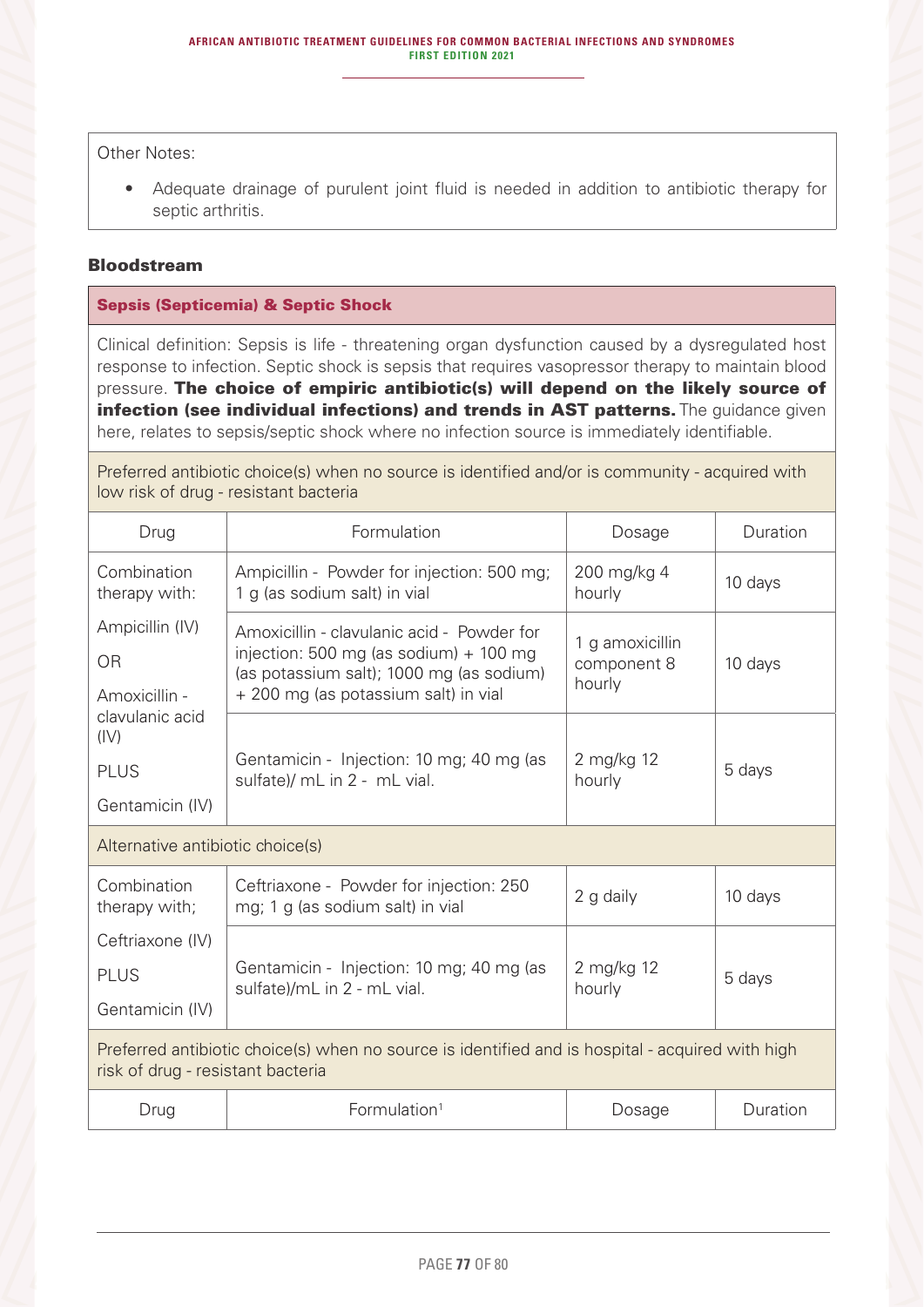Other Notes:

- Adequate drainage of purulent joint fluid is needed in addition to antibiotic therapy for septic arthritis.

### Bloodstream

| **Sepsis (Septicemia) & Septic Shock** | | | |
|---|---|---|---|
| Clinical definition: Sepsis is life - threatening organ dysfunction caused by a dysregulated host response to infection. Septic shock is sepsis that requires vasopressor therapy to maintain blood pressure. **The choice of empiric antibiotic(s) will depend on the likely source of infection (see individual infections) and trends in AST patterns.** The guidance given here, relates to sepsis/septic shock where no infection source is immediately identifiable. | | | |
| Preferred antibiotic choice(s) when no source is identified and/or is community - acquired with low risk of drug - resistant bacteria | | | |
| Drug | Formulation | Dosage | Duration |
| Combination therapy with: | Ampicillin - Powder for injection: 500 mg; 1 g (as sodium salt) in vial | 200 mg/kg 4 hourly | 10 days |
| Ampicillin (IV) OR Amoxicillin - clavulanic acid (IV) | Amoxicillin - clavulanic acid - Powder for injection: 500 mg (as sodium) + 100 mg (as potassium salt); 1000 mg (as sodium) + 200 mg (as potassium salt) in vial | 1 g amoxicillin component 8 hourly | 10 days |
| PLUS Gentamicin (IV) | Gentamicin - Injection: 10 mg; 40 mg (as sulfate)/ mL in 2 - mL vial. | 2 mg/kg 12 hourly | 5 days |
| Alternative antibiotic choice(s) | | | |
| Combination therapy with; | Ceftriaxone - Powder for injection: 250 mg; 1 g (as sodium salt) in vial | 2 g daily | 10 days |
| Ceftriaxone (IV) PLUS Gentamicin (IV) | Gentamicin - Injection: 10 mg; 40 mg (as sulfate)/mL in 2 - mL vial. | 2 mg/kg 12 hourly | 5 days |
| Preferred antibiotic choice(s) when no source is identified and is hospital - acquired with high risk of drug - resistant bacteria | | | |
| Drug | Formulation[1] | Dosage | Duration |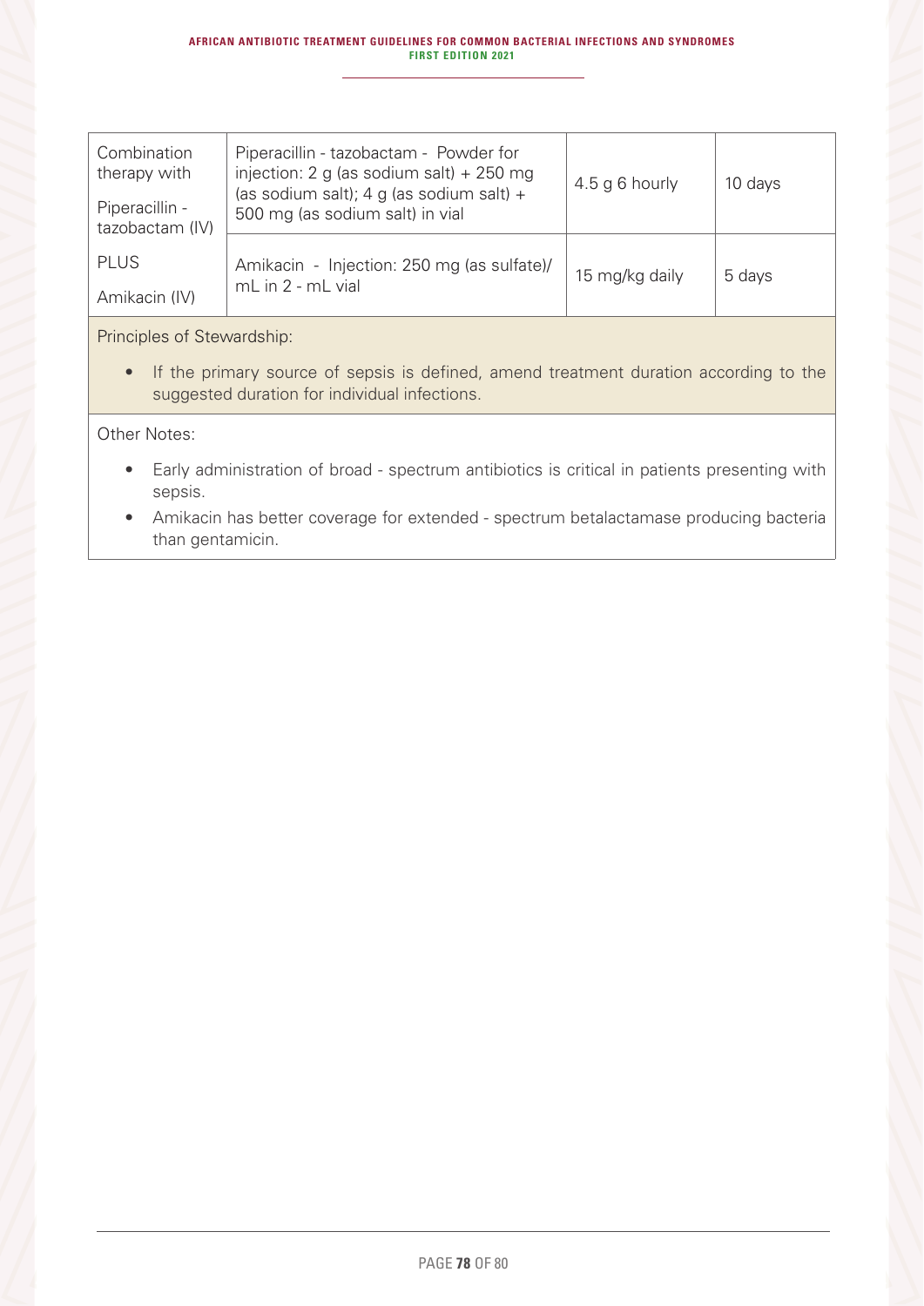| Combination therapy with Piperacillin - tazobactam (IV) | Piperacillin - tazobactam - Powder for injection: 2 g (as sodium salt) + 250 mg (as sodium salt); 4 g (as sodium salt) + 500 mg (as sodium salt) in vial | 4.5 g 6 hourly | 10 days |
|---|---|---|---|
| PLUS Amikacin (IV) | Amikacin - Injection: 250 mg (as sulfate)/ mL in 2 - mL vial | 15 mg/kg daily | 5 days |

Principles of Stewardship:

- If the primary source of sepsis is defined, amend treatment duration according to the suggested duration for individual infections.

Other Notes:

- Early administration of broad - spectrum antibiotics is critical in patients presenting with sepsis.
- Amikacin has better coverage for extended - spectrum betalactamase producing bacteria than gentamicin.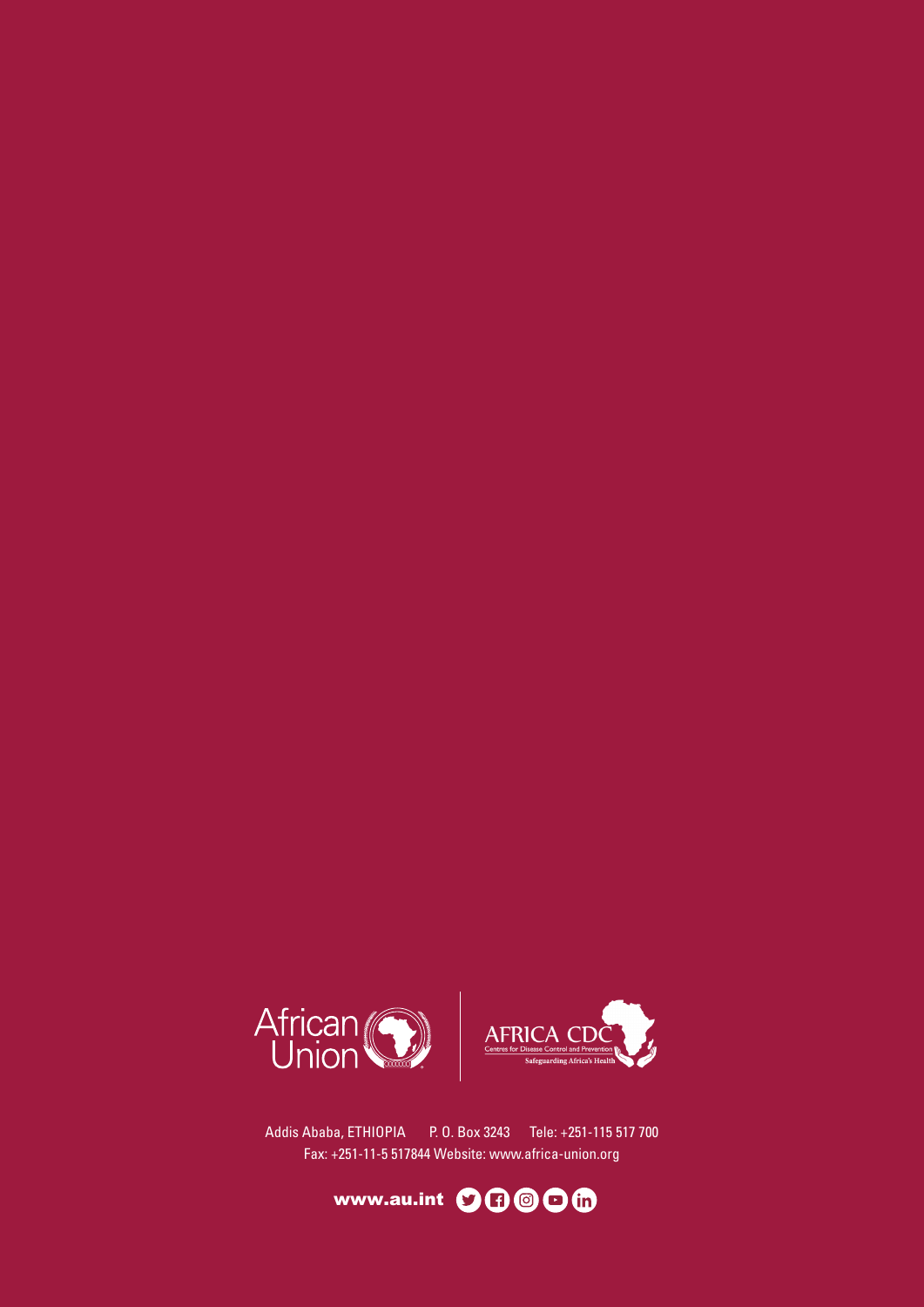African Union

AFRICA CDC
Centres for Disease Control and Prevention
Safeguarding Africa's Health

Addis Ababa, ETHIOPIA P. O. Box 3243 Tele: +251-115 517 700
Fax: +251-11-5 517844 Website: www.africa-union.org

www.au.int